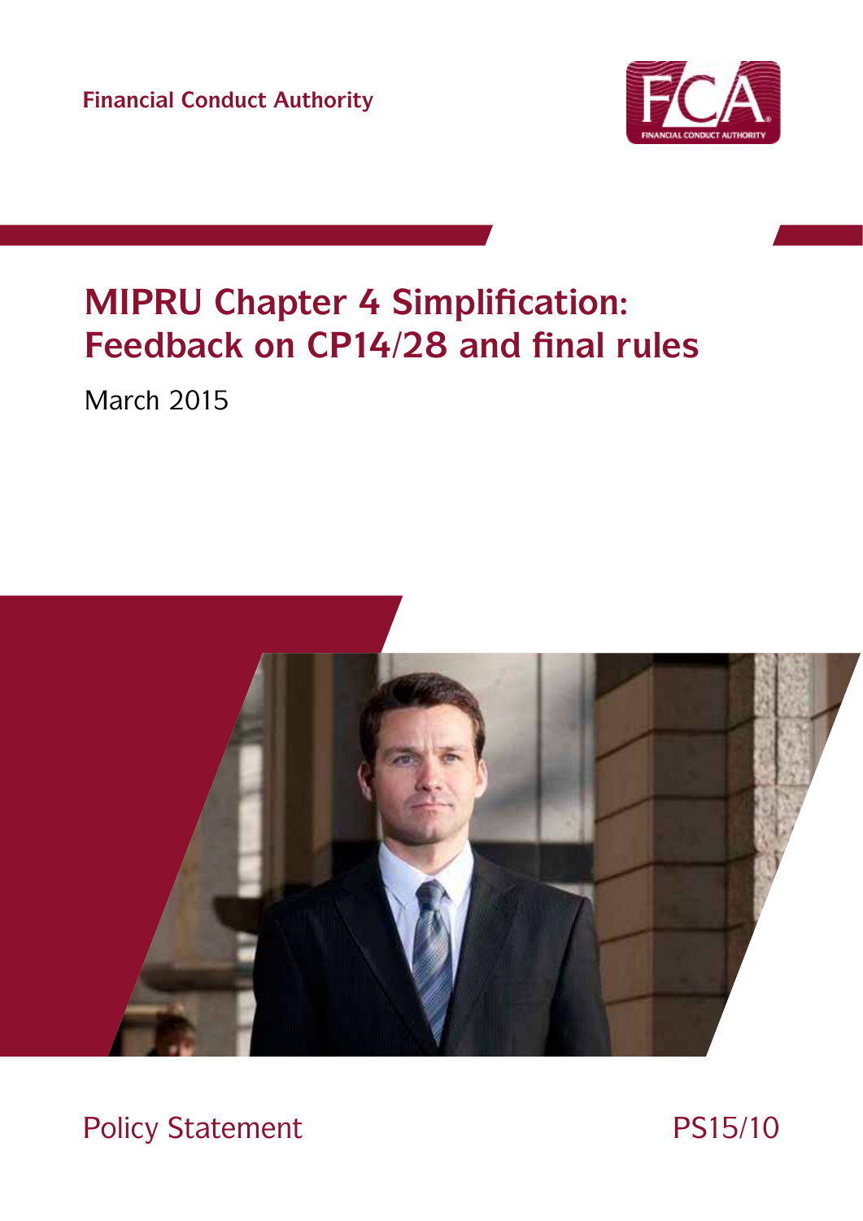Financial Conduct Authority

# MIPRU Chapter 4 Simplification: Feedback on CP14/28 and final rules

March 2015

Policy Statement

PS15/10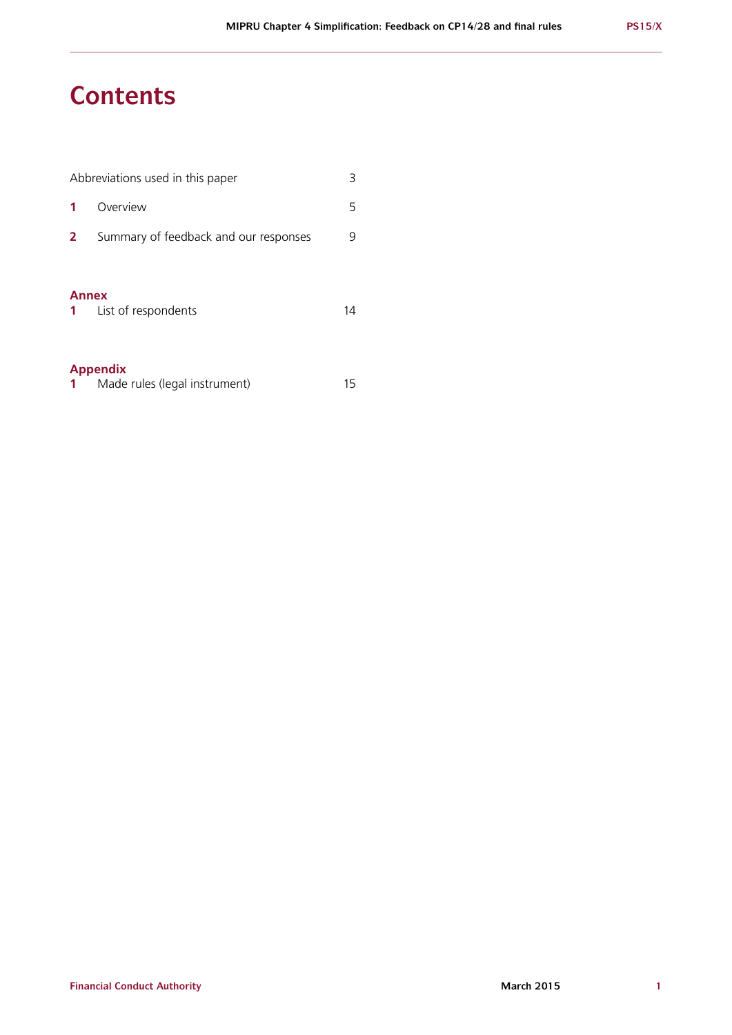# Contents

| | | |
|---|---|---|
| Abbreviations used in this paper | | 3 |
| **1** | Overview | 5 |
| **2** | Summary of feedback and our responses | 9 |

## Annex

| | | |
|---|---|---|
| **1** | List of respondents | 14 |

## Appendix

| | | |
|---|---|---|
| **1** | Made rules (legal instrument) | 15 |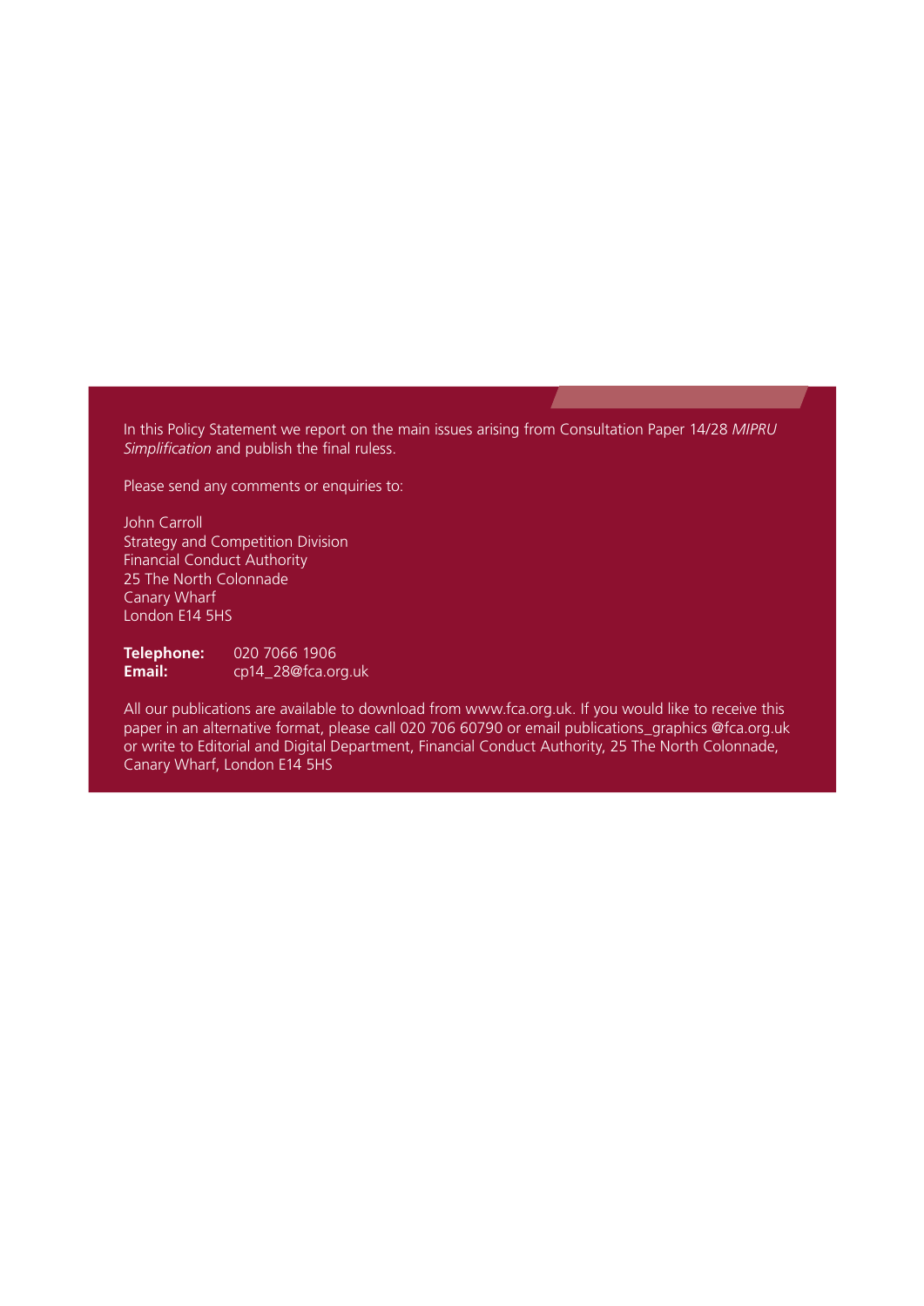In this Policy Statement we report on the main issues arising from Consultation Paper 14/28 *MIPRU Simplification* and publish the final ruless.

Please send any comments or enquiries to:

John Carroll
Strategy and Competition Division
Financial Conduct Authority
25 The North Colonnade
Canary Wharf
London E14 5HS

**Telephone:** 020 7066 1906
**Email:** cp14_28@fca.org.uk

All our publications are available to download from www.fca.org.uk. If you would like to receive this paper in an alternative format, please call 020 706 60790 or email publications_graphics @fca.org.uk or write to Editorial and Digital Department, Financial Conduct Authority, 25 The North Colonnade, Canary Wharf, London E14 5HS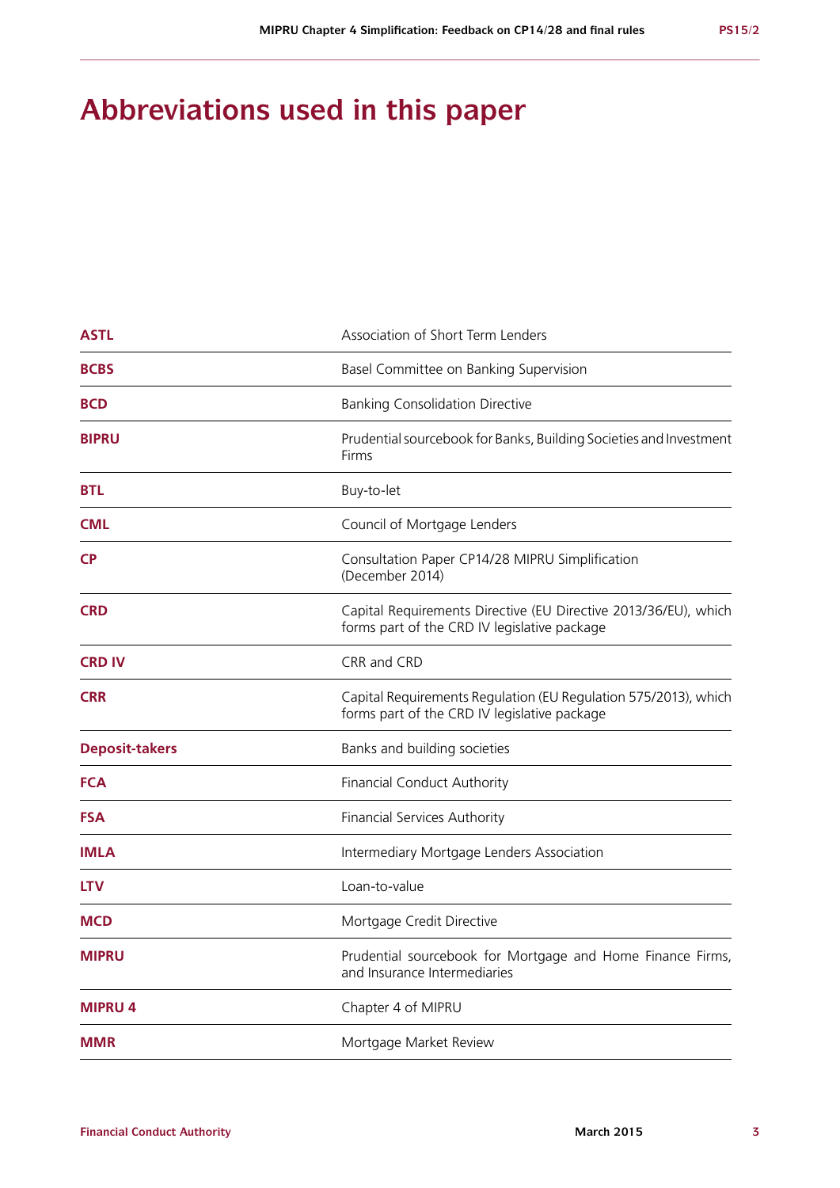# Abbreviations used in this paper

| | |
|---|---|
| **ASTL** | Association of Short Term Lenders |
| **BCBS** | Basel Committee on Banking Supervision |
| **BCD** | Banking Consolidation Directive |
| **BIPRU** | Prudential sourcebook for Banks, Building Societies and Investment Firms |
| **BTL** | Buy-to-let |
| **CML** | Council of Mortgage Lenders |
| **CP** | Consultation Paper CP14/28 MIPRU Simplification (December 2014) |
| **CRD** | Capital Requirements Directive (EU Directive 2013/36/EU), which forms part of the CRD IV legislative package |
| **CRD IV** | CRR and CRD |
| **CRR** | Capital Requirements Regulation (EU Regulation 575/2013), which forms part of the CRD IV legislative package |
| **Deposit-takers** | Banks and building societies |
| **FCA** | Financial Conduct Authority |
| **FSA** | Financial Services Authority |
| **IMLA** | Intermediary Mortgage Lenders Association |
| **LTV** | Loan-to-value |
| **MCD** | Mortgage Credit Directive |
| **MIPRU** | Prudential sourcebook for Mortgage and Home Finance Firms, and Insurance Intermediaries |
| **MIPRU 4** | Chapter 4 of MIPRU |
| **MMR** | Mortgage Market Review |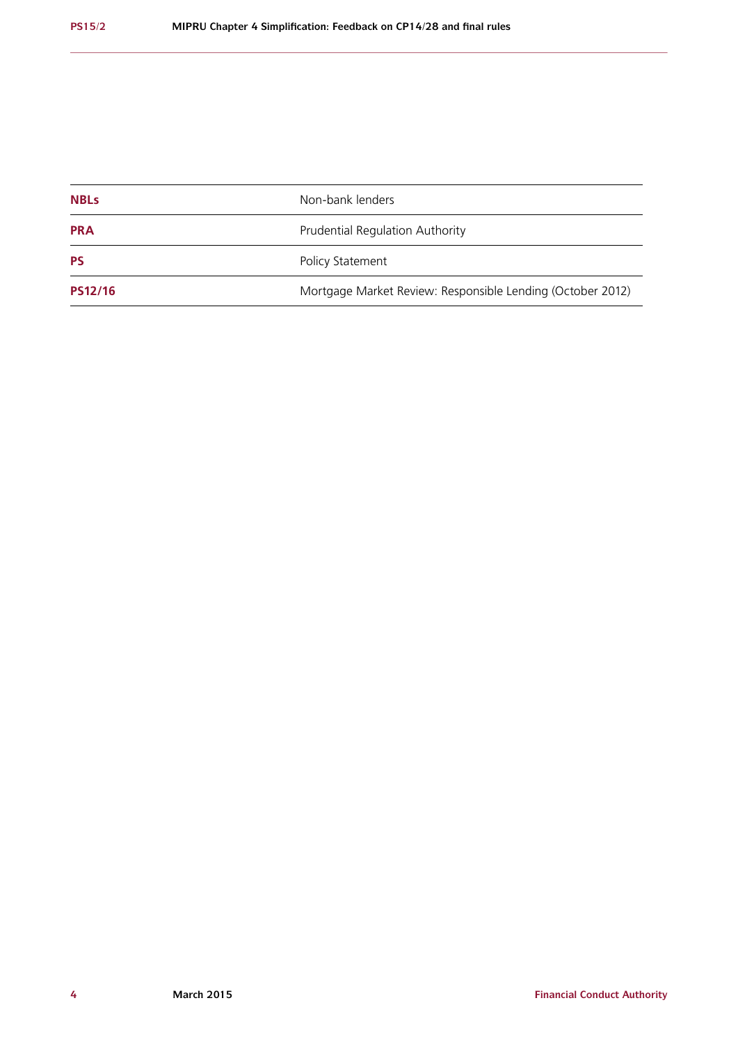| | |
|---|---|
| **NBLs** | Non-bank lenders |
| **PRA** | Prudential Regulation Authority |
| **PS** | Policy Statement |
| **PS12/16** | Mortgage Market Review: Responsible Lending (October 2012) |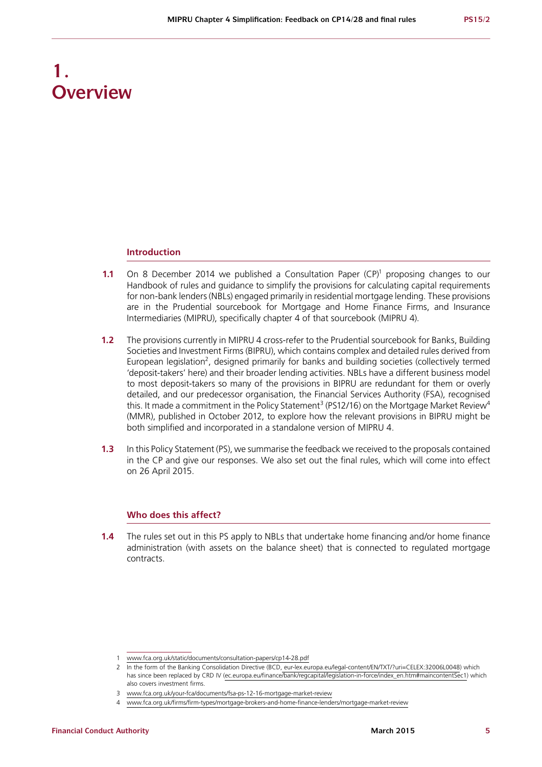# 1. Overview

## Introduction

**1.1** On 8 December 2014 we published a Consultation Paper (CP)[1] proposing changes to our Handbook of rules and guidance to simplify the provisions for calculating capital requirements for non-bank lenders (NBLs) engaged primarily in residential mortgage lending. These provisions are in the Prudential sourcebook for Mortgage and Home Finance Firms, and Insurance Intermediaries (MIPRU), specifically chapter 4 of that sourcebook (MIPRU 4).

**1.2** The provisions currently in MIPRU 4 cross-refer to the Prudential sourcebook for Banks, Building Societies and Investment Firms (BIPRU), which contains complex and detailed rules derived from European legislation[2], designed primarily for banks and building societies (collectively termed 'deposit-takers' here) and their broader lending activities. NBLs have a different business model to most deposit-takers so many of the provisions in BIPRU are redundant for them or overly detailed, and our predecessor organisation, the Financial Services Authority (FSA), recognised this. It made a commitment in the Policy Statement[3] (PS12/16) on the Mortgage Market Review[4] (MMR), published in October 2012, to explore how the relevant provisions in BIPRU might be both simplified and incorporated in a standalone version of MIPRU 4.

**1.3** In this Policy Statement (PS), we summarise the feedback we received to the proposals contained in the CP and give our responses. We also set out the final rules, which will come into effect on 26 April 2015.

## Who does this affect?

**1.4** The rules set out in this PS apply to NBLs that undertake home financing and/or home finance administration (with assets on the balance sheet) that is connected to regulated mortgage contracts.

---

1 www.fca.org.uk/static/documents/consultation-papers/cp14-28.pdf

2 In the form of the Banking Consolidation Directive (BCD, eur-lex.europa.eu/legal-content/EN/TXT/?uri=CELEX:32006L0048) which has since been replaced by CRD IV (ec.europa.eu/finance/bank/regcapital/legislation-in-force/index_en.htm#maincontentSec1) which also covers investment firms.

3 www.fca.org.uk/your-fca/documents/fsa-ps-12-16-mortgage-market-review

4 www.fca.org.uk/firms/firm-types/mortgage-brokers-and-home-finance-lenders/mortgage-market-review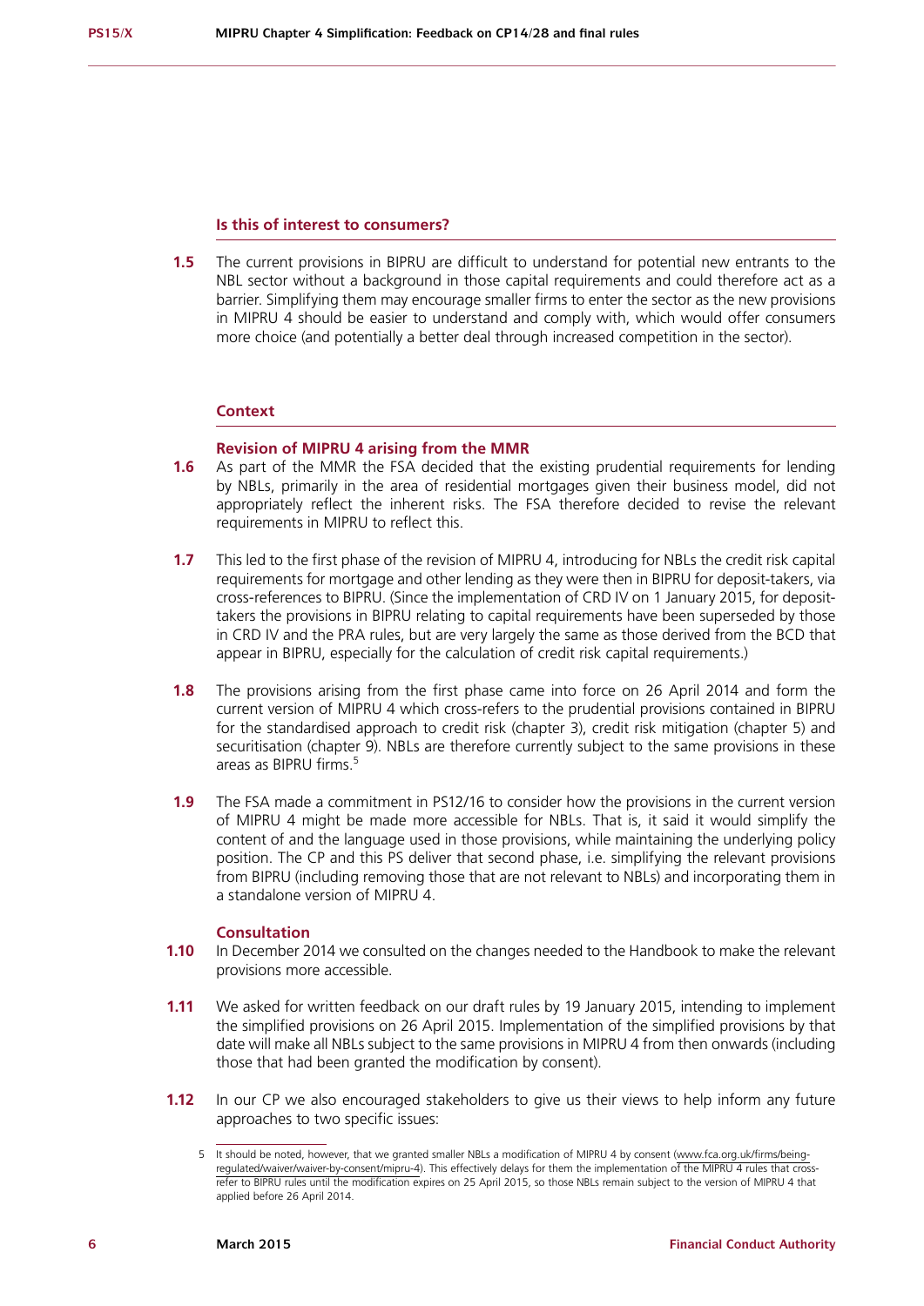### Is this of interest to consumers?

**1.5** The current provisions in BIPRU are difficult to understand for potential new entrants to the NBL sector without a background in those capital requirements and could therefore act as a barrier. Simplifying them may encourage smaller firms to enter the sector as the new provisions in MIPRU 4 should be easier to understand and comply with, which would offer consumers more choice (and potentially a better deal through increased competition in the sector).

### Context

#### Revision of MIPRU 4 arising from the MMR

**1.6** As part of the MMR the FSA decided that the existing prudential requirements for lending by NBLs, primarily in the area of residential mortgages given their business model, did not appropriately reflect the inherent risks. The FSA therefore decided to revise the relevant requirements in MIPRU to reflect this.

**1.7** This led to the first phase of the revision of MIPRU 4, introducing for NBLs the credit risk capital requirements for mortgage and other lending as they were then in BIPRU for deposit-takers, via cross-references to BIPRU. (Since the implementation of CRD IV on 1 January 2015, for deposit-takers the provisions in BIPRU relating to capital requirements have been superseded by those in CRD IV and the PRA rules, but are very largely the same as those derived from the BCD that appear in BIPRU, especially for the calculation of credit risk capital requirements.)

**1.8** The provisions arising from the first phase came into force on 26 April 2014 and form the current version of MIPRU 4 which cross-refers to the prudential provisions contained in BIPRU for the standardised approach to credit risk (chapter 3), credit risk mitigation (chapter 5) and securitisation (chapter 9). NBLs are therefore currently subject to the same provisions in these areas as BIPRU firms.[5]

**1.9** The FSA made a commitment in PS12/16 to consider how the provisions in the current version of MIPRU 4 might be made more accessible for NBLs. That is, it said it would simplify the content of and the language used in those provisions, while maintaining the underlying policy position. The CP and this PS deliver that second phase, i.e. simplifying the relevant provisions from BIPRU (including removing those that are not relevant to NBLs) and incorporating them in a standalone version of MIPRU 4.

#### Consultation

**1.10** In December 2014 we consulted on the changes needed to the Handbook to make the relevant provisions more accessible.

**1.11** We asked for written feedback on our draft rules by 19 January 2015, intending to implement the simplified provisions on 26 April 2015. Implementation of the simplified provisions by that date will make all NBLs subject to the same provisions in MIPRU 4 from then onwards (including those that had been granted the modification by consent).

**1.12** In our CP we also encouraged stakeholders to give us their views to help inform any future approaches to two specific issues:

5 It should be noted, however, that we granted smaller NBLs a modification of MIPRU 4 by consent (www.fca.org.uk/firms/being-regulated/waiver/waiver-by-consent/mipru-4). This effectively delays for them the implementation of the MIPRU 4 rules that cross-refer to BIPRU rules until the modification expires on 25 April 2015, so those NBLs remain subject to the version of MIPRU 4 that applied before 26 April 2014.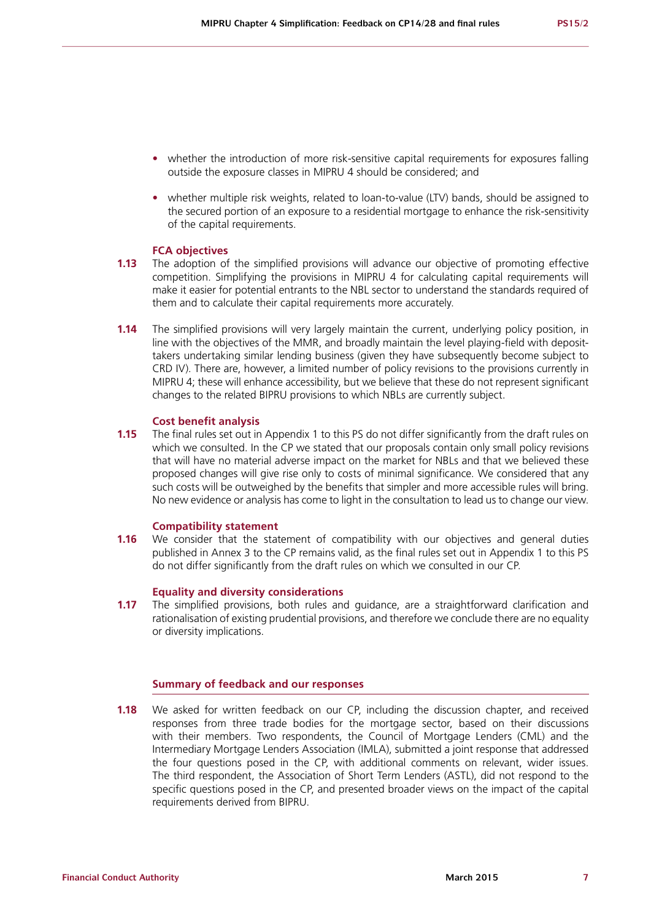- whether the introduction of more risk-sensitive capital requirements for exposures falling outside the exposure classes in MIPRU 4 should be considered; and
- whether multiple risk weights, related to loan-to-value (LTV) bands, should be assigned to the secured portion of an exposure to a residential mortgage to enhance the risk-sensitivity of the capital requirements.

### FCA objectives

**1.13** The adoption of the simplified provisions will advance our objective of promoting effective competition. Simplifying the provisions in MIPRU 4 for calculating capital requirements will make it easier for potential entrants to the NBL sector to understand the standards required of them and to calculate their capital requirements more accurately.

**1.14** The simplified provisions will very largely maintain the current, underlying policy position, in line with the objectives of the MMR, and broadly maintain the level playing-field with deposit-takers undertaking similar lending business (given they have subsequently become subject to CRD IV). There are, however, a limited number of policy revisions to the provisions currently in MIPRU 4; these will enhance accessibility, but we believe that these do not represent significant changes to the related BIPRU provisions to which NBLs are currently subject.

### Cost benefit analysis

**1.15** The final rules set out in Appendix 1 to this PS do not differ significantly from the draft rules on which we consulted. In the CP we stated that our proposals contain only small policy revisions that will have no material adverse impact on the market for NBLs and that we believed these proposed changes will give rise only to costs of minimal significance. We considered that any such costs will be outweighed by the benefits that simpler and more accessible rules will bring. No new evidence or analysis has come to light in the consultation to lead us to change our view.

### Compatibility statement

**1.16** We consider that the statement of compatibility with our objectives and general duties published in Annex 3 to the CP remains valid, as the final rules set out in Appendix 1 to this PS do not differ significantly from the draft rules on which we consulted in our CP.

### Equality and diversity considerations

**1.17** The simplified provisions, both rules and guidance, are a straightforward clarification and rationalisation of existing prudential provisions, and therefore we conclude there are no equality or diversity implications.

## Summary of feedback and our responses

**1.18** We asked for written feedback on our CP, including the discussion chapter, and received responses from three trade bodies for the mortgage sector, based on their discussions with their members. Two respondents, the Council of Mortgage Lenders (CML) and the Intermediary Mortgage Lenders Association (IMLA), submitted a joint response that addressed the four questions posed in the CP, with additional comments on relevant, wider issues. The third respondent, the Association of Short Term Lenders (ASTL), did not respond to the specific questions posed in the CP, and presented broader views on the impact of the capital requirements derived from BIPRU.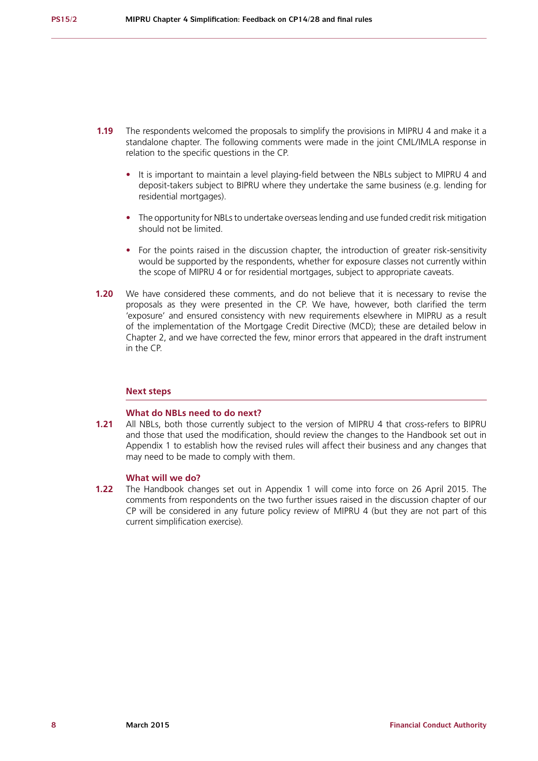**1.19** The respondents welcomed the proposals to simplify the provisions in MIPRU 4 and make it a standalone chapter. The following comments were made in the joint CML/IMLA response in relation to the specific questions in the CP.

- It is important to maintain a level playing-field between the NBLs subject to MIPRU 4 and deposit-takers subject to BIPRU where they undertake the same business (e.g. lending for residential mortgages).
- The opportunity for NBLs to undertake overseas lending and use funded credit risk mitigation should not be limited.
- For the points raised in the discussion chapter, the introduction of greater risk-sensitivity would be supported by the respondents, whether for exposure classes not currently within the scope of MIPRU 4 or for residential mortgages, subject to appropriate caveats.

**1.20** We have considered these comments, and do not believe that it is necessary to revise the proposals as they were presented in the CP. We have, however, both clarified the term 'exposure' and ensured consistency with new requirements elsewhere in MIPRU as a result of the implementation of the Mortgage Credit Directive (MCD); these are detailed below in Chapter 2, and we have corrected the few, minor errors that appeared in the draft instrument in the CP.

## Next steps

### What do NBLs need to do next?

**1.21** All NBLs, both those currently subject to the version of MIPRU 4 that cross-refers to BIPRU and those that used the modification, should review the changes to the Handbook set out in Appendix 1 to establish how the revised rules will affect their business and any changes that may need to be made to comply with them.

### What will we do?

**1.22** The Handbook changes set out in Appendix 1 will come into force on 26 April 2015. The comments from respondents on the two further issues raised in the discussion chapter of our CP will be considered in any future policy review of MIPRU 4 (but they are not part of this current simplification exercise).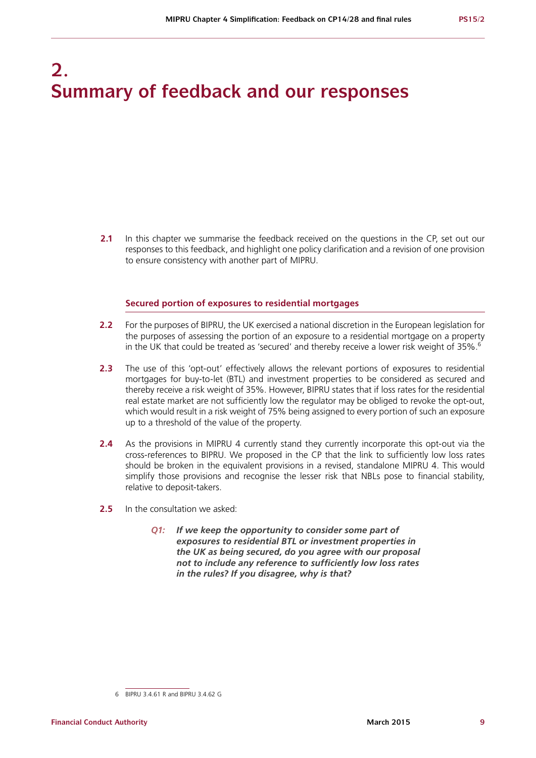# 2. Summary of feedback and our responses

**2.1** In this chapter we summarise the feedback received on the questions in the CP, set out our responses to this feedback, and highlight one policy clarification and a revision of one provision to ensure consistency with another part of MIPRU.

### Secured portion of exposures to residential mortgages

**2.2** For the purposes of BIPRU, the UK exercised a national discretion in the European legislation for the purposes of assessing the portion of an exposure to a residential mortgage on a property in the UK that could be treated as 'secured' and thereby receive a lower risk weight of 35%.[6]

**2.3** The use of this 'opt-out' effectively allows the relevant portions of exposures to residential mortgages for buy-to-let (BTL) and investment properties to be considered as secured and thereby receive a risk weight of 35%. However, BIPRU states that if loss rates for the residential real estate market are not sufficiently low the regulator may be obliged to revoke the opt-out, which would result in a risk weight of 75% being assigned to every portion of such an exposure up to a threshold of the value of the property.

**2.4** As the provisions in MIPRU 4 currently stand they currently incorporate this opt-out via the cross-references to BIPRU. We proposed in the CP that the link to sufficiently low loss rates should be broken in the equivalent provisions in a revised, standalone MIPRU 4. This would simplify those provisions and recognise the lesser risk that NBLs pose to financial stability, relative to deposit-takers.

**2.5** In the consultation we asked:

> ***Q1: If we keep the opportunity to consider some part of exposures to residential BTL or investment properties in the UK as being secured, do you agree with our proposal not to include any reference to sufficiently low loss rates in the rules? If you disagree, why is that?***

---

6 BIPRU 3.4.61 R and BIPRU 3.4.62 G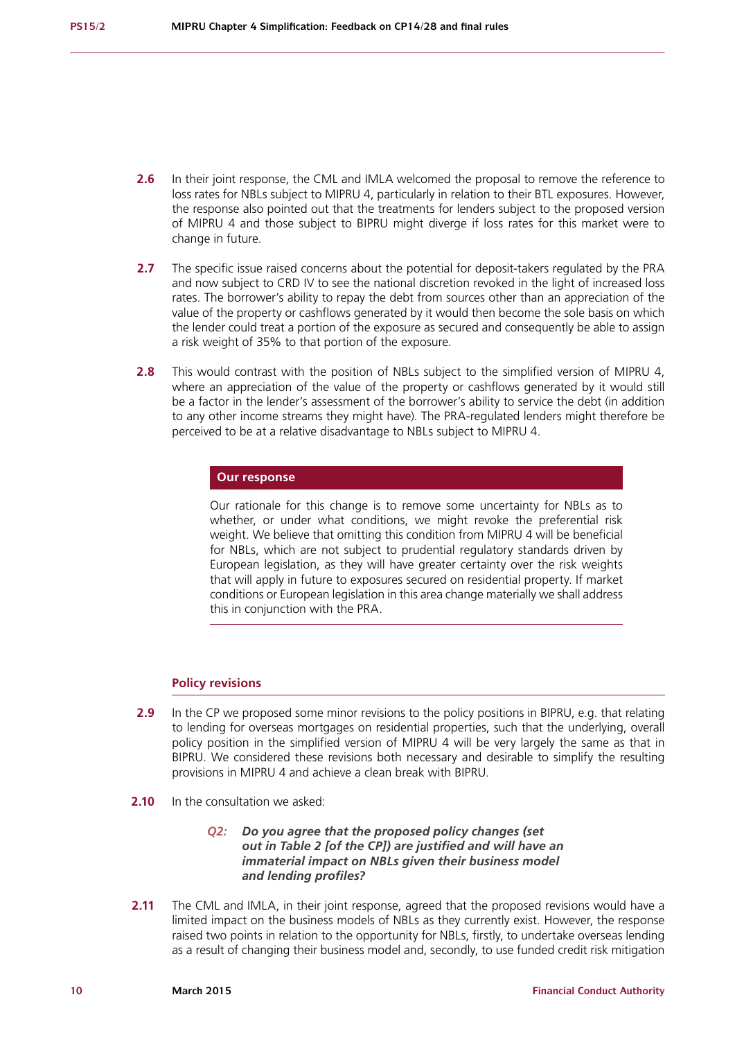**2.6** In their joint response, the CML and IMLA welcomed the proposal to remove the reference to loss rates for NBLs subject to MIPRU 4, particularly in relation to their BTL exposures. However, the response also pointed out that the treatments for lenders subject to the proposed version of MIPRU 4 and those subject to BIPRU might diverge if loss rates for this market were to change in future.

**2.7** The specific issue raised concerns about the potential for deposit-takers regulated by the PRA and now subject to CRD IV to see the national discretion revoked in the light of increased loss rates. The borrower's ability to repay the debt from sources other than an appreciation of the value of the property or cashflows generated by it would then become the sole basis on which the lender could treat a portion of the exposure as secured and consequently be able to assign a risk weight of 35% to that portion of the exposure.

**2.8** This would contrast with the position of NBLs subject to the simplified version of MIPRU 4, where an appreciation of the value of the property or cashflows generated by it would still be a factor in the lender's assessment of the borrower's ability to service the debt (in addition to any other income streams they might have). The PRA-regulated lenders might therefore be perceived to be at a relative disadvantage to NBLs subject to MIPRU 4.

**Our response**

Our rationale for this change is to remove some uncertainty for NBLs as to whether, or under what conditions, we might revoke the preferential risk weight. We believe that omitting this condition from MIPRU 4 will be beneficial for NBLs, which are not subject to prudential regulatory standards driven by European legislation, as they will have greater certainty over the risk weights that will apply in future to exposures secured on residential property. If market conditions or European legislation in this area change materially we shall address this in conjunction with the PRA.

### Policy revisions

**2.9** In the CP we proposed some minor revisions to the policy positions in BIPRU, e.g. that relating to lending for overseas mortgages on residential properties, such that the underlying, overall policy position in the simplified version of MIPRU 4 will be very largely the same as that in BIPRU. We considered these revisions both necessary and desirable to simplify the resulting provisions in MIPRU 4 and achieve a clean break with BIPRU.

**2.10** In the consultation we asked:

> ***Q2: Do you agree that the proposed policy changes (set out in Table 2 [of the CP]) are justified and will have an immaterial impact on NBLs given their business model and lending profiles?***

**2.11** The CML and IMLA, in their joint response, agreed that the proposed revisions would have a limited impact on the business models of NBLs as they currently exist. However, the response raised two points in relation to the opportunity for NBLs, firstly, to undertake overseas lending as a result of changing their business model and, secondly, to use funded credit risk mitigation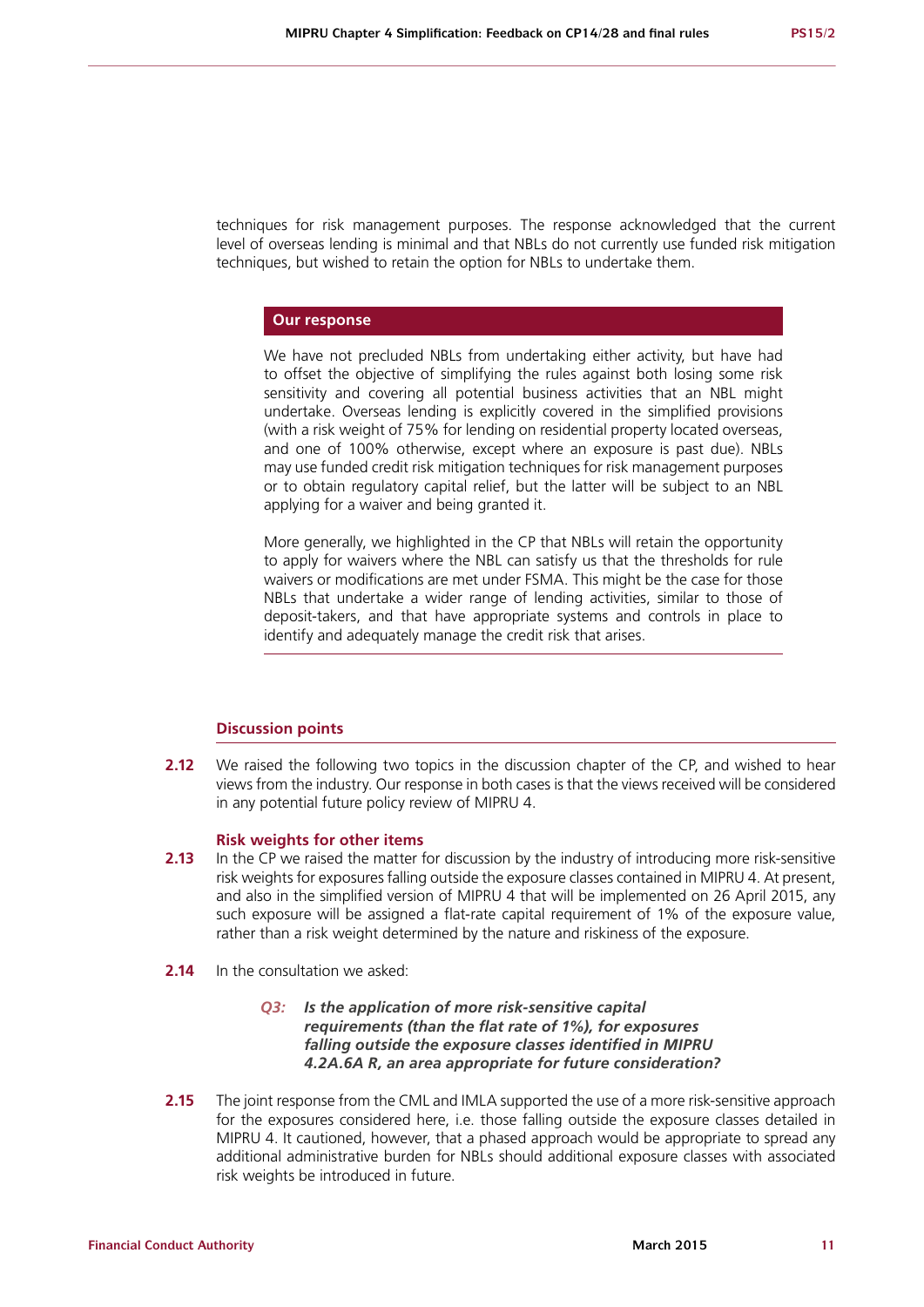techniques for risk management purposes. The response acknowledged that the current level of overseas lending is minimal and that NBLs do not currently use funded risk mitigation techniques, but wished to retain the option for NBLs to undertake them.

### Our response

We have not precluded NBLs from undertaking either activity, but have had to offset the objective of simplifying the rules against both losing some risk sensitivity and covering all potential business activities that an NBL might undertake. Overseas lending is explicitly covered in the simplified provisions (with a risk weight of 75% for lending on residential property located overseas, and one of 100% otherwise, except where an exposure is past due). NBLs may use funded credit risk mitigation techniques for risk management purposes or to obtain regulatory capital relief, but the latter will be subject to an NBL applying for a waiver and being granted it.

More generally, we highlighted in the CP that NBLs will retain the opportunity to apply for waivers where the NBL can satisfy us that the thresholds for rule waivers or modifications are met under FSMA. This might be the case for those NBLs that undertake a wider range of lending activities, similar to those of deposit-takers, and that have appropriate systems and controls in place to identify and adequately manage the credit risk that arises.

## Discussion points

**2.12** We raised the following two topics in the discussion chapter of the CP, and wished to hear views from the industry. Our response in both cases is that the views received will be considered in any potential future policy review of MIPRU 4.

### Risk weights for other items

**2.13** In the CP we raised the matter for discussion by the industry of introducing more risk-sensitive risk weights for exposures falling outside the exposure classes contained in MIPRU 4. At present, and also in the simplified version of MIPRU 4 that will be implemented on 26 April 2015, any such exposure will be assigned a flat-rate capital requirement of 1% of the exposure value, rather than a risk weight determined by the nature and riskiness of the exposure.

**2.14** In the consultation we asked:

> ***Q3: Is the application of more risk-sensitive capital requirements (than the flat rate of 1%), for exposures falling outside the exposure classes identified in MIPRU 4.2A.6A R, an area appropriate for future consideration?***

**2.15** The joint response from the CML and IMLA supported the use of a more risk-sensitive approach for the exposures considered here, i.e. those falling outside the exposure classes detailed in MIPRU 4. It cautioned, however, that a phased approach would be appropriate to spread any additional administrative burden for NBLs should additional exposure classes with associated risk weights be introduced in future.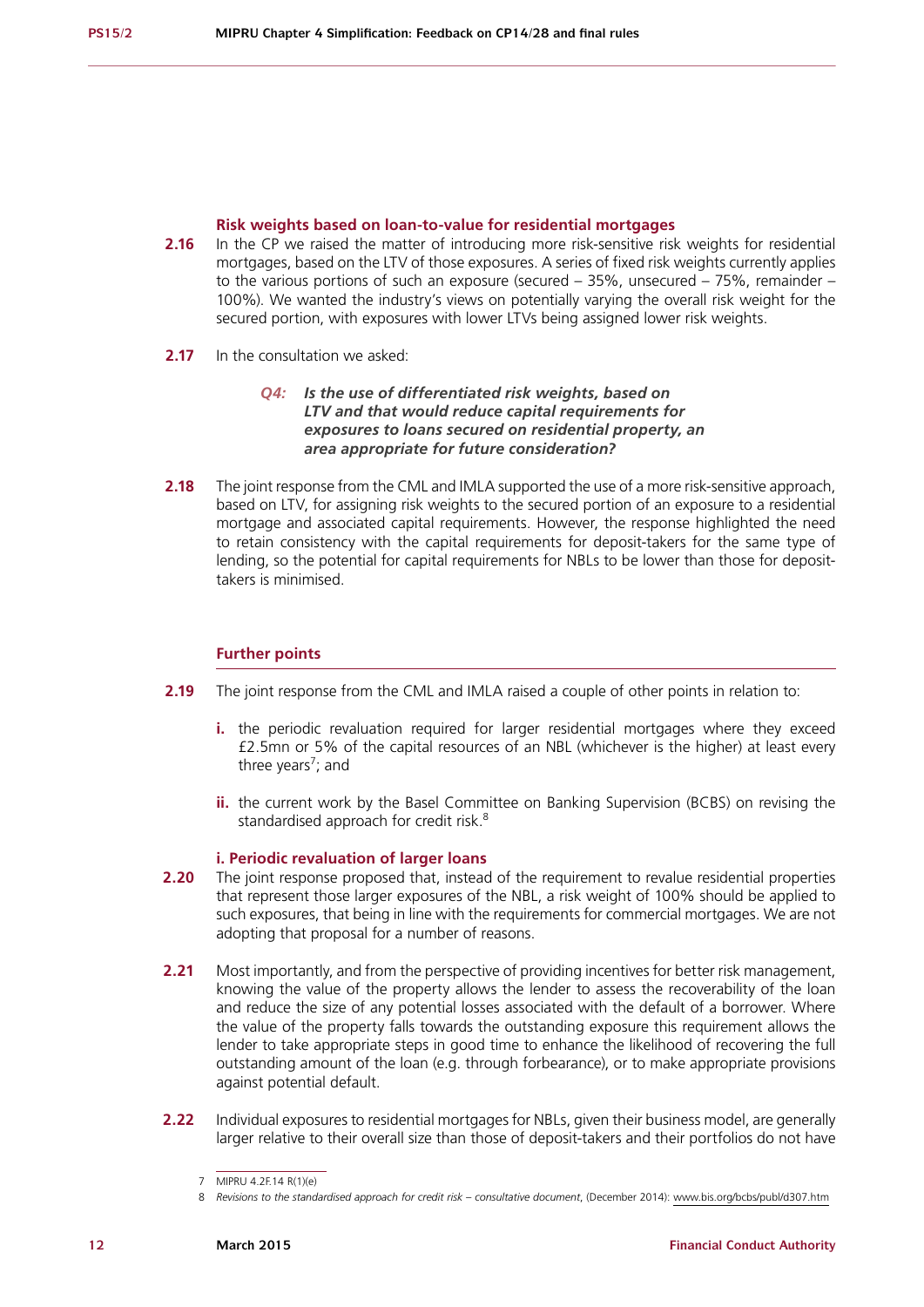### Risk weights based on loan-to-value for residential mortgages

**2.16** In the CP we raised the matter of introducing more risk-sensitive risk weights for residential mortgages, based on the LTV of those exposures. A series of fixed risk weights currently applies to the various portions of such an exposure (secured – 35%, unsecured – 75%, remainder – 100%). We wanted the industry's views on potentially varying the overall risk weight for the secured portion, with exposures with lower LTVs being assigned lower risk weights.

**2.17** In the consultation we asked:

> ***Q4: Is the use of differentiated risk weights, based on LTV and that would reduce capital requirements for exposures to loans secured on residential property, an area appropriate for future consideration?***

**2.18** The joint response from the CML and IMLA supported the use of a more risk-sensitive approach, based on LTV, for assigning risk weights to the secured portion of an exposure to a residential mortgage and associated capital requirements. However, the response highlighted the need to retain consistency with the capital requirements for deposit-takers for the same type of lending, so the potential for capital requirements for NBLs to be lower than those for deposit-takers is minimised.

### Further points

**2.19** The joint response from the CML and IMLA raised a couple of other points in relation to:

**i.** the periodic revaluation required for larger residential mortgages where they exceed £2.5mn or 5% of the capital resources of an NBL (whichever is the higher) at least every three years[7]; and

**ii.** the current work by the Basel Committee on Banking Supervision (BCBS) on revising the standardised approach for credit risk.[8]

#### i. Periodic revaluation of larger loans

**2.20** The joint response proposed that, instead of the requirement to revalue residential properties that represent those larger exposures of the NBL, a risk weight of 100% should be applied to such exposures, that being in line with the requirements for commercial mortgages. We are not adopting that proposal for a number of reasons.

**2.21** Most importantly, and from the perspective of providing incentives for better risk management, knowing the value of the property allows the lender to assess the recoverability of the loan and reduce the size of any potential losses associated with the default of a borrower. Where the value of the property falls towards the outstanding exposure this requirement allows the lender to take appropriate steps in good time to enhance the likelihood of recovering the full outstanding amount of the loan (e.g. through forbearance), or to make appropriate provisions against potential default.

**2.22** Individual exposures to residential mortgages for NBLs, given their business model, are generally larger relative to their overall size than those of deposit-takers and their portfolios do not have

---

7 MIPRU 4.2F.14 R(1)(e)

8 *Revisions to the standardised approach for credit risk – consultative document*, (December 2014): www.bis.org/bcbs/publ/d307.htm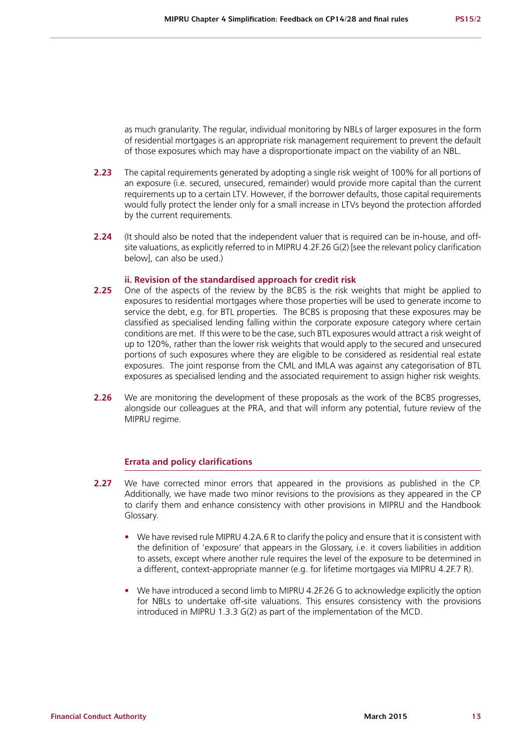as much granularity. The regular, individual monitoring by NBLs of larger exposures in the form of residential mortgages is an appropriate risk management requirement to prevent the default of those exposures which may have a disproportionate impact on the viability of an NBL.

**2.23** The capital requirements generated by adopting a single risk weight of 100% for all portions of an exposure (i.e. secured, unsecured, remainder) would provide more capital than the current requirements up to a certain LTV. However, if the borrower defaults, those capital requirements would fully protect the lender only for a small increase in LTVs beyond the protection afforded by the current requirements.

**2.24** (It should also be noted that the independent valuer that is required can be in-house, and off-site valuations, as explicitly referred to in MIPRU 4.2F.26 G(2) [see the relevant policy clarification below], can also be used.)

#### ii. Revision of the standardised approach for credit risk

**2.25** One of the aspects of the review by the BCBS is the risk weights that might be applied to exposures to residential mortgages where those properties will be used to generate income to service the debt, e.g. for BTL properties. The BCBS is proposing that these exposures may be classified as specialised lending falling within the corporate exposure category where certain conditions are met. If this were to be the case, such BTL exposures would attract a risk weight of up to 120%, rather than the lower risk weights that would apply to the secured and unsecured portions of such exposures where they are eligible to be considered as residential real estate exposures. The joint response from the CML and IMLA was against any categorisation of BTL exposures as specialised lending and the associated requirement to assign higher risk weights.

**2.26** We are monitoring the development of these proposals as the work of the BCBS progresses, alongside our colleagues at the PRA, and that will inform any potential, future review of the MIPRU regime.

### Errata and policy clarifications

**2.27** We have corrected minor errors that appeared in the provisions as published in the CP. Additionally, we have made two minor revisions to the provisions as they appeared in the CP to clarify them and enhance consistency with other provisions in MIPRU and the Handbook Glossary.

- We have revised rule MIPRU 4.2A.6 R to clarify the policy and ensure that it is consistent with the definition of 'exposure' that appears in the Glossary, i.e. it covers liabilities in addition to assets, except where another rule requires the level of the exposure to be determined in a different, context-appropriate manner (e.g. for lifetime mortgages via MIPRU 4.2F.7 R).
- We have introduced a second limb to MIPRU 4.2F.26 G to acknowledge explicitly the option for NBLs to undertake off-site valuations. This ensures consistency with the provisions introduced in MIPRU 1.3.3 G(2) as part of the implementation of the MCD.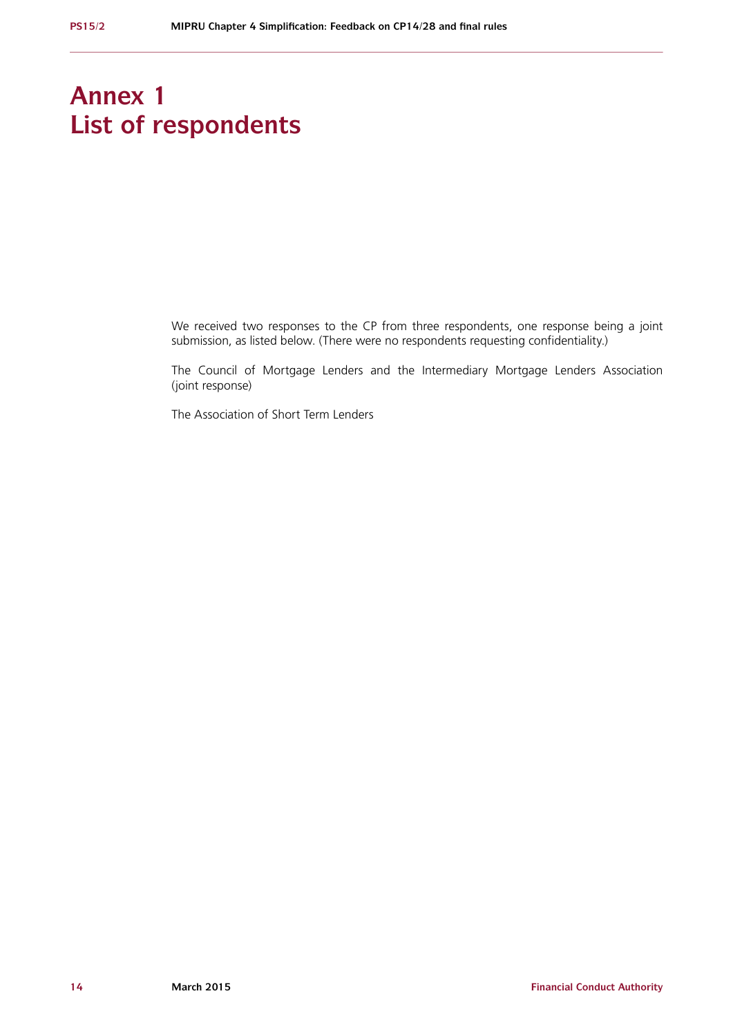# Annex 1
# List of respondents

We received two responses to the CP from three respondents, one response being a joint submission, as listed below. (There were no respondents requesting confidentiality.)

The Council of Mortgage Lenders and the Intermediary Mortgage Lenders Association (joint response)

The Association of Short Term Lenders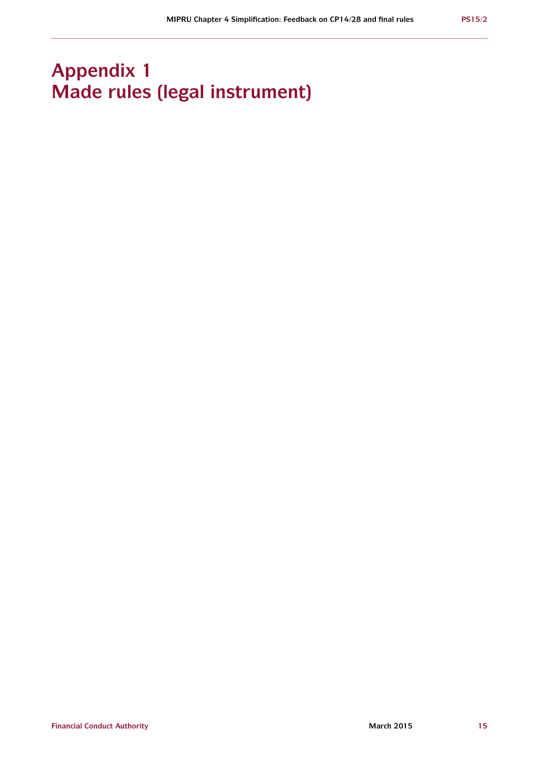# Appendix 1
# Made rules (legal instrument)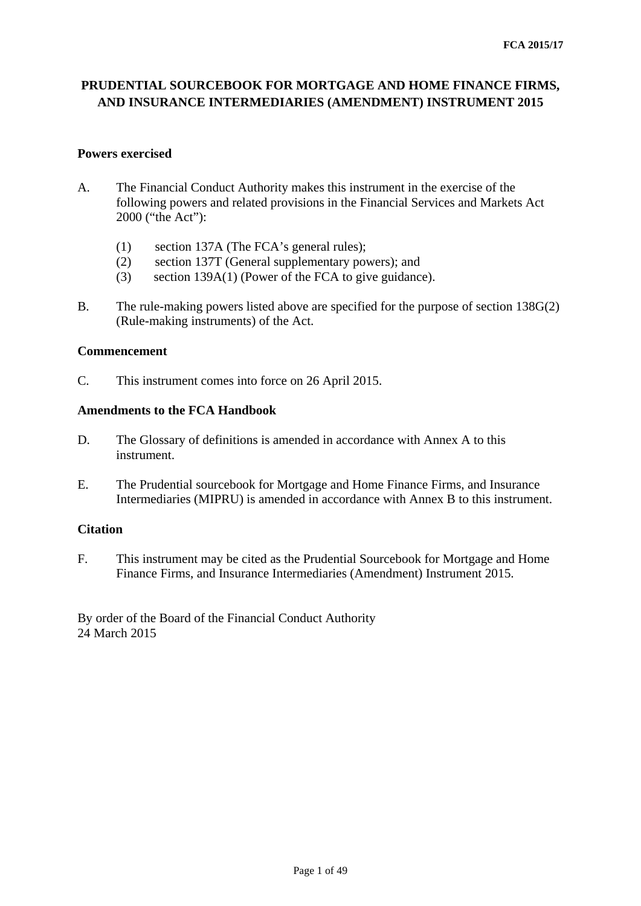**FCA 2015/17**

# PRUDENTIAL SOURCEBOOK FOR MORTGAGE AND HOME FINANCE FIRMS, AND INSURANCE INTERMEDIARIES (AMENDMENT) INSTRUMENT 2015

## Powers exercised

A. The Financial Conduct Authority makes this instrument in the exercise of the following powers and related provisions in the Financial Services and Markets Act 2000 (“the Act”):

   (1) section 137A (The FCA’s general rules);
   (2) section 137T (General supplementary powers); and
   (3) section 139A(1) (Power of the FCA to give guidance).

B. The rule-making powers listed above are specified for the purpose of section 138G(2) (Rule-making instruments) of the Act.

## Commencement

C. This instrument comes into force on 26 April 2015.

## Amendments to the FCA Handbook

D. The Glossary of definitions is amended in accordance with Annex A to this instrument.

E. The Prudential sourcebook for Mortgage and Home Finance Firms, and Insurance Intermediaries (MIPRU) is amended in accordance with Annex B to this instrument.

## Citation

F. This instrument may be cited as the Prudential Sourcebook for Mortgage and Home Finance Firms, and Insurance Intermediaries (Amendment) Instrument 2015.

By order of the Board of the Financial Conduct Authority
24 March 2015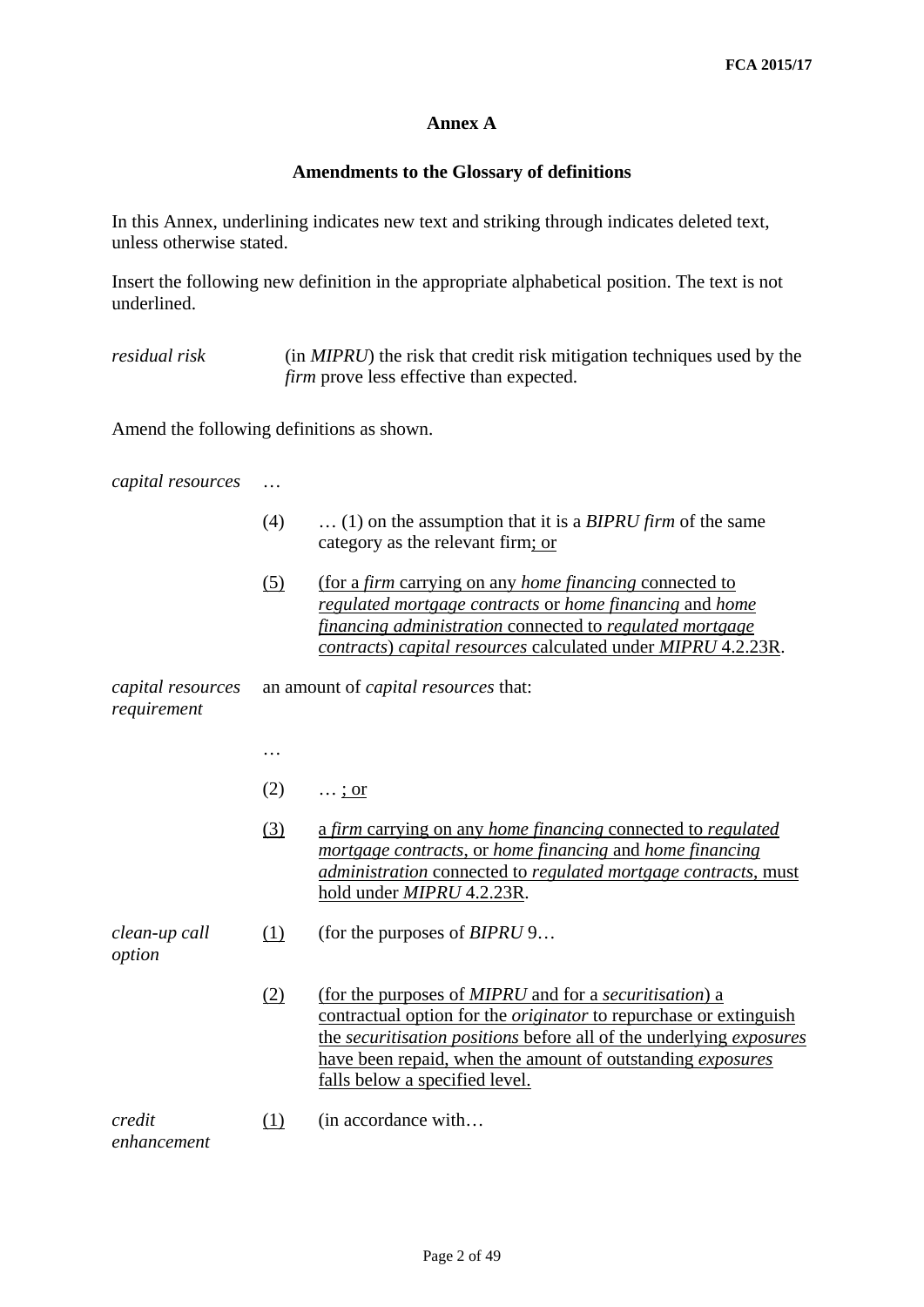**Annex A**

**Amendments to the Glossary of definitions**

In this Annex, underlining indicates new text and striking through indicates deleted text, unless otherwise stated.

Insert the following new definition in the appropriate alphabetical position. The text is not underlined.

| | |
|---|---|
| *residual risk* | (in *MIPRU*) the risk that credit risk mitigation techniques used by the *firm* prove less effective than expected. |

Amend the following definitions as shown.

| | | |
|---|---|---|
| *capital resources* | … | |
| | (4) | … (1) on the assumption that it is a *BIPRU firm* of the same category as the relevant firm<u>; or</u> |
| | <u>(5)</u> | <u>(for a *firm* carrying on any *home financing* connected to *regulated mortgage contracts* or *home financing* and *home financing administration* connected to *regulated mortgage contracts*) *capital resources* calculated under *MIPRU* 4.2.23R</u>. |
| *capital resources requirement* | an amount of *capital resources* that: | |
| | … | |
| | (2) | … <u>; or</u> |
| | <u>(3)</u> | <u>a *firm* carrying on any *home financing* connected to *regulated mortgage contracts*, or *home financing* and *home financing administration* connected to *regulated mortgage contracts*, must hold under *MIPRU* 4.2.23R</u>. |
| *clean-up call option* | <u>(1)</u> | (for the purposes of *BIPRU* 9… |
| | <u>(2)</u> | <u>(for the purposes of *MIPRU* and for a *securitisation*) a contractual option for the *originator* to repurchase or extinguish the *securitisation positions* before all of the underlying *exposures* have been repaid, when the amount of outstanding *exposures* falls below a specified level.</u> |
| *credit enhancement* | <u>(1)</u> | (in accordance with… |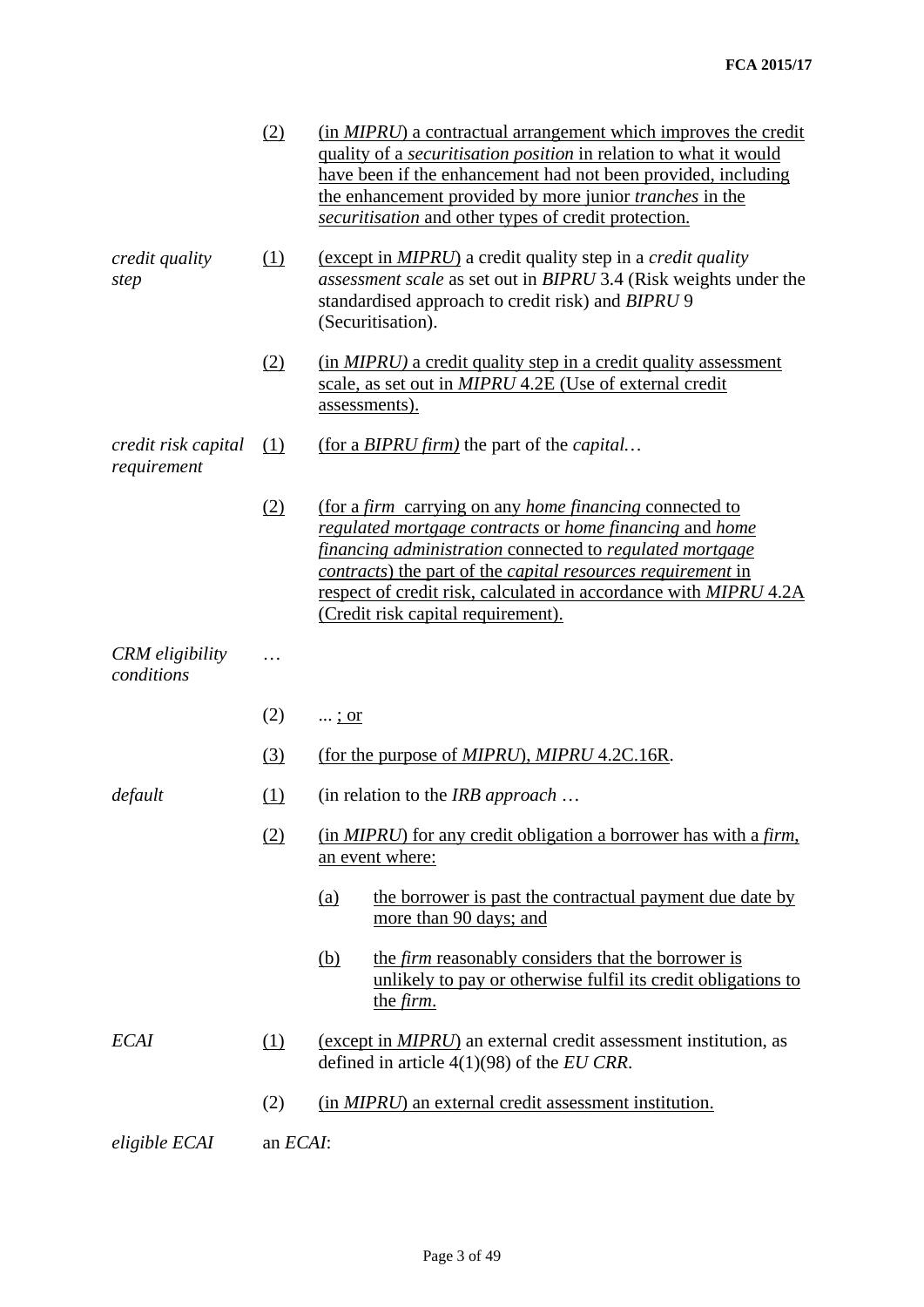| | | |
|---|---|---|
| | (2) | (in *MIPRU*) a contractual arrangement which improves the credit quality of a *securitisation position* in relation to what it would have been if the enhancement had not been provided, including the enhancement provided by more junior *tranches* in the *securitisation* and other types of credit protection. |
| *credit quality step* | (1) | (except in *MIPRU*) a credit quality step in a *credit quality assessment scale* as set out in *BIPRU* 3.4 (Risk weights under the standardised approach to credit risk) and *BIPRU* 9 (Securitisation). |
| | (2) | (in *MIPRU)* a credit quality step in a credit quality assessment scale, as set out in *MIPRU* 4.2E (Use of external credit assessments). |
| *credit risk capital requirement* | (1) | (for a *BIPRU firm)* the part of the *capital…* |
| | (2) | (for a *firm* carrying on any *home financing* connected to *regulated mortgage contracts* or *home financing* and *home financing administration* connected to *regulated mortgage contracts*) the part of the *capital resources requirement* in respect of credit risk, calculated in accordance with *MIPRU* 4.2A (Credit risk capital requirement). |
| *CRM eligibility conditions* | … | |
| | (2) | ... ; or |
| | (3) | (for the purpose of *MIPRU*), *MIPRU* 4.2C.16R. |
| *default* | (1) | (in relation to the *IRB approach* … |
| | (2) | (in *MIPRU*) for any credit obligation a borrower has with a *firm*, an event where:<br>(a) the borrower is past the contractual payment due date by more than 90 days; and<br>(b) the *firm* reasonably considers that the borrower is unlikely to pay or otherwise fulfil its credit obligations to the *firm*. |
| *ECAI* | (1) | (except in *MIPRU*) an external credit assessment institution, as defined in article 4(1)(98) of the *EU CRR*. |
| | (2) | (in *MIPRU*) an external credit assessment institution. |
| *eligible ECAI* | an *ECAI*: | |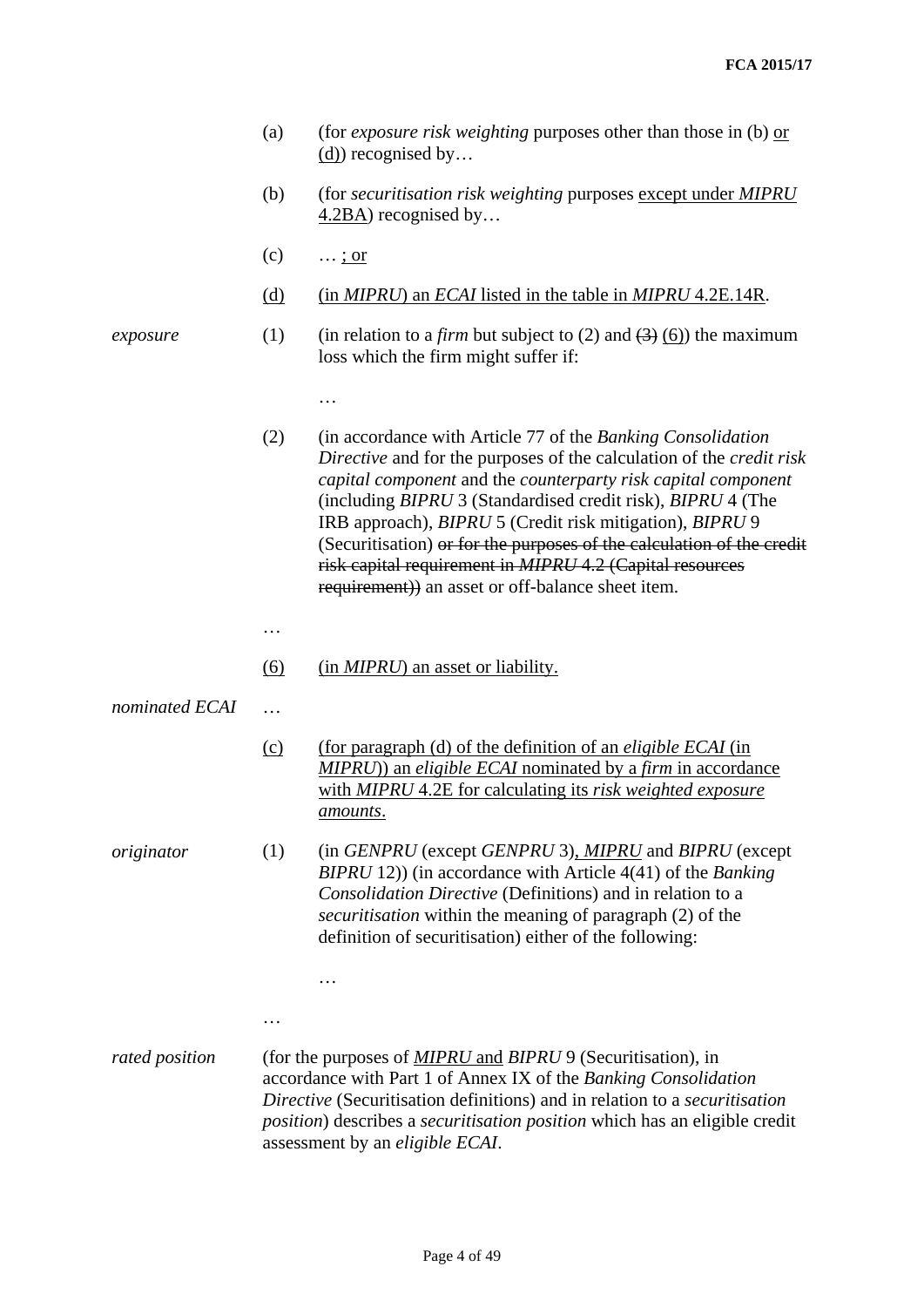| | | |
|---|---|---|
| | (a) | (for *exposure risk weighting* purposes other than those in (b) <u>or (d)</u>) recognised by… |
| | (b) | (for *securitisation risk weighting* purposes <u>except under *MIPRU* 4.2BA</u>) recognised by… |
| | (c) | … <u>; or</u> |
| | <u>(d)</u> | <u>(in *MIPRU*) an *ECAI* listed in the table in *MIPRU* 4.2E.14R</u>. |
| *exposure* | (1) | (in relation to a *firm* but subject to (2) and ~~(3)~~ <u>(6)</u>) the maximum loss which the firm might suffer if: |
| | | … |
| | (2) | (in accordance with Article 77 of the *Banking Consolidation Directive* and for the purposes of the calculation of the *credit risk capital component* and the *counterparty risk capital component* (including *BIPRU* 3 (Standardised credit risk), *BIPRU* 4 (The IRB approach), *BIPRU* 5 (Credit risk mitigation), *BIPRU* 9 (Securitisation) ~~or for the purposes of the calculation of the credit risk capital requirement in *MIPRU* 4.2 (Capital resources requirement))~~ an asset or off-balance sheet item. |
| | … | |
| | <u>(6)</u> | <u>(in *MIPRU*) an asset or liability.</u> |
| *nominated ECAI* | … | |
| | <u>(c)</u> | <u>(for paragraph (d) of the definition of an *eligible ECAI* (in *MIPRU*)) an *eligible ECAI* nominated by a *firm* in accordance with *MIPRU* 4.2E for calculating its *risk weighted exposure amounts*.</u> |
| *originator* | (1) | (in *GENPRU* (except *GENPRU* 3)<u>, *MIPRU*</u> and *BIPRU* (except *BIPRU* 12)) (in accordance with Article 4(41) of the *Banking Consolidation Directive* (Definitions) and in relation to a *securitisation* within the meaning of paragraph (2) of the definition of securitisation) either of the following: |
| | | … |
| | … | |
| *rated position* | (for the purposes of <u>*MIPRU* and</u> *BIPRU* 9 (Securitisation), in accordance with Part 1 of Annex IX of the *Banking Consolidation Directive* (Securitisation definitions) and in relation to a *securitisation position*) describes a *securitisation position* which has an eligible credit assessment by an *eligible ECAI*. | |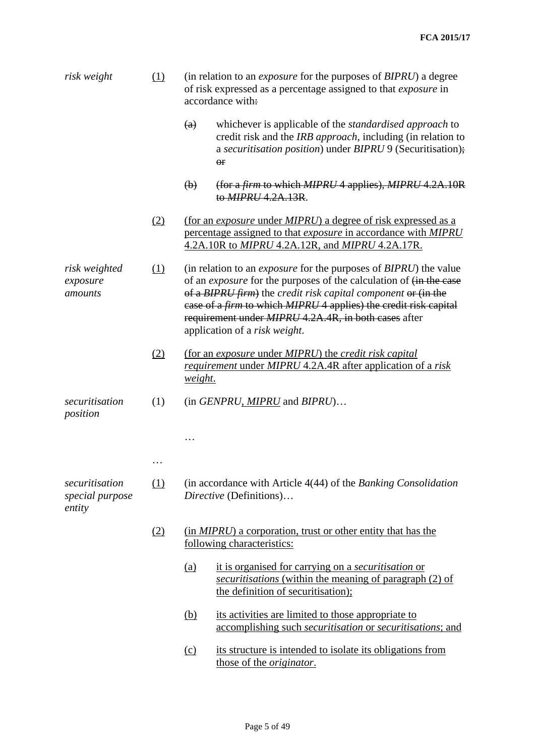| | | | |
|---|---|---|---|
| *risk weight* | <u>(1)</u> | (in relation to an *exposure* for the purposes of *BIPRU*) a degree of risk expressed as a percentage assigned to that *exposure* in accordance with~~:~~ | |
| | | ~~(a)~~ | whichever is applicable of the *standardised approach* to credit risk and the *IRB approach*, including (in relation to a *securitisation position*) under *BIPRU* 9 (Securitisation)~~; or~~ |
| | | ~~(b)~~ | ~~(for a *firm* to which *MIPRU* 4 applies), *MIPRU* 4.2A.10R to *MIPRU* 4.2A.13R~~. |
| | <u>(2)</u> | <u>(for an *exposure* under *MIPRU*) a degree of risk expressed as a percentage assigned to that *exposure* in accordance with *MIPRU* 4.2A.10R to *MIPRU* 4.2A.12R, and *MIPRU* 4.2A.17R.</u> | |
| *risk weighted exposure amounts* | <u>(1)</u> | (in relation to an *exposure* for the purposes of *BIPRU*) the value of an *exposure* for the purposes of the calculation of ~~(in the case of a *BIPRU firm*)~~ the *credit risk capital component* ~~or (in the case of a *firm* to which *MIPRU* 4 applies) the credit risk capital requirement under *MIPRU* 4.2A.4R, in both cases~~ after application of a *risk weight*. | |
| | <u>(2)</u> | <u>(for an *exposure* under *MIPRU*) the *credit risk capital requirement* under *MIPRU* 4.2A.4R after application of a *risk weight*.</u> | |
| *securitisation position* | (1) | (in *GENPRU*<u>, *MIPRU*</u> and *BIPRU*)… | |
| | | … | |
| | … | | |
| *securitisation special purpose entity* | <u>(1)</u> | (in accordance with Article 4(44) of the *Banking Consolidation Directive* (Definitions)… | |
| | <u>(2)</u> | <u>(in *MIPRU*) a corporation, trust or other entity that has the following characteristics:</u> | |
| | | <u>(a)</u> | <u>it is organised for carrying on a *securitisation* or *securitisations* (within the meaning of paragraph (2) of the definition of securitisation);</u> |
| | | <u>(b)</u> | <u>its activities are limited to those appropriate to accomplishing such *securitisation* or *securitisations*; and</u> |
| | | <u>(c)</u> | <u>its structure is intended to isolate its obligations from those of the *originator*.</u> |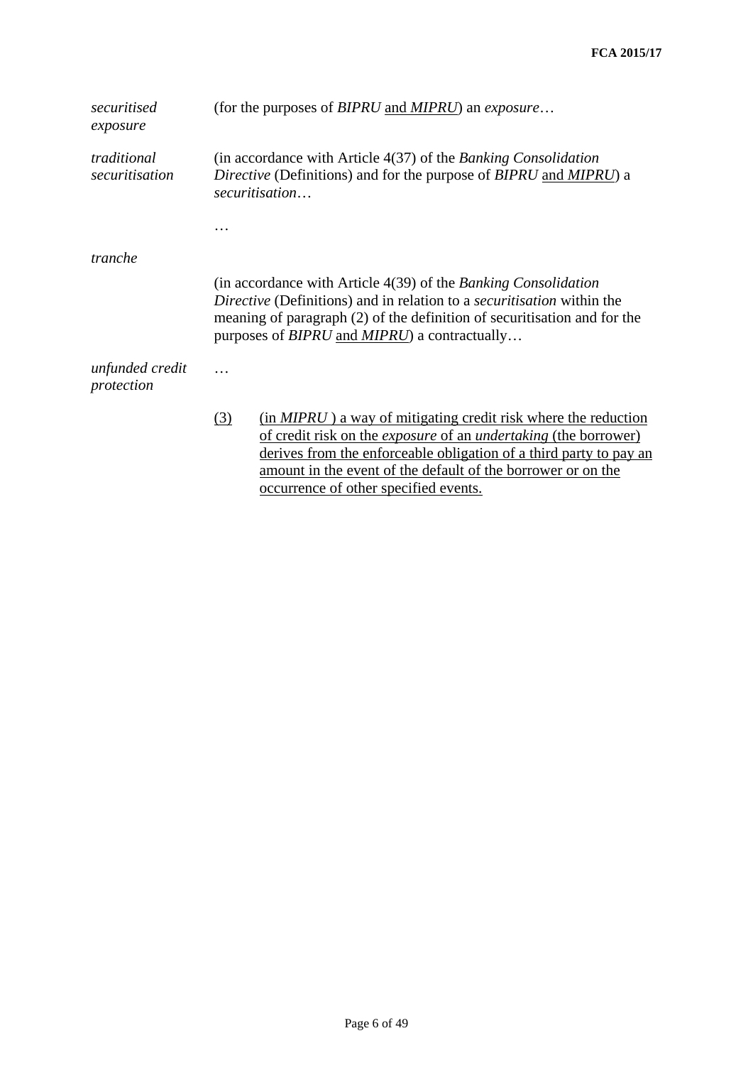| | |
|---|---|
| *securitised exposure* | (for the purposes of *BIPRU* and *MIPRU*) an *exposure*… |
| *traditional securitisation* | (in accordance with Article 4(37) of the *Banking Consolidation Directive* (Definitions) and for the purpose of *BIPRU* and *MIPRU*) a *securitisation*… |
| | … |
| *tranche* | (in accordance with Article 4(39) of the *Banking Consolidation Directive* (Definitions) and in relation to a *securitisation* within the meaning of paragraph (2) of the definition of securitisation and for the purposes of *BIPRU* and *MIPRU*) a contractually… |
| *unfunded credit protection* | … |
| | (3) (in *MIPRU* ) a way of mitigating credit risk where the reduction of credit risk on the *exposure* of an *undertaking* (the borrower) derives from the enforceable obligation of a third party to pay an amount in the event of the default of the borrower or on the occurrence of other specified events. |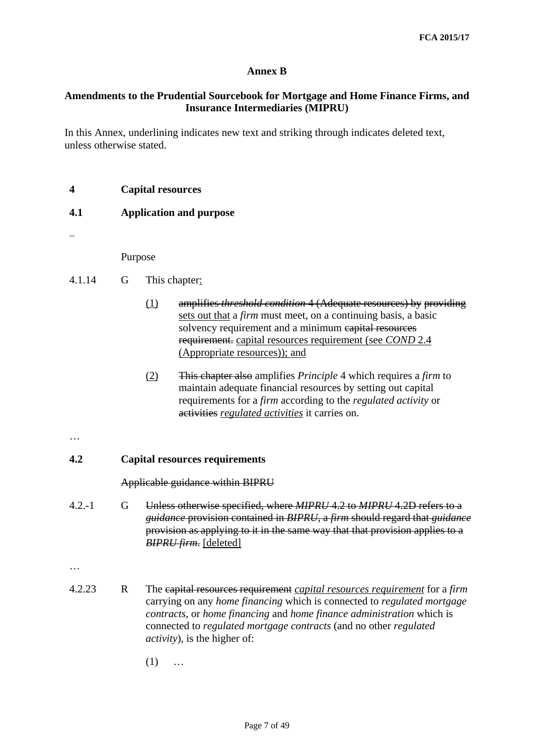# Annex B

## Amendments to the Prudential Sourcebook for Mortgage and Home Finance Firms, and Insurance Intermediaries (MIPRU)

In this Annex, underlining indicates new text and striking through indicates deleted text, unless otherwise stated.

**4 Capital resources**

**4.1 Application and purpose**

...

Purpose

4.1.14 G This chapter<u>:</u>

<u>(1)</u> ~~amplifies *threshold condition* 4 (Adequate resources) by~~ ~~providing~~ <u>sets out that</u> a *firm* must meet, on a continuing basis, a basic solvency requirement and a minimum ~~capital resources requirement.~~ <u>capital resources requirement (see *COND* 2.4 (Appropriate resources)); and</u>

<u>(2)</u> ~~This chapter also~~ amplifies *Principle* 4 which requires a *firm* to maintain adequate financial resources by setting out capital requirements for a *firm* according to the *regulated activity* or ~~activities~~ <u>*regulated activities*</u> it carries on.

…

**4.2 Capital resources requirements**

~~Applicable guidance within BIPRU~~

4.2.-1 G ~~Unless otherwise specified, where *MIPRU* 4.2 to *MIPRU* 4.2D refers to a *guidance* provision contained in *BIPRU*, a *firm* should regard that *guidance* provision as applying to it in the same way that that provision applies to a *BIPRU firm*.~~ <u>[deleted]</u>

…

4.2.23 R The ~~capital resources requirement~~ <u>*capital resources requirement*</u> for a *firm* carrying on any *home financing* which is connected to *regulated mortgage contracts*, or *home financing* and *home finance administration* which is connected to *regulated mortgage contracts* (and no other *regulated activity*), is the higher of:

(1) …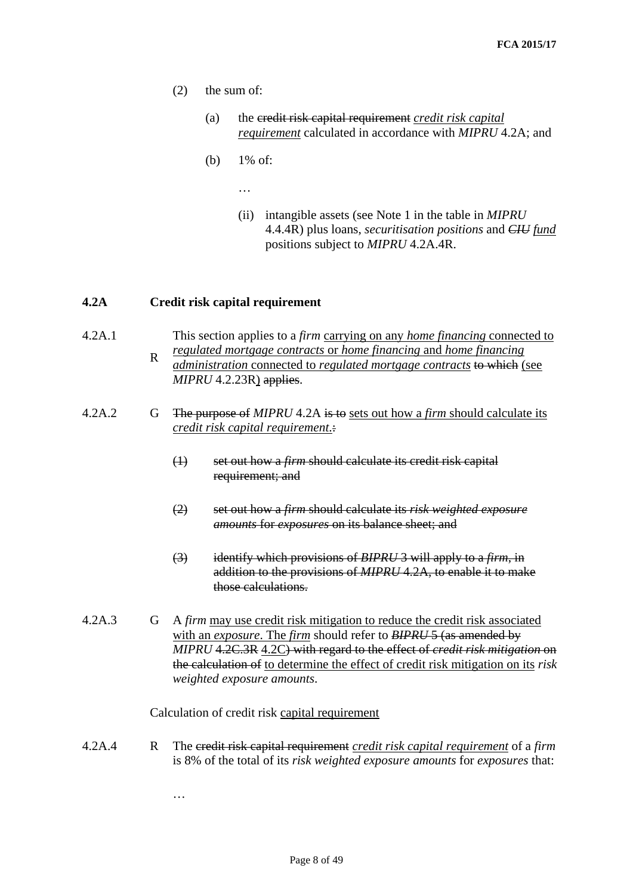(2) the sum of:

(a) the ~~credit risk capital requirement~~ <u>*credit risk capital requirement*</u> calculated in accordance with *MIPRU* 4.2A; and

(b) 1% of:

…

(ii) intangible assets (see Note 1 in the table in *MIPRU* 4.4.4R) plus loans, *securitisation positions* and ~~*CIU*~~ <u>*fund*</u> positions subject to *MIPRU* 4.2A.4R.

## 4.2A Credit risk capital requirement

**4.2A.1 R** This section applies to a *firm* <u>carrying on any *home financing* connected to *regulated mortgage contracts* or *home financing* and *home financing administration* connected to *regulated mortgage contracts*</u> ~~to which~~ <u>(see</u> *MIPRU* 4.2.23R<u>)</u> ~~applies~~.

**4.2A.2 G** ~~The purpose of~~ *MIPRU* 4.2A ~~is to~~ <u>sets out how a *firm* should calculate its *credit risk capital requirement*.</u>~~:~~

~~(1) set out how a *firm* should calculate its credit risk capital requirement; and~~

~~(2) set out how a *firm* should calculate its *risk weighted exposure amounts* for *exposures* on its balance sheet; and~~

~~(3) identify which provisions of *BIPRU* 3 will apply to a *firm*, in addition to the provisions of *MIPRU* 4.2A, to enable it to make those calculations.~~

**4.2A.3 G** A *firm* <u>may use credit risk mitigation to reduce the credit risk associated with an *exposure*. The *firm*</u> should refer to ~~*BIPRU* 5 (as amended by~~ *MIPRU* ~~4.2C.3R~~ <u>4.2C</u>~~) with regard to the effect of *credit risk mitigation* on the calculation of~~ <u>to determine the effect of credit risk mitigation on its</u> *risk weighted exposure amounts*.

Calculation of credit risk <u>capital requirement</u>

**4.2A.4 R** The ~~credit risk capital requirement~~ <u>*credit risk capital requirement*</u> of a *firm* is 8% of the total of its *risk weighted exposure amounts* for *exposures* that:

…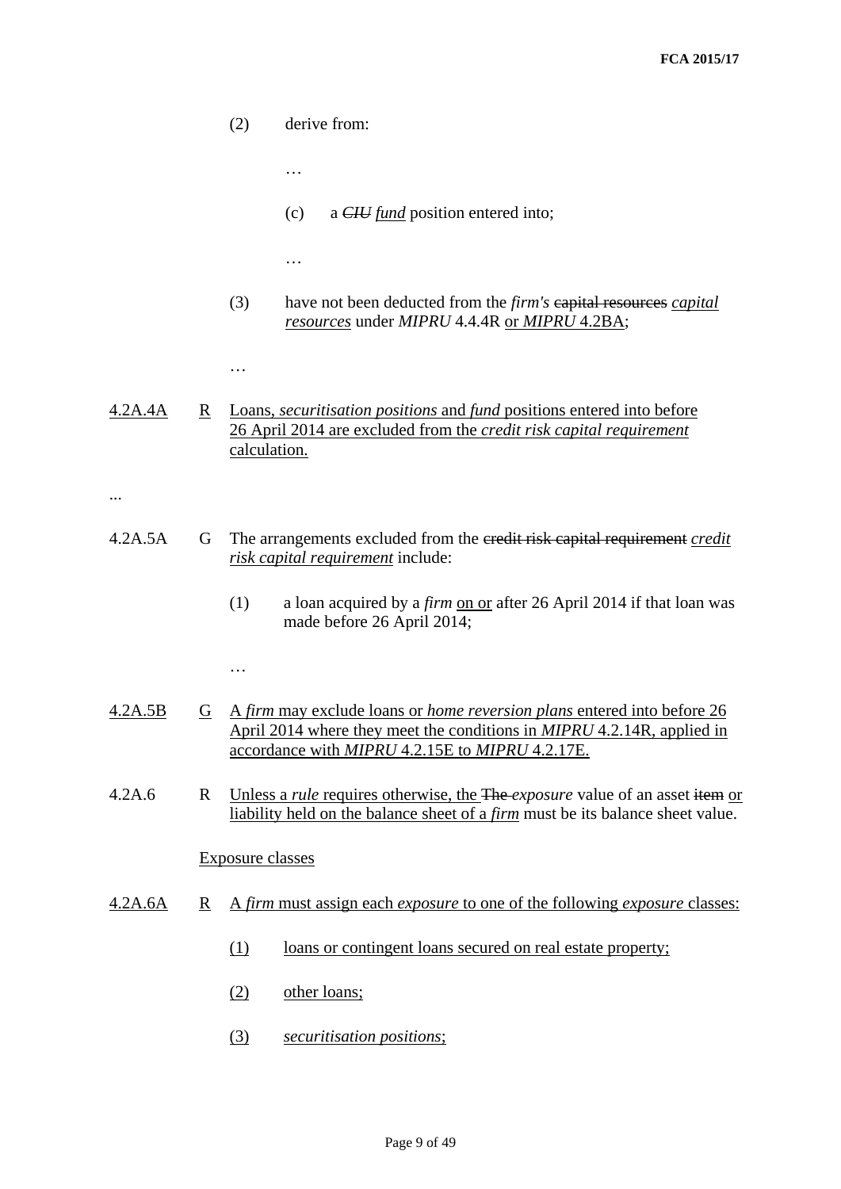(2) derive from:

…

(c) a ~~CIU~~ fund position entered into;

…

(3) have not been deducted from the *firm's* ~~capital resources~~ *capital resources* under *MIPRU* 4.4.4R or *MIPRU* 4.2BA;

…

4.2A.4A R Loans, *securitisation positions* and *fund* positions entered into before 26 April 2014 are excluded from the *credit risk capital requirement* calculation.

...

4.2A.5A G The arrangements excluded from the ~~credit risk capital requirement~~ *credit risk capital requirement* include:

(1) a loan acquired by a *firm* on or after 26 April 2014 if that loan was made before 26 April 2014;

…

4.2A.5B G A *firm* may exclude loans or *home reversion plans* entered into before 26 April 2014 where they meet the conditions in *MIPRU* 4.2.14R, applied in accordance with *MIPRU* 4.2.15E to *MIPRU* 4.2.17E.

4.2A.6 R Unless a *rule* requires otherwise, the ~~The~~ *exposure* value of an asset ~~item~~ or liability held on the balance sheet of a *firm* must be its balance sheet value.

Exposure classes

4.2A.6A R A *firm* must assign each *exposure* to one of the following *exposure* classes:

(1) loans or contingent loans secured on real estate property;

(2) other loans;

(3) *securitisation positions*;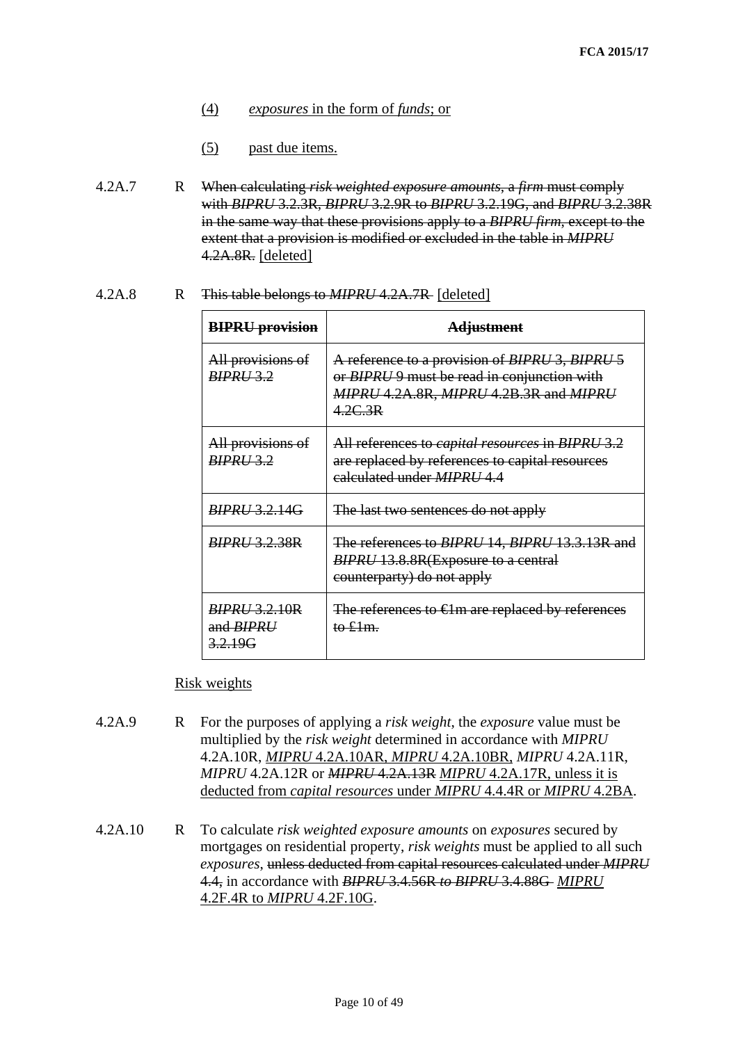(4) *exposures* in the form of *funds*; or

(5) past due items.

4.2A.7 R ~~When calculating *risk weighted exposure amounts*, a *firm* must comply with *BIPRU* 3.2.3R, *BIPRU* 3.2.9R to *BIPRU* 3.2.19G, and *BIPRU* 3.2.38R in the same way that these provisions apply to a *BIPRU firm*, except to the extent that a provision is modified or excluded in the table in *MIPRU* 4.2A.8R.~~ [deleted]

4.2A.8 R ~~This table belongs to *MIPRU* 4.2A.7R~~ [deleted]

| ~~**BIPRU provision**~~ | ~~**Adjustment**~~ |
|---|---|
| ~~All provisions of *BIPRU* 3.2~~ | ~~A reference to a provision of *BIPRU* 3, *BIPRU* 5 or *BIPRU* 9 must be read in conjunction with *MIPRU* 4.2A.8R, *MIPRU* 4.2B.3R and *MIPRU* 4.2C.3R~~ |
| ~~All provisions of *BIPRU* 3.2~~ | ~~All references to *capital resources* in *BIPRU* 3.2 are replaced by references to capital resources calculated under *MIPRU* 4.4~~ |
| ~~*BIPRU* 3.2.14G~~ | ~~The last two sentences do not apply~~ |
| ~~*BIPRU* 3.2.38R~~ | ~~The references to *BIPRU* 14, *BIPRU* 13.3.13R and *BIPRU* 13.8.8R(Exposure to a central counterparty) do not apply~~ |
| ~~*BIPRU* 3.2.10R and *BIPRU* 3.2.19G~~ | ~~The references to €1m are replaced by references to £1m.~~ |

Risk weights

4.2A.9 R For the purposes of applying a *risk weight*, the *exposure* value must be multiplied by the *risk weight* determined in accordance with *MIPRU* 4.2A.10R, *MIPRU* 4.2A.10AR, *MIPRU* 4.2A.10BR, *MIPRU* 4.2A.11R, *MIPRU* 4.2A.12R or ~~*MIPRU* 4.2A.13R~~ *MIPRU* 4.2A.17R, unless it is deducted from *capital resources* under *MIPRU* 4.4.4R or *MIPRU* 4.2BA.

4.2A.10 R To calculate *risk weighted exposure amounts* on *exposures* secured by mortgages on residential property, *risk weights* must be applied to all such *exposures*, ~~unless deducted from capital resources calculated under *MIPRU* 4.4,~~ in accordance with ~~*BIPRU* 3.4.56R to *BIPRU* 3.4.88G~~ *MIPRU* 4.2F.4R to *MIPRU* 4.2F.10G.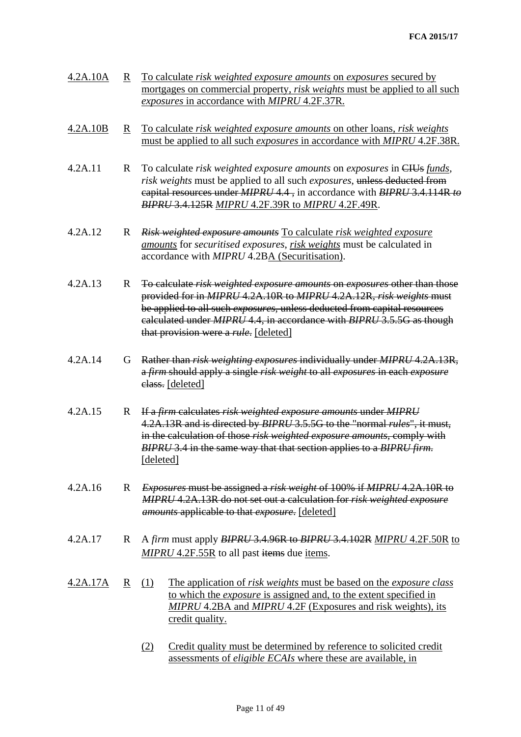4.2A.10A R To calculate *risk weighted exposure amounts* on *exposures* secured by mortgages on commercial property, *risk weights* must be applied to all such *exposures* in accordance with *MIPRU* 4.2F.37R.

4.2A.10B R To calculate *risk weighted exposure amounts* on other loans, *risk weights* must be applied to all such *exposures* in accordance with *MIPRU* 4.2F.38R.

4.2A.11 R To calculate *risk weighted exposure amounts* on *exposures* in ~~CIUs~~ *funds*, *risk weights* must be applied to all such *exposures*, ~~unless deducted from capital resources under *MIPRU* 4.4~~ , in accordance with ~~*BIPRU* 3.4.114R *to* *BIPRU* 3.4.125R~~ *MIPRU* 4.2F.39R to *MIPRU* 4.2F.49R.

4.2A.12 R ~~*Risk weighted exposure amounts*~~ To calculate *risk weighted exposure amounts* for *securitised exposures*, *risk weights* must be calculated in accordance with *MIPRU* 4.2BA (Securitisation).

4.2A.13 R ~~To calculate *risk weighted exposure amounts* on *exposures* other than those provided for in *MIPRU* 4.2A.10R to *MIPRU* 4.2A.12R, *risk weights* must be applied to all such *exposures*, unless deducted from capital resources calculated under *MIPRU* 4.4, in accordance with *BIPRU* 3.5.5G as though that provision were a *rule*.~~ [deleted]

4.2A.14 G ~~Rather than *risk weighting exposures* individually under *MIPRU* 4.2A.13R, a *firm* should apply a single *risk weight* to all *exposures* in each *exposure* class.~~ [deleted]

4.2A.15 R ~~If a *firm* calculates *risk weighted exposure amounts* under *MIPRU* 4.2A.13R and is directed by *BIPRU* 3.5.5G to the "normal *rules*", it must, in the calculation of those *risk weighted exposure amounts*, comply with *BIPRU* 3.4 in the same way that that section applies to a *BIPRU firm*.~~ [deleted]

4.2A.16 R ~~*Exposures* must be assigned a *risk weight* of 100% if *MIPRU* 4.2A.10R to *MIPRU* 4.2A.13R do not set out a calculation for *risk weighted exposure amounts* applicable to that *exposure*.~~ [deleted]

4.2A.17 R A *firm* must apply ~~*BIPRU* 3.4.96R to *BIPRU* 3.4.102R~~ *MIPRU* 4.2F.50R to *MIPRU* 4.2F.55R to all past ~~items~~ due items.

4.2A.17A R (1) The application of *risk weights* must be based on the *exposure class* to which the *exposure* is assigned and, to the extent specified in *MIPRU* 4.2BA and *MIPRU* 4.2F (Exposures and risk weights), its credit quality.

(2) Credit quality must be determined by reference to solicited credit assessments of *eligible ECAIs* where these are available, in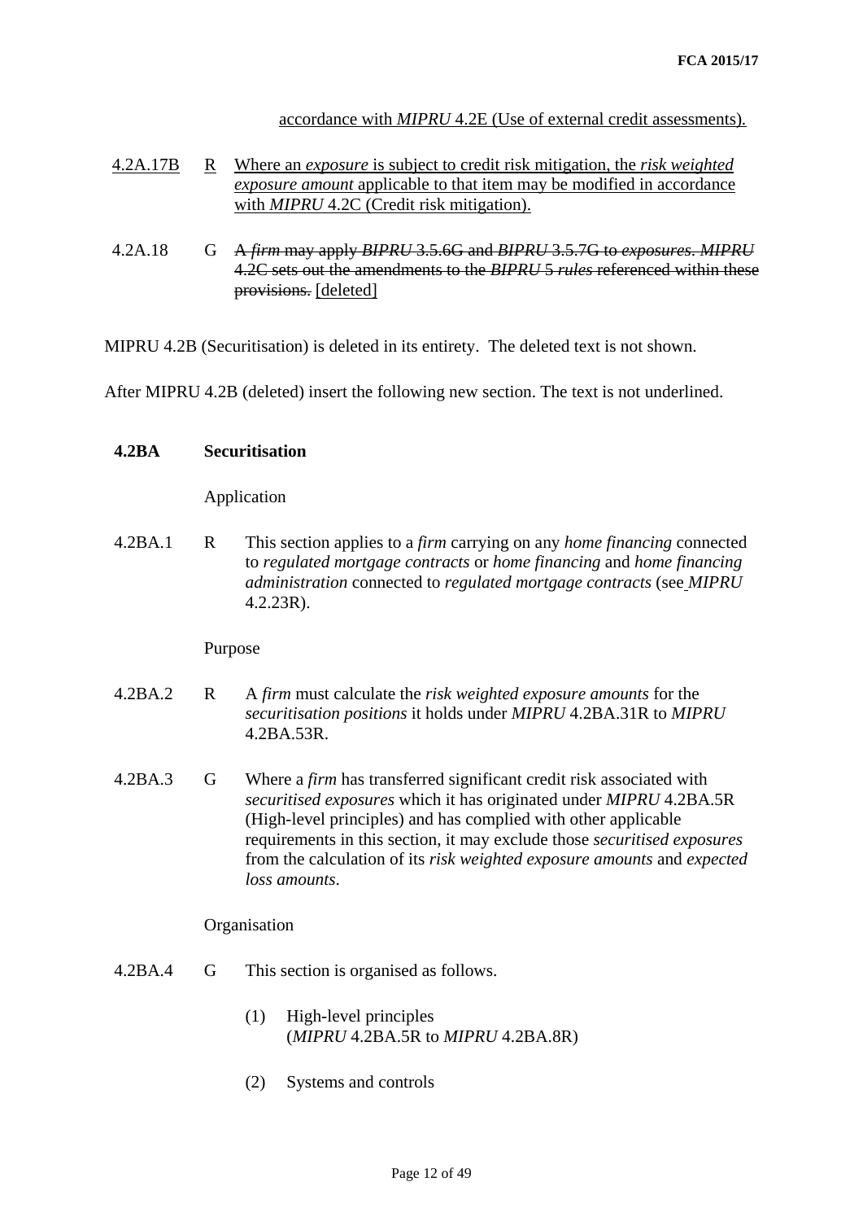accordance with *MIPRU* 4.2E (Use of external credit assessments).

| | | |
|---|---|---|
| 4.2A.17B | R | Where an *exposure* is subject to credit risk mitigation, the *risk weighted exposure amount* applicable to that item may be modified in accordance with *MIPRU* 4.2C (Credit risk mitigation). |
| 4.2A.18 | G | ~~A *firm* may apply *BIPRU* 3.5.6G and *BIPRU* 3.5.7G to *exposures*. *MIPRU* 4.2C sets out the amendments to the *BIPRU* 5 *rules* referenced within these provisions.~~ [deleted] |

MIPRU 4.2B (Securitisation) is deleted in its entirety. The deleted text is not shown.

After MIPRU 4.2B (deleted) insert the following new section. The text is not underlined.

**4.2BA Securitisation**

Application

| | | |
|---|---|---|
| 4.2BA.1 | R | This section applies to a *firm* carrying on any *home financing* connected to *regulated mortgage contracts* or *home financing* and *home financing administration* connected to *regulated mortgage contracts* (see *MIPRU* 4.2.23R). |

Purpose

| | | |
|---|---|---|
| 4.2BA.2 | R | A *firm* must calculate the *risk weighted exposure amounts* for the *securitisation positions* it holds under *MIPRU* 4.2BA.31R to *MIPRU* 4.2BA.53R. |
| 4.2BA.3 | G | Where a *firm* has transferred significant credit risk associated with *securitised exposures* which it has originated under *MIPRU* 4.2BA.5R (High-level principles) and has complied with other applicable requirements in this section, it may exclude those *securitised exposures* from the calculation of its *risk weighted exposure amounts* and *expected loss amounts*. |

Organisation

| | | |
|---|---|---|
| 4.2BA.4 | G | This section is organised as follows. |

(1) High-level principles (*MIPRU* 4.2BA.5R to *MIPRU* 4.2BA.8R)

(2) Systems and controls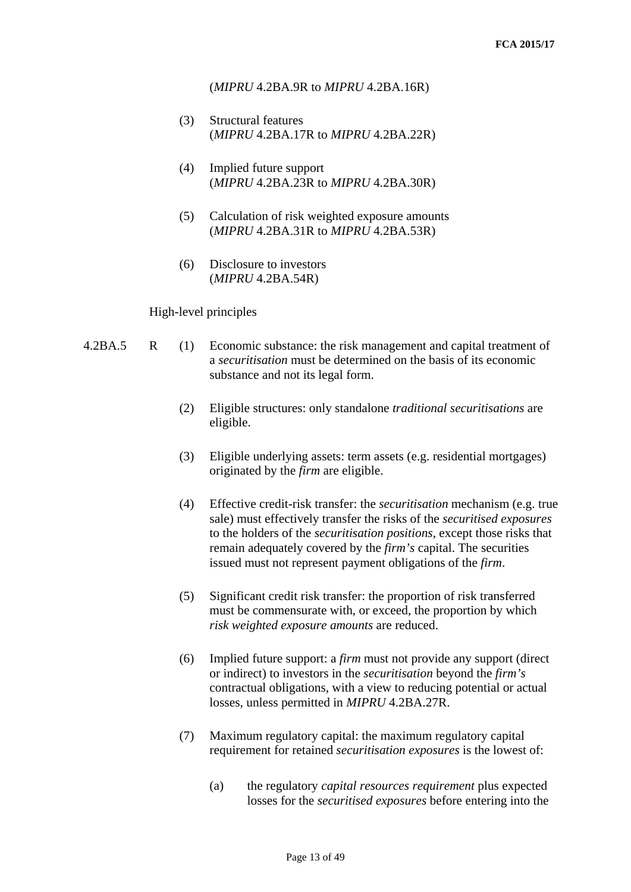(*MIPRU* 4.2BA.9R to *MIPRU* 4.2BA.16R)

(3) Structural features (*MIPRU* 4.2BA.17R to *MIPRU* 4.2BA.22R)

(4) Implied future support (*MIPRU* 4.2BA.23R to *MIPRU* 4.2BA.30R)

(5) Calculation of risk weighted exposure amounts (*MIPRU* 4.2BA.31R to *MIPRU* 4.2BA.53R)

(6) Disclosure to investors (*MIPRU* 4.2BA.54R)

High-level principles

4.2BA.5 R (1) Economic substance: the risk management and capital treatment of a *securitisation* must be determined on the basis of its economic substance and not its legal form.

(2) Eligible structures: only standalone *traditional securitisations* are eligible.

(3) Eligible underlying assets: term assets (e.g. residential mortgages) originated by the *firm* are eligible.

(4) Effective credit-risk transfer: the *securitisation* mechanism (e.g. true sale) must effectively transfer the risks of the *securitised exposures* to the holders of the *securitisation positions*, except those risks that remain adequately covered by the *firm's* capital. The securities issued must not represent payment obligations of the *firm*.

(5) Significant credit risk transfer: the proportion of risk transferred must be commensurate with, or exceed, the proportion by which *risk weighted exposure amounts* are reduced.

(6) Implied future support: a *firm* must not provide any support (direct or indirect) to investors in the *securitisation* beyond the *firm's* contractual obligations, with a view to reducing potential or actual losses, unless permitted in *MIPRU* 4.2BA.27R.

(7) Maximum regulatory capital: the maximum regulatory capital requirement for retained *securitisation exposures* is the lowest of:

(a) the regulatory *capital resources requirement* plus expected losses for the *securitised exposures* before entering into the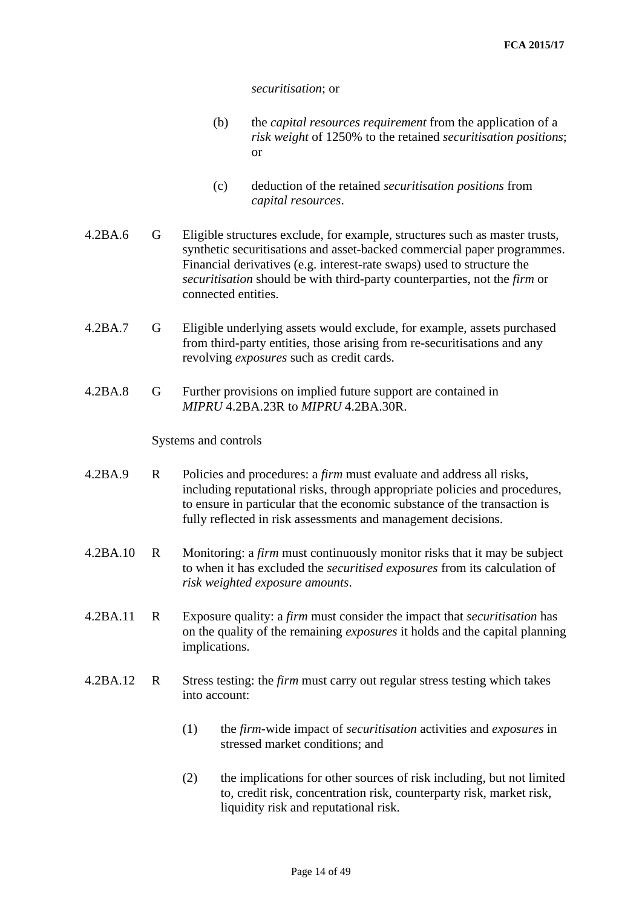*securitisation*; or

(b) the *capital resources requirement* from the application of a *risk weight* of 1250% to the retained *securitisation positions*; or

(c) deduction of the retained *securitisation positions* from *capital resources*.

4.2BA.6 G Eligible structures exclude, for example, structures such as master trusts, synthetic securitisations and asset-backed commercial paper programmes. Financial derivatives (e.g. interest-rate swaps) used to structure the *securitisation* should be with third-party counterparties, not the *firm* or connected entities.

4.2BA.7 G Eligible underlying assets would exclude, for example, assets purchased from third-party entities, those arising from re-securitisations and any revolving *exposures* such as credit cards.

4.2BA.8 G Further provisions on implied future support are contained in *MIPRU* 4.2BA.23R to *MIPRU* 4.2BA.30R.

Systems and controls

4.2BA.9 R Policies and procedures: a *firm* must evaluate and address all risks, including reputational risks, through appropriate policies and procedures, to ensure in particular that the economic substance of the transaction is fully reflected in risk assessments and management decisions.

4.2BA.10 R Monitoring: a *firm* must continuously monitor risks that it may be subject to when it has excluded the *securitised exposures* from its calculation of *risk weighted exposure amounts*.

4.2BA.11 R Exposure quality: a *firm* must consider the impact that *securitisation* has on the quality of the remaining *exposures* it holds and the capital planning implications.

4.2BA.12 R Stress testing: the *firm* must carry out regular stress testing which takes into account:

(1) the *firm*-wide impact of *securitisation* activities and *exposures* in stressed market conditions; and

(2) the implications for other sources of risk including, but not limited to, credit risk, concentration risk, counterparty risk, market risk, liquidity risk and reputational risk.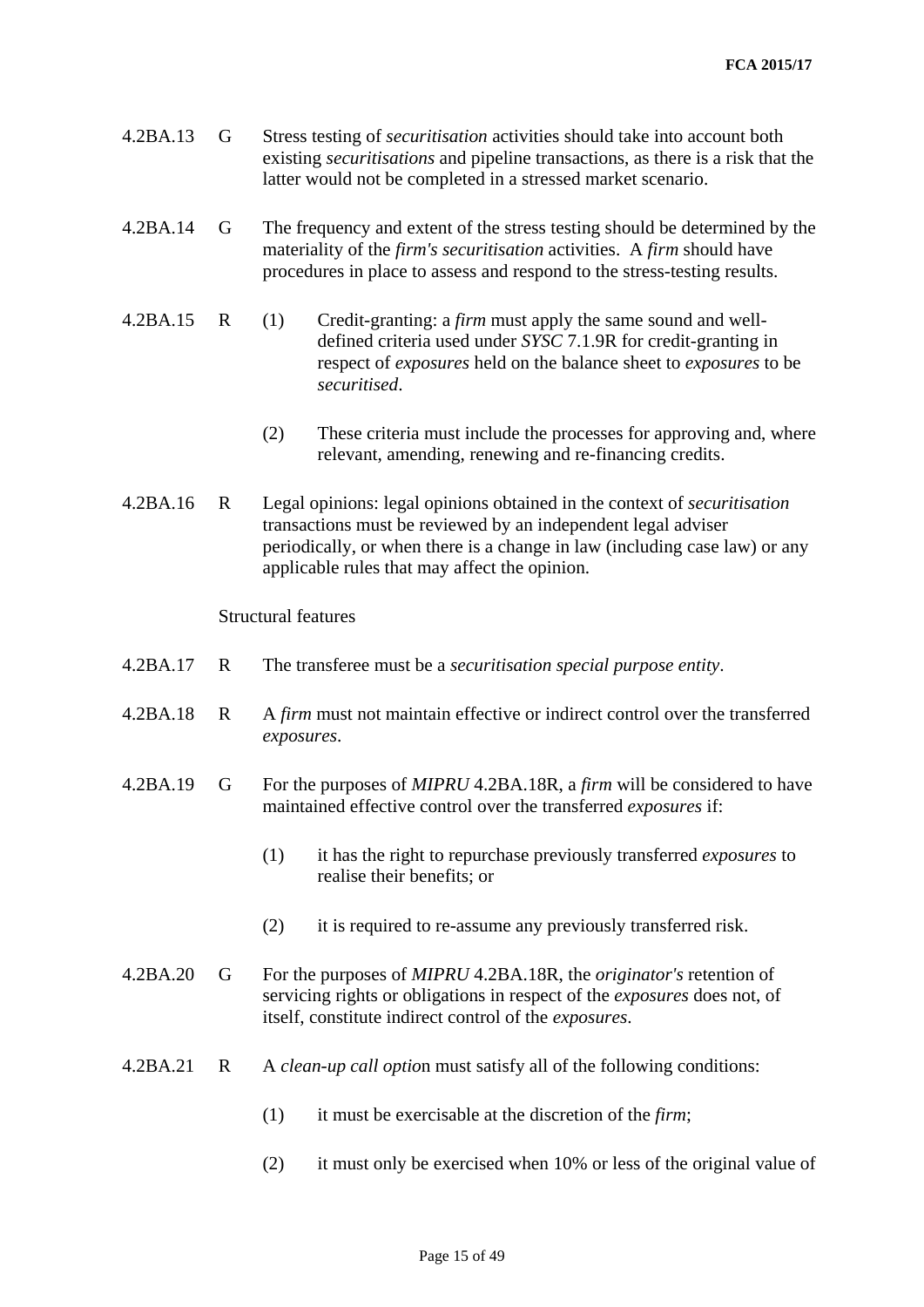4.2BA.13 G Stress testing of *securitisation* activities should take into account both existing *securitisations* and pipeline transactions, as there is a risk that the latter would not be completed in a stressed market scenario.

4.2BA.14 G The frequency and extent of the stress testing should be determined by the materiality of the *firm's securitisation* activities. A *firm* should have procedures in place to assess and respond to the stress-testing results.

4.2BA.15 R (1) Credit-granting: a *firm* must apply the same sound and well-defined criteria used under *SYSC* 7.1.9R for credit-granting in respect of *exposures* held on the balance sheet to *exposures* to be *securitised*.

(2) These criteria must include the processes for approving and, where relevant, amending, renewing and re-financing credits.

4.2BA.16 R Legal opinions: legal opinions obtained in the context of *securitisation* transactions must be reviewed by an independent legal adviser periodically, or when there is a change in law (including case law) or any applicable rules that may affect the opinion.

Structural features

4.2BA.17 R The transferee must be a *securitisation special purpose entity*.

4.2BA.18 R A *firm* must not maintain effective or indirect control over the transferred *exposures*.

4.2BA.19 G For the purposes of *MIPRU* 4.2BA.18R, a *firm* will be considered to have maintained effective control over the transferred *exposures* if:

(1) it has the right to repurchase previously transferred *exposures* to realise their benefits; or

(2) it is required to re-assume any previously transferred risk.

4.2BA.20 G For the purposes of *MIPRU* 4.2BA.18R, the *originator's* retention of servicing rights or obligations in respect of the *exposures* does not, of itself, constitute indirect control of the *exposures*.

4.2BA.21 R A *clean-up call option* must satisfy all of the following conditions:

(1) it must be exercisable at the discretion of the *firm*;

(2) it must only be exercised when 10% or less of the original value of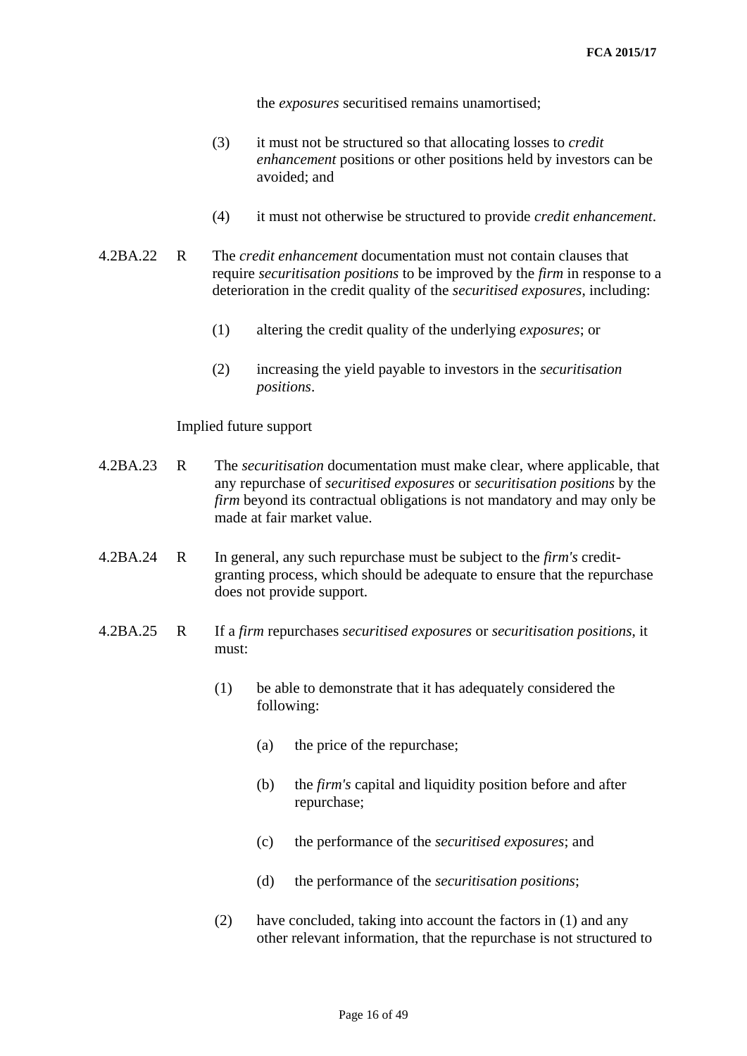the *exposures* securitised remains unamortised;

(3) it must not be structured so that allocating losses to *credit enhancement* positions or other positions held by investors can be avoided; and

(4) it must not otherwise be structured to provide *credit enhancement*.

4.2BA.22 R The *credit enhancement* documentation must not contain clauses that require *securitisation positions* to be improved by the *firm* in response to a deterioration in the credit quality of the *securitised exposures*, including:

(1) altering the credit quality of the underlying *exposures*; or

(2) increasing the yield payable to investors in the *securitisation positions*.

Implied future support

4.2BA.23 R The *securitisation* documentation must make clear, where applicable, that any repurchase of *securitised exposures* or *securitisation positions* by the *firm* beyond its contractual obligations is not mandatory and may only be made at fair market value.

4.2BA.24 R In general, any such repurchase must be subject to the *firm's* credit-granting process, which should be adequate to ensure that the repurchase does not provide support.

4.2BA.25 R If a *firm* repurchases *securitised exposures* or *securitisation positions*, it must:

(1) be able to demonstrate that it has adequately considered the following:

(a) the price of the repurchase;

(b) the *firm's* capital and liquidity position before and after repurchase;

(c) the performance of the *securitised exposures*; and

(d) the performance of the *securitisation positions*;

(2) have concluded, taking into account the factors in (1) and any other relevant information, that the repurchase is not structured to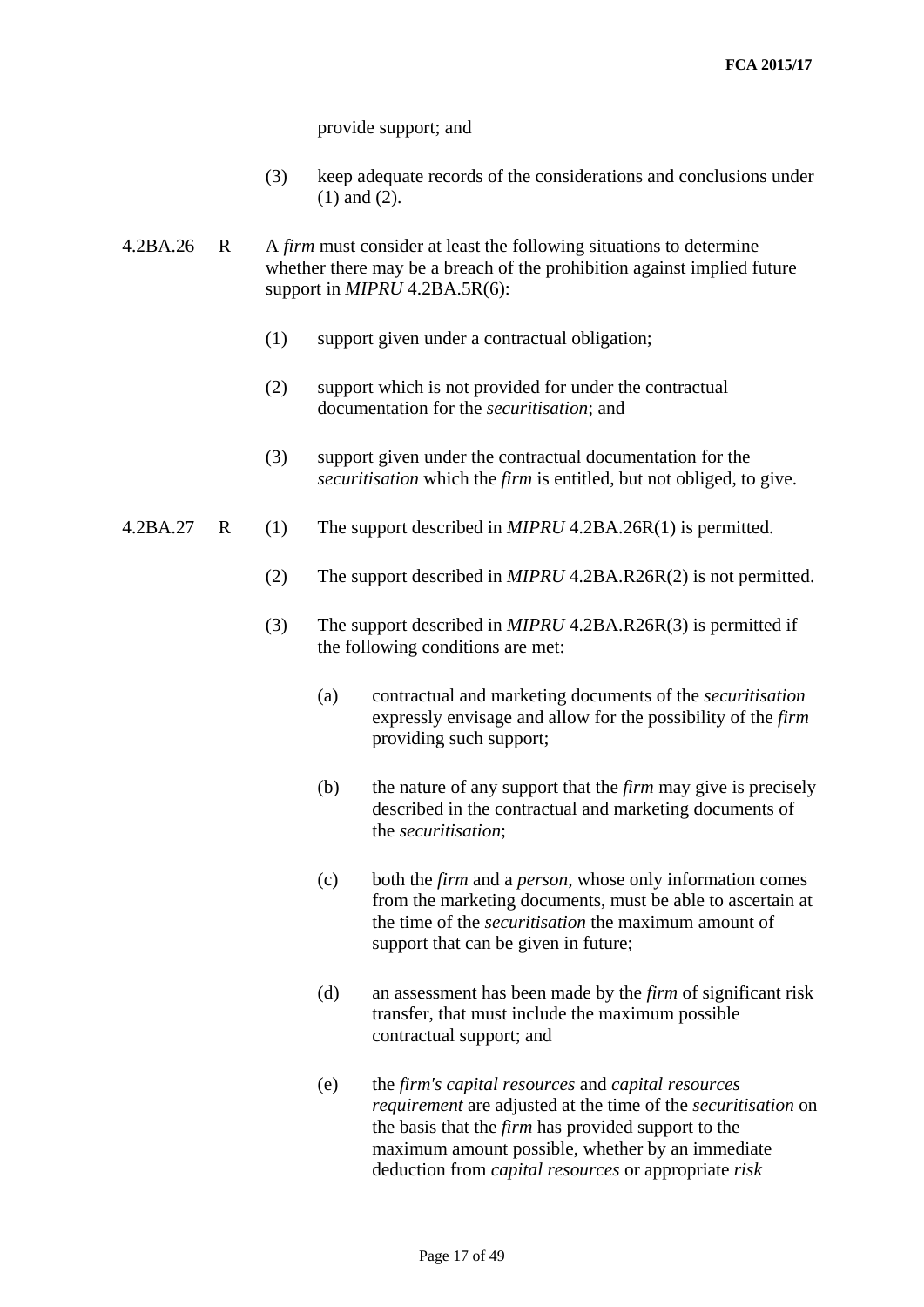provide support; and

(3) keep adequate records of the considerations and conclusions under (1) and (2).

4.2BA.26 R A *firm* must consider at least the following situations to determine whether there may be a breach of the prohibition against implied future support in *MIPRU* 4.2BA.5R(6):

(1) support given under a contractual obligation;

(2) support which is not provided for under the contractual documentation for the *securitisation*; and

(3) support given under the contractual documentation for the *securitisation* which the *firm* is entitled, but not obliged, to give.

4.2BA.27 R (1) The support described in *MIPRU* 4.2BA.26R(1) is permitted.

(2) The support described in *MIPRU* 4.2BA.R26R(2) is not permitted.

(3) The support described in *MIPRU* 4.2BA.R26R(3) is permitted if the following conditions are met:

(a) contractual and marketing documents of the *securitisation* expressly envisage and allow for the possibility of the *firm* providing such support;

(b) the nature of any support that the *firm* may give is precisely described in the contractual and marketing documents of the *securitisation*;

(c) both the *firm* and a *person*, whose only information comes from the marketing documents, must be able to ascertain at the time of the *securitisation* the maximum amount of support that can be given in future;

(d) an assessment has been made by the *firm* of significant risk transfer, that must include the maximum possible contractual support; and

(e) the *firm's capital resources* and *capital resources requirement* are adjusted at the time of the *securitisation* on the basis that the *firm* has provided support to the maximum amount possible, whether by an immediate deduction from *capital resources* or appropriate *risk*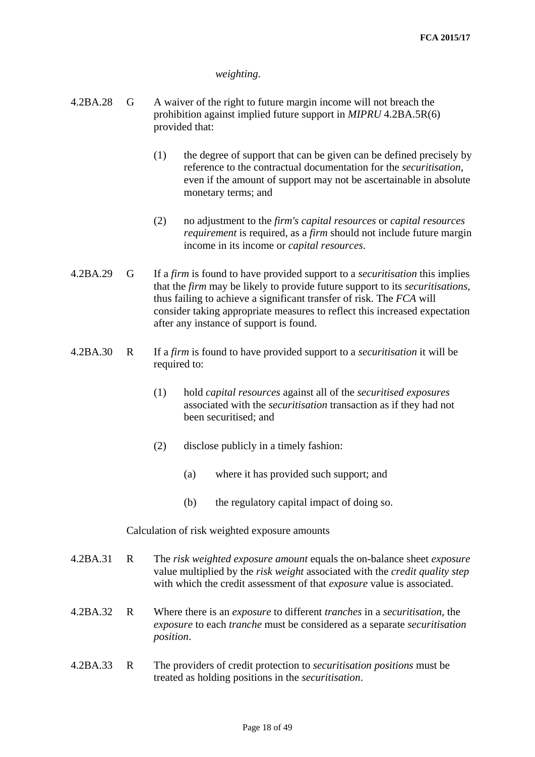*weighting*.

4.2BA.28 G A waiver of the right to future margin income will not breach the prohibition against implied future support in *MIPRU* 4.2BA.5R(6) provided that:

(1) the degree of support that can be given can be defined precisely by reference to the contractual documentation for the *securitisation*, even if the amount of support may not be ascertainable in absolute monetary terms; and

(2) no adjustment to the *firm's capital resources* or *capital resources requirement* is required, as a *firm* should not include future margin income in its income or *capital resources*.

4.2BA.29 G If a *firm* is found to have provided support to a *securitisation* this implies that the *firm* may be likely to provide future support to its *securitisations*, thus failing to achieve a significant transfer of risk. The *FCA* will consider taking appropriate measures to reflect this increased expectation after any instance of support is found.

4.2BA.30 R If a *firm* is found to have provided support to a *securitisation* it will be required to:

(1) hold *capital resources* against all of the *securitised exposures* associated with the *securitisation* transaction as if they had not been securitised; and

(2) disclose publicly in a timely fashion:

(a) where it has provided such support; and

(b) the regulatory capital impact of doing so.

Calculation of risk weighted exposure amounts

4.2BA.31 R The *risk weighted exposure amount* equals the on-balance sheet *exposure* value multiplied by the *risk weight* associated with the *credit quality step* with which the credit assessment of that *exposure* value is associated.

4.2BA.32 R Where there is an *exposure* to different *tranches* in a *securitisation*, the *exposure* to each *tranche* must be considered as a separate *securitisation position*.

4.2BA.33 R The providers of credit protection to *securitisation positions* must be treated as holding positions in the *securitisation*.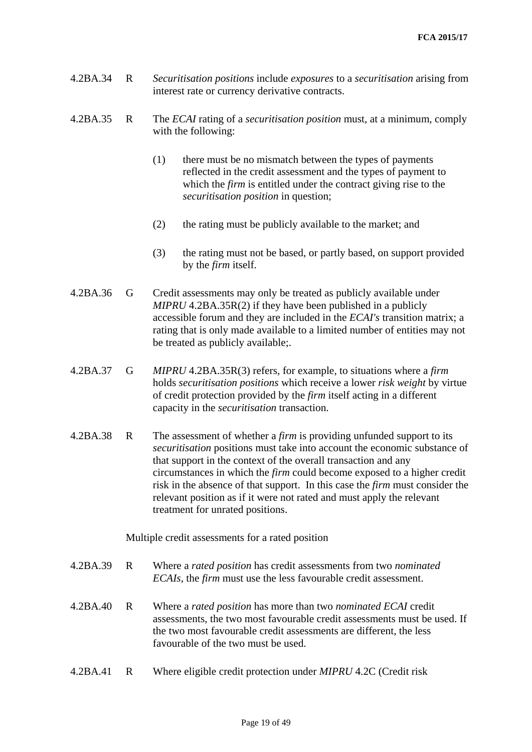4.2BA.34 R *Securitisation positions* include *exposures* to a *securitisation* arising from interest rate or currency derivative contracts.

4.2BA.35 R The *ECAI* rating of a *securitisation position* must, at a minimum, comply with the following:

(1) there must be no mismatch between the types of payments reflected in the credit assessment and the types of payment to which the *firm* is entitled under the contract giving rise to the *securitisation position* in question;

(2) the rating must be publicly available to the market; and

(3) the rating must not be based, or partly based, on support provided by the *firm* itself.

4.2BA.36 G Credit assessments may only be treated as publicly available under *MIPRU* 4.2BA.35R(2) if they have been published in a publicly accessible forum and they are included in the *ECAI's* transition matrix; a rating that is only made available to a limited number of entities may not be treated as publicly available;.

4.2BA.37 G *MIPRU* 4.2BA.35R(3) refers, for example, to situations where a *firm* holds *securitisation positions* which receive a lower *risk weight* by virtue of credit protection provided by the *firm* itself acting in a different capacity in the *securitisation* transaction.

4.2BA.38 R The assessment of whether a *firm* is providing unfunded support to its *securitisation* positions must take into account the economic substance of that support in the context of the overall transaction and any circumstances in which the *firm* could become exposed to a higher credit risk in the absence of that support. In this case the *firm* must consider the relevant position as if it were not rated and must apply the relevant treatment for unrated positions.

Multiple credit assessments for a rated position

4.2BA.39 R Where a *rated position* has credit assessments from two *nominated ECAIs*, the *firm* must use the less favourable credit assessment.

4.2BA.40 R Where a *rated position* has more than two *nominated ECAI* credit assessments, the two most favourable credit assessments must be used. If the two most favourable credit assessments are different, the less favourable of the two must be used.

4.2BA.41 R Where eligible credit protection under *MIPRU* 4.2C (Credit risk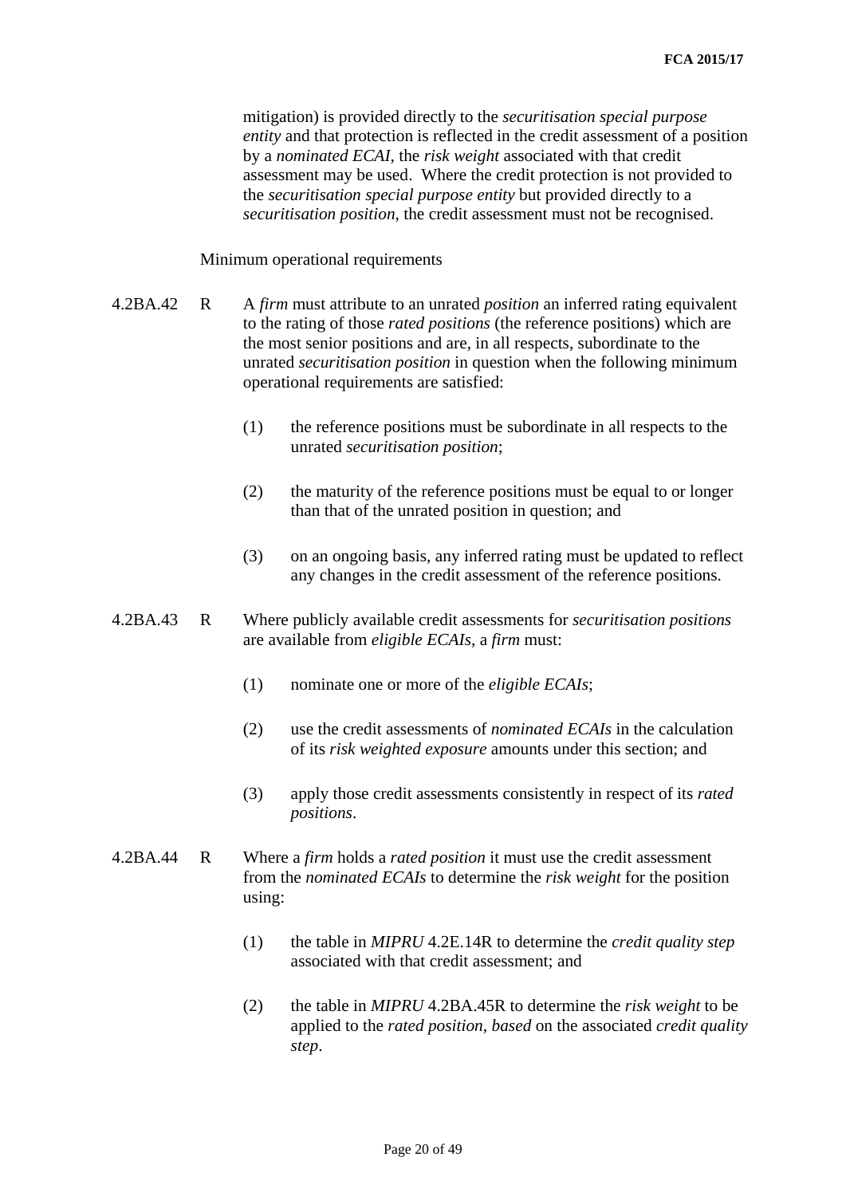mitigation) is provided directly to the *securitisation special purpose entity* and that protection is reflected in the credit assessment of a position by a *nominated ECAI*, the *risk weight* associated with that credit assessment may be used. Where the credit protection is not provided to the *securitisation special purpose entity* but provided directly to a *securitisation position*, the credit assessment must not be recognised.

Minimum operational requirements

4.2BA.42 R A *firm* must attribute to an unrated *position* an inferred rating equivalent to the rating of those *rated positions* (the reference positions) which are the most senior positions and are, in all respects, subordinate to the unrated *securitisation position* in question when the following minimum operational requirements are satisfied:

(1) the reference positions must be subordinate in all respects to the unrated *securitisation position*;

(2) the maturity of the reference positions must be equal to or longer than that of the unrated position in question; and

(3) on an ongoing basis, any inferred rating must be updated to reflect any changes in the credit assessment of the reference positions.

4.2BA.43 R Where publicly available credit assessments for *securitisation positions* are available from *eligible ECAIs*, a *firm* must:

(1) nominate one or more of the *eligible ECAIs*;

(2) use the credit assessments of *nominated ECAIs* in the calculation of its *risk weighted exposure* amounts under this section; and

(3) apply those credit assessments consistently in respect of its *rated positions*.

4.2BA.44 R Where a *firm* holds a *rated position* it must use the credit assessment from the *nominated ECAIs* to determine the *risk weight* for the position using:

(1) the table in *MIPRU* 4.2E.14R to determine the *credit quality step* associated with that credit assessment; and

(2) the table in *MIPRU* 4.2BA.45R to determine the *risk weight* to be applied to the *rated position*, *based* on the associated *credit quality step*.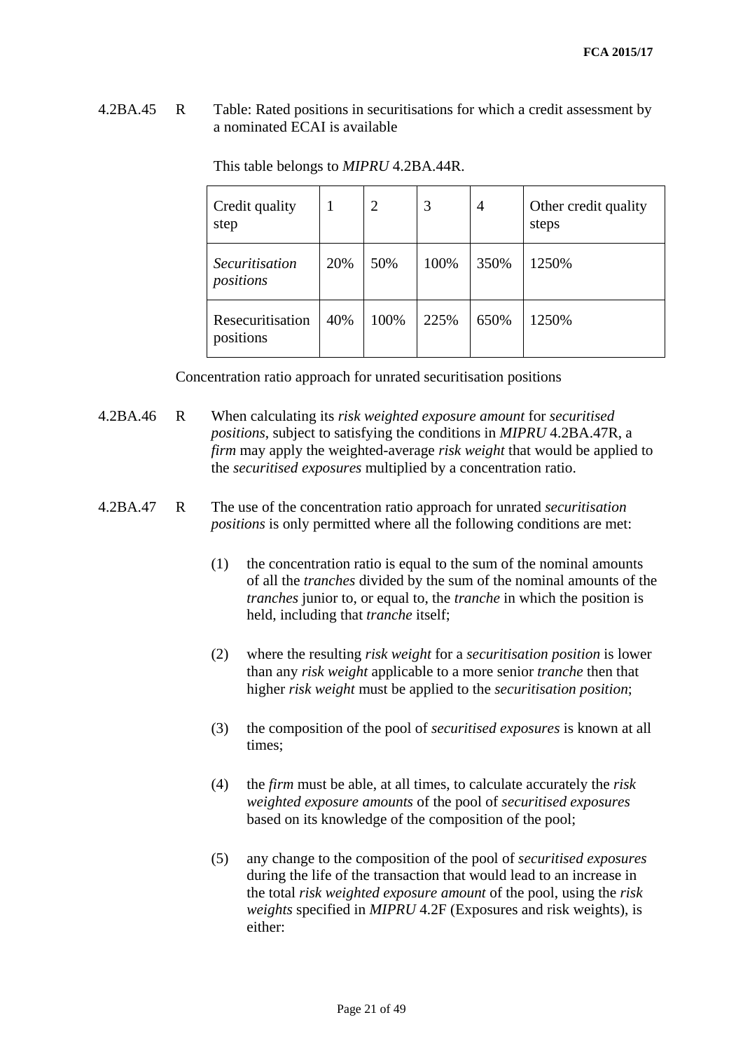4.2BA.45 R Table: Rated positions in securitisations for which a credit assessment by a nominated ECAI is available

This table belongs to *MIPRU* 4.2BA.44R.

| Credit quality step | 1 | 2 | 3 | 4 | Other credit quality steps |
|---|---|---|---|---|---|
| *Securitisation positions* | 20% | 50% | 100% | 350% | 1250% |
| Resecuritisation positions | 40% | 100% | 225% | 650% | 1250% |

Concentration ratio approach for unrated securitisation positions

4.2BA.46 R When calculating its *risk weighted exposure amount* for *securitised positions*, subject to satisfying the conditions in *MIPRU* 4.2BA.47R, a *firm* may apply the weighted-average *risk weight* that would be applied to the *securitised exposures* multiplied by a concentration ratio.

4.2BA.47 R The use of the concentration ratio approach for unrated *securitisation positions* is only permitted where all the following conditions are met:

(1) the concentration ratio is equal to the sum of the nominal amounts of all the *tranches* divided by the sum of the nominal amounts of the *tranches* junior to, or equal to, the *tranche* in which the position is held, including that *tranche* itself;

(2) where the resulting *risk weight* for a *securitisation position* is lower than any *risk weight* applicable to a more senior *tranche* then that higher *risk weight* must be applied to the *securitisation position*;

(3) the composition of the pool of *securitised exposures* is known at all times;

(4) the *firm* must be able, at all times, to calculate accurately the *risk weighted exposure amounts* of the pool of *securitised exposures* based on its knowledge of the composition of the pool;

(5) any change to the composition of the pool of *securitised exposures* during the life of the transaction that would lead to an increase in the total *risk weighted exposure amount* of the pool, using the *risk weights* specified in *MIPRU* 4.2F (Exposures and risk weights), is either: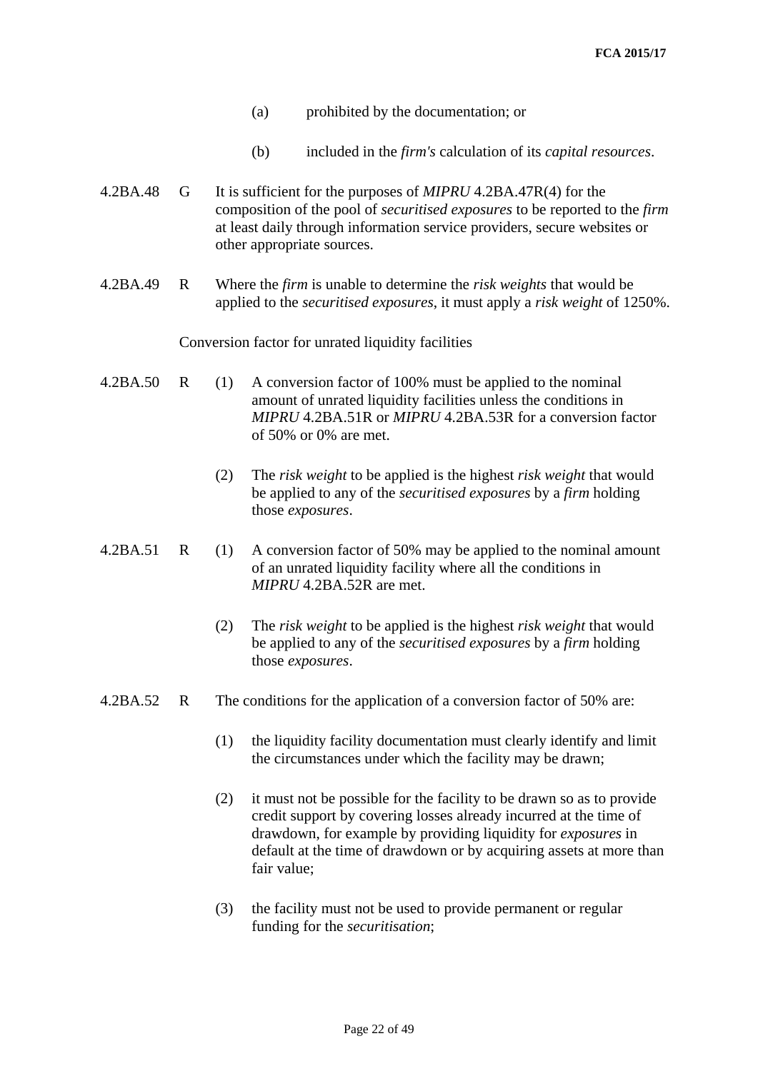(a) prohibited by the documentation; or

(b) included in the *firm's* calculation of its *capital resources*.

4.2BA.48 G It is sufficient for the purposes of *MIPRU* 4.2BA.47R(4) for the composition of the pool of *securitised exposures* to be reported to the *firm* at least daily through information service providers, secure websites or other appropriate sources.

4.2BA.49 R Where the *firm* is unable to determine the *risk weights* that would be applied to the *securitised exposures*, it must apply a *risk weight* of 1250%.

Conversion factor for unrated liquidity facilities

4.2BA.50 R (1) A conversion factor of 100% must be applied to the nominal amount of unrated liquidity facilities unless the conditions in *MIPRU* 4.2BA.51R or *MIPRU* 4.2BA.53R for a conversion factor of 50% or 0% are met.

(2) The *risk weight* to be applied is the highest *risk weight* that would be applied to any of the *securitised exposures* by a *firm* holding those *exposures*.

4.2BA.51 R (1) A conversion factor of 50% may be applied to the nominal amount of an unrated liquidity facility where all the conditions in *MIPRU* 4.2BA.52R are met.

(2) The *risk weight* to be applied is the highest *risk weight* that would be applied to any of the *securitised exposures* by a *firm* holding those *exposures*.

4.2BA.52 R The conditions for the application of a conversion factor of 50% are:

(1) the liquidity facility documentation must clearly identify and limit the circumstances under which the facility may be drawn;

(2) it must not be possible for the facility to be drawn so as to provide credit support by covering losses already incurred at the time of drawdown, for example by providing liquidity for *exposures* in default at the time of drawdown or by acquiring assets at more than fair value;

(3) the facility must not be used to provide permanent or regular funding for the *securitisation*;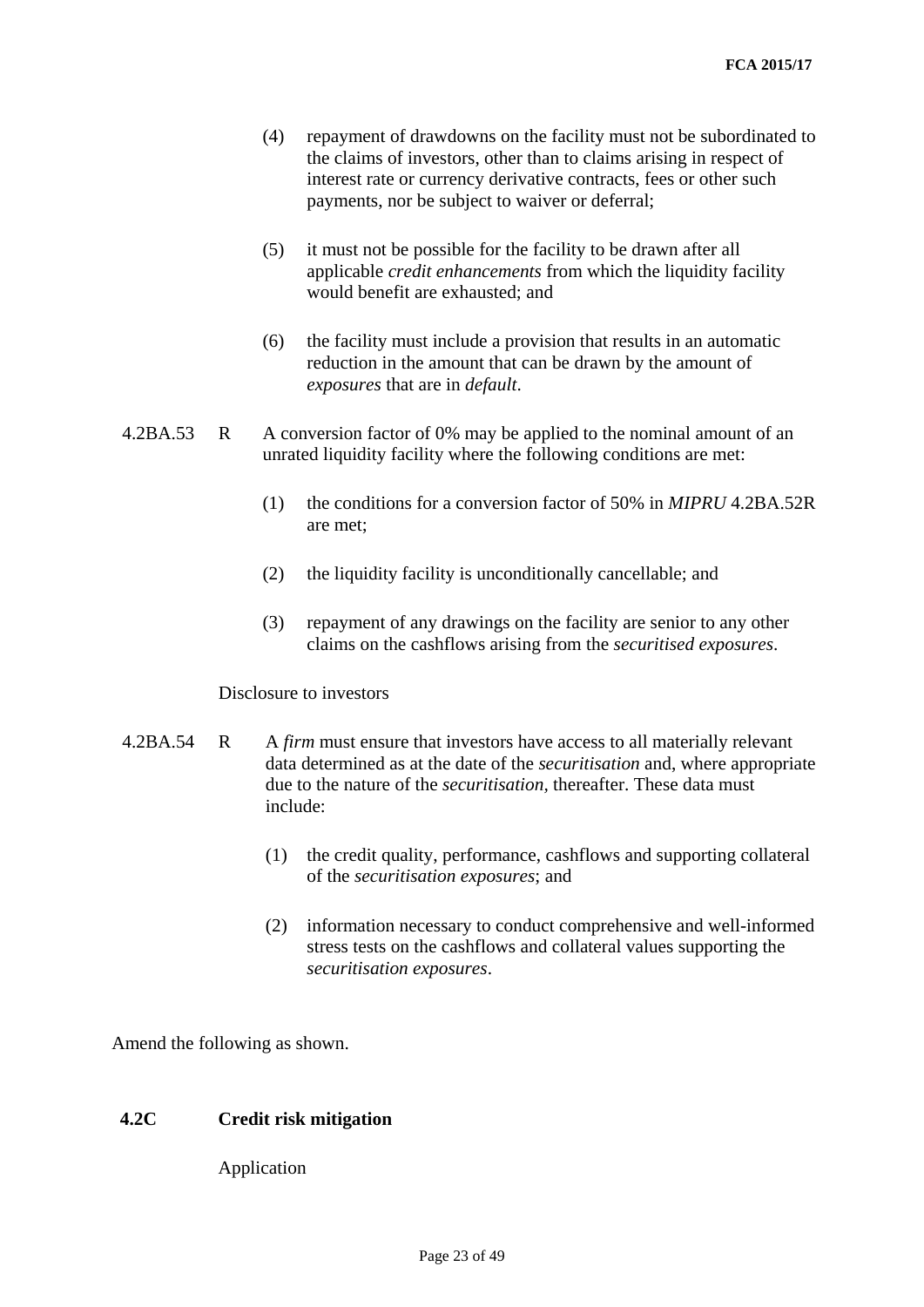(4) repayment of drawdowns on the facility must not be subordinated to the claims of investors, other than to claims arising in respect of interest rate or currency derivative contracts, fees or other such payments, nor be subject to waiver or deferral;

(5) it must not be possible for the facility to be drawn after all applicable *credit enhancements* from which the liquidity facility would benefit are exhausted; and

(6) the facility must include a provision that results in an automatic reduction in the amount that can be drawn by the amount of *exposures* that are in *default*.

4.2BA.53 R A conversion factor of 0% may be applied to the nominal amount of an unrated liquidity facility where the following conditions are met:

(1) the conditions for a conversion factor of 50% in *MIPRU* 4.2BA.52R are met;

(2) the liquidity facility is unconditionally cancellable; and

(3) repayment of any drawings on the facility are senior to any other claims on the cashflows arising from the *securitised exposures*.

Disclosure to investors

4.2BA.54 R A *firm* must ensure that investors have access to all materially relevant data determined as at the date of the *securitisation* and, where appropriate due to the nature of the *securitisation*, thereafter. These data must include:

(1) the credit quality, performance, cashflows and supporting collateral of the *securitisation exposures*; and

(2) information necessary to conduct comprehensive and well-informed stress tests on the cashflows and collateral values supporting the *securitisation exposures*.

Amend the following as shown.

## 4.2C Credit risk mitigation

Application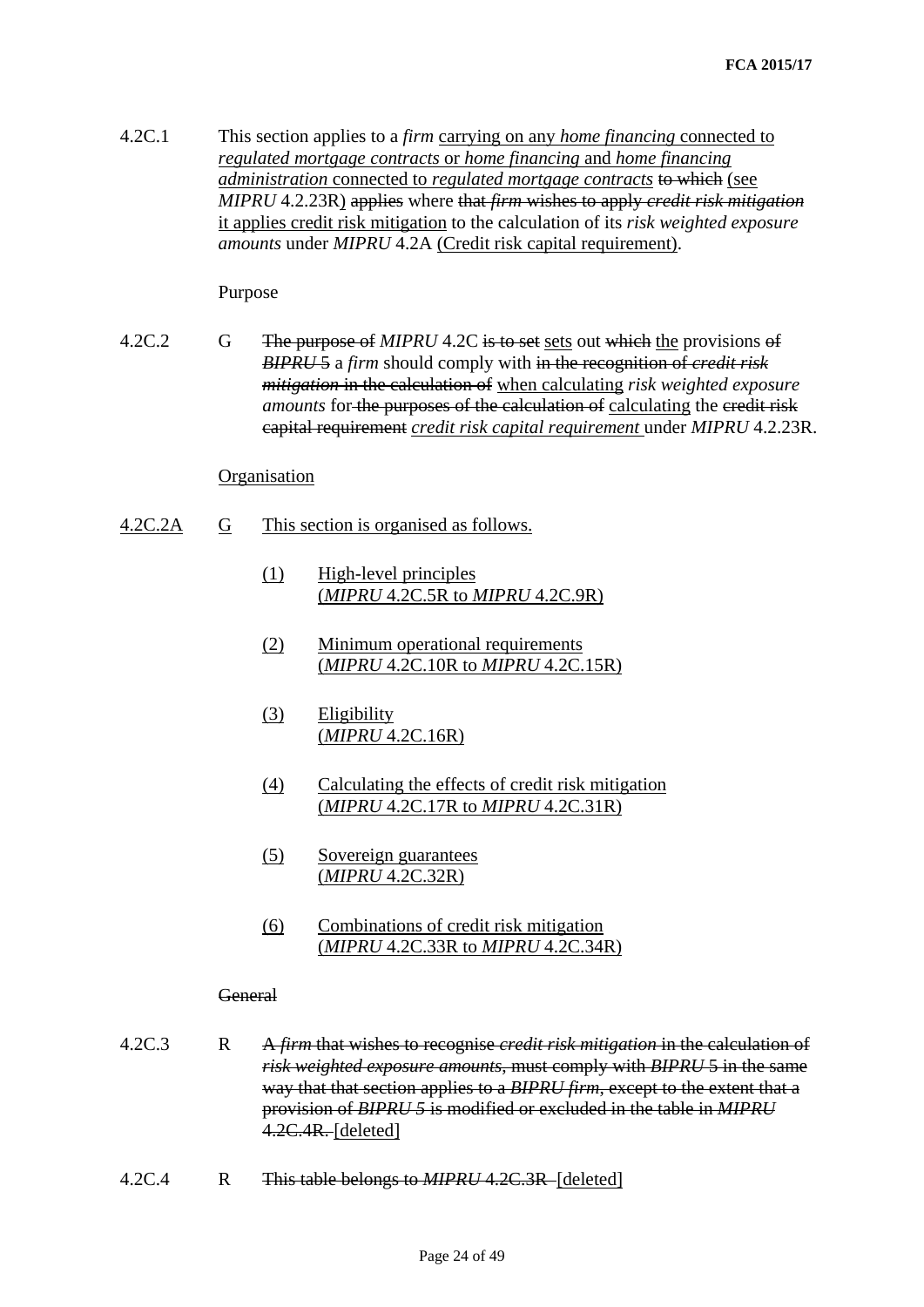4.2C.1 This section applies to a *firm* carrying on any *home financing* connected to *regulated mortgage contracts* or *home financing* and *home financing administration* connected to *regulated mortgage contracts* ~~to which~~ (see *MIPRU* 4.2.23R) ~~applies~~ where ~~that *firm* wishes to apply *credit risk mitigation*~~ it applies credit risk mitigation to the calculation of its *risk weighted exposure amounts* under *MIPRU* 4.2A (Credit risk capital requirement).

Purpose

4.2C.2 G ~~The purpose of~~ *MIPRU* 4.2C ~~is to set~~ sets out ~~which~~ the provisions ~~of *BIPRU* 5~~ a *firm* should comply with ~~in the recognition of *credit risk mitigation* in the calculation of~~ when calculating *risk weighted exposure amounts* for ~~the purposes of the calculation of~~ calculating the ~~credit risk capital requirement~~ *credit risk capital requirement* under *MIPRU* 4.2.23R.

Organisation

4.2C.2A G This section is organised as follows.

(1) High-level principles (*MIPRU* 4.2C.5R to *MIPRU* 4.2C.9R)

(2) Minimum operational requirements (*MIPRU* 4.2C.10R to *MIPRU* 4.2C.15R)

(3) Eligibility (*MIPRU* 4.2C.16R)

(4) Calculating the effects of credit risk mitigation (*MIPRU* 4.2C.17R to *MIPRU* 4.2C.31R)

(5) Sovereign guarantees (*MIPRU* 4.2C.32R)

(6) Combinations of credit risk mitigation (*MIPRU* 4.2C.33R to *MIPRU* 4.2C.34R)

~~General~~

4.2C.3 R ~~A *firm* that wishes to recognise *credit risk mitigation* in the calculation of *risk weighted exposure amounts*, must comply with *BIPRU* 5 in the same way that that section applies to a *BIPRU firm*, except to the extent that a provision of *BIPRU 5* is modified or excluded in the table in *MIPRU* 4.2C.4R.~~ [deleted]

4.2C.4 R ~~This table belongs to *MIPRU* 4.2C.3R~~ [deleted]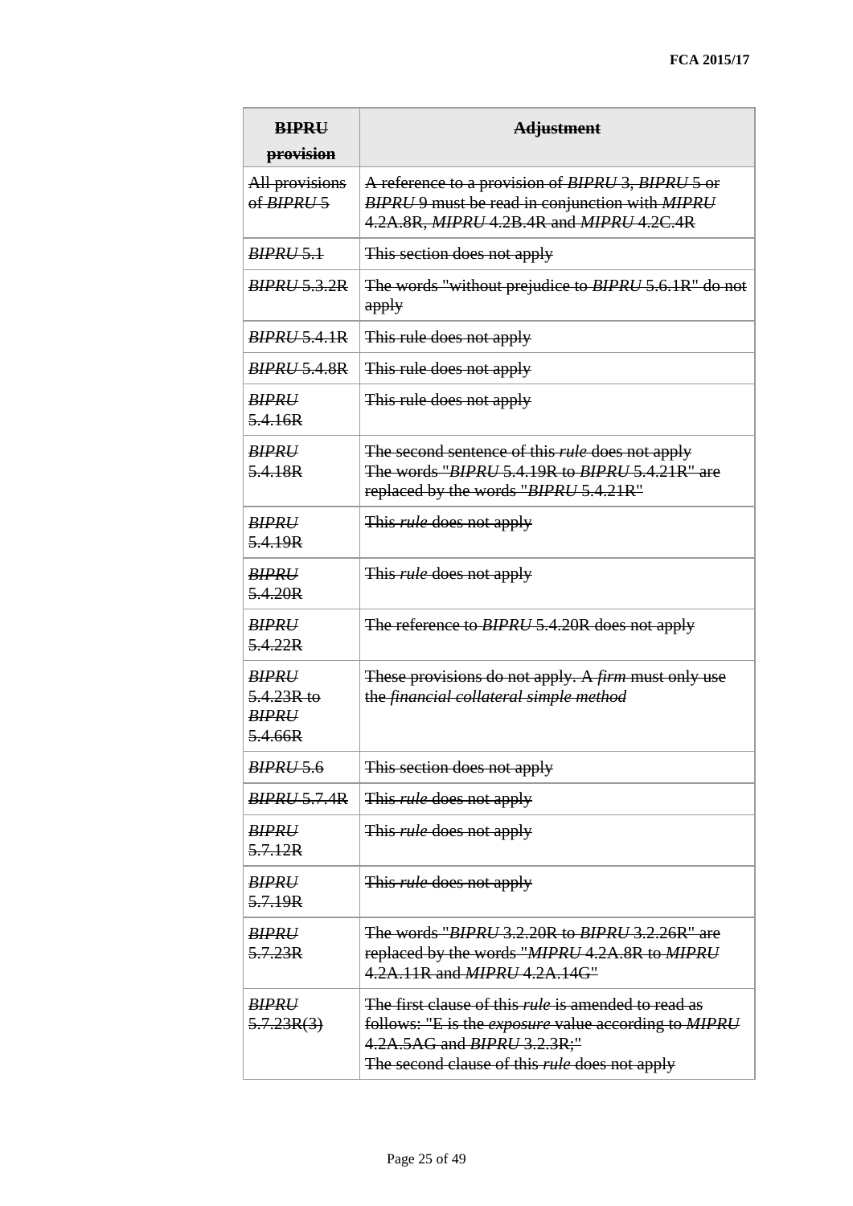| ~~**BIPRU provision**~~ | ~~**Adjustment**~~ |
|---|---|
| ~~All provisions of *BIPRU* 5~~ | ~~A reference to a provision of *BIPRU* 3, *BIPRU* 5 or *BIPRU* 9 must be read in conjunction with *MIPRU* 4.2A.8R, *MIPRU* 4.2B.4R and *MIPRU* 4.2C.4R~~ |
| ~~*BIPRU* 5.1~~ | ~~This section does not apply~~ |
| ~~*BIPRU* 5.3.2R~~ | ~~The words "without prejudice to *BIPRU* 5.6.1R" do not apply~~ |
| ~~*BIPRU* 5.4.1R~~ | ~~This rule does not apply~~ |
| ~~*BIPRU* 5.4.8R~~ | ~~This rule does not apply~~ |
| ~~*BIPRU* 5.4.16R~~ | ~~This rule does not apply~~ |
| ~~*BIPRU* 5.4.18R~~ | ~~The second sentence of this *rule* does not apply~~<br>~~The words "*BIPRU* 5.4.19R to *BIPRU* 5.4.21R" are replaced by the words "*BIPRU* 5.4.21R"~~ |
| ~~*BIPRU* 5.4.19R~~ | ~~This *rule* does not apply~~ |
| ~~*BIPRU* 5.4.20R~~ | ~~This *rule* does not apply~~ |
| ~~*BIPRU* 5.4.22R~~ | ~~The reference to *BIPRU* 5.4.20R does not apply~~ |
| ~~*BIPRU* 5.4.23R to *BIPRU* 5.4.66R~~ | ~~These provisions do not apply. A *firm* must only use the *financial collateral simple method*~~ |
| ~~*BIPRU* 5.6~~ | ~~This section does not apply~~ |
| ~~*BIPRU* 5.7.4R~~ | ~~This *rule* does not apply~~ |
| ~~*BIPRU* 5.7.12R~~ | ~~This *rule* does not apply~~ |
| ~~*BIPRU* 5.7.19R~~ | ~~This *rule* does not apply~~ |
| ~~*BIPRU* 5.7.23R~~ | ~~The words "*BIPRU* 3.2.20R to *BIPRU* 3.2.26R" are replaced by the words "*MIPRU* 4.2A.8R to *MIPRU* 4.2A.11R and *MIPRU* 4.2A.14G"~~ |
| ~~*BIPRU* 5.7.23R(3)~~ | ~~The first clause of this *rule* is amended to read as follows: "E is the *exposure* value according to *MIPRU* 4.2A.5AG and *BIPRU* 3.2.3R;"~~<br>~~The second clause of this *rule* does not apply~~ |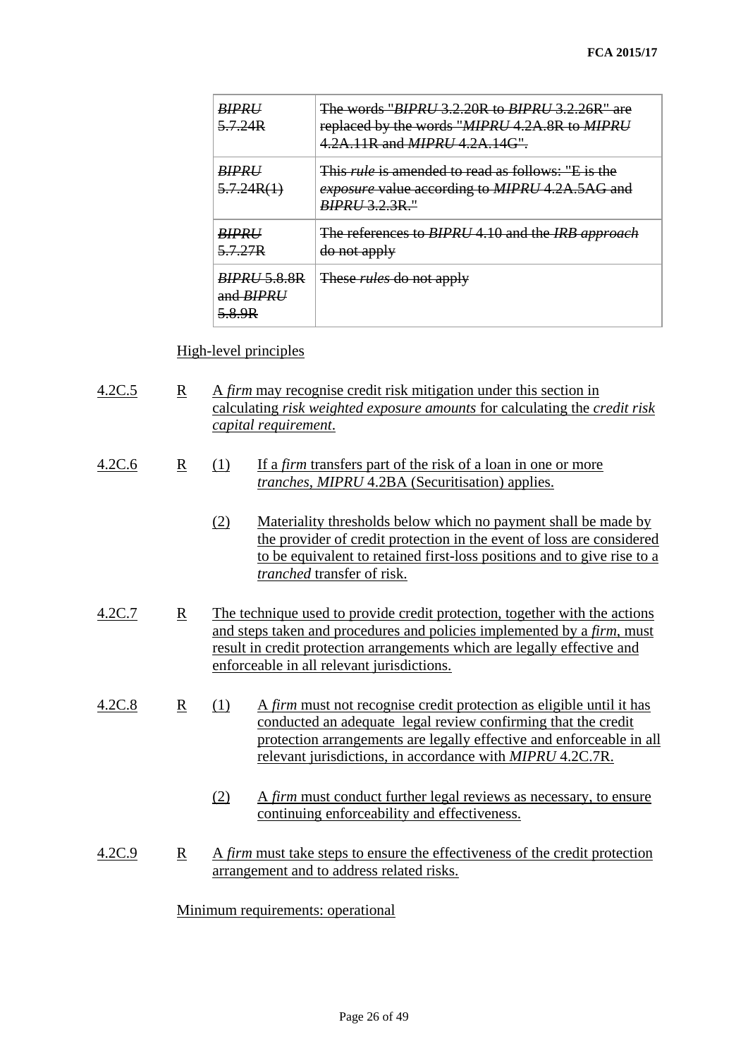| | |
|---|---|
| ~~*BIPRU* 5.7.24R~~ | ~~The words "*BIPRU* 3.2.20R to *BIPRU* 3.2.26R" are replaced by the words "*MIPRU* 4.2A.8R to *MIPRU* 4.2A.11R and *MIPRU* 4.2A.14G".~~ |
| ~~*BIPRU* 5.7.24R(1)~~ | ~~This *rule* is amended to read as follows: "E is the *exposure* value according to *MIPRU* 4.2A.5AG and *BIPRU* 3.2.3R."~~ |
| ~~*BIPRU* 5.7.27R~~ | ~~The references to *BIPRU* 4.10 and the *IRB approach* do not apply~~ |
| ~~*BIPRU* 5.8.8R and *BIPRU* 5.8.9R~~ | ~~These *rules* do not apply~~ |

High-level principles

4.2C.5 R A *firm* may recognise credit risk mitigation under this section in calculating *risk weighted exposure amounts* for calculating the *credit risk capital requirement*.

4.2C.6 R (1) If a *firm* transfers part of the risk of a loan in one or more *tranches*, *MIPRU* 4.2BA (Securitisation) applies.

(2) Materiality thresholds below which no payment shall be made by the provider of credit protection in the event of loss are considered to be equivalent to retained first-loss positions and to give rise to a *tranched* transfer of risk.

4.2C.7 R The technique used to provide credit protection, together with the actions and steps taken and procedures and policies implemented by a *firm*, must result in credit protection arrangements which are legally effective and enforceable in all relevant jurisdictions.

4.2C.8 R (1) A *firm* must not recognise credit protection as eligible until it has conducted an adequate legal review confirming that the credit protection arrangements are legally effective and enforceable in all relevant jurisdictions, in accordance with *MIPRU* 4.2C.7R.

(2) A *firm* must conduct further legal reviews as necessary, to ensure continuing enforceability and effectiveness.

4.2C.9 R A *firm* must take steps to ensure the effectiveness of the credit protection arrangement and to address related risks.

Minimum requirements: operational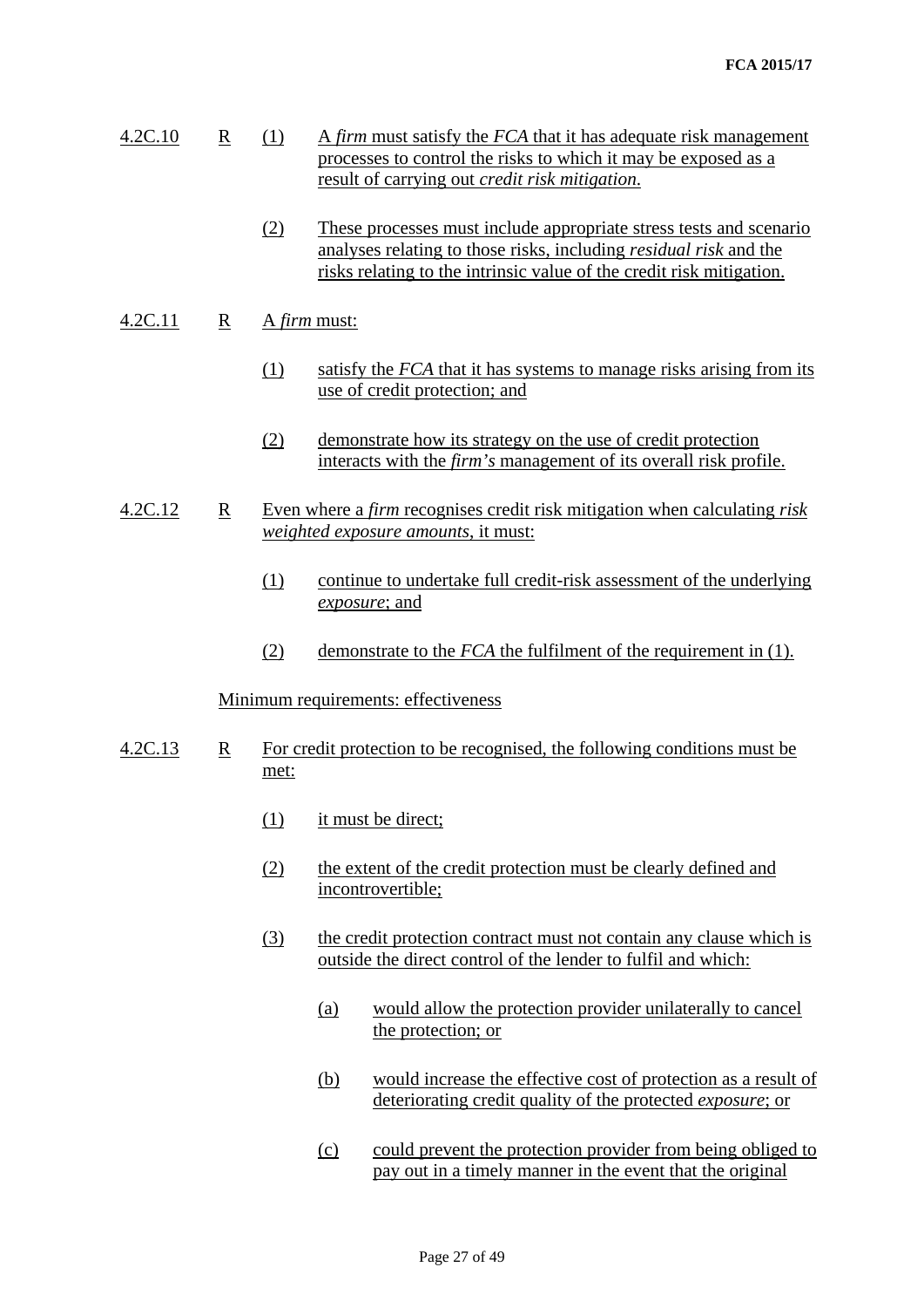4.2C.10 R (1) A *firm* must satisfy the *FCA* that it has adequate risk management processes to control the risks to which it may be exposed as a result of carrying out *credit risk mitigation*.

(2) These processes must include appropriate stress tests and scenario analyses relating to those risks, including *residual risk* and the risks relating to the intrinsic value of the credit risk mitigation.

4.2C.11 R A *firm* must:

(1) satisfy the *FCA* that it has systems to manage risks arising from its use of credit protection; and

(2) demonstrate how its strategy on the use of credit protection interacts with the *firm's* management of its overall risk profile.

4.2C.12 R Even where a *firm* recognises credit risk mitigation when calculating *risk weighted exposure amounts*, it must:

(1) continue to undertake full credit-risk assessment of the underlying *exposure*; and

(2) demonstrate to the *FCA* the fulfilment of the requirement in (1).

Minimum requirements: effectiveness

4.2C.13 R For credit protection to be recognised, the following conditions must be met:

(1) it must be direct;

(2) the extent of the credit protection must be clearly defined and incontrovertible;

(3) the credit protection contract must not contain any clause which is outside the direct control of the lender to fulfil and which:

(a) would allow the protection provider unilaterally to cancel the protection; or

(b) would increase the effective cost of protection as a result of deteriorating credit quality of the protected *exposure*; or

(c) could prevent the protection provider from being obliged to pay out in a timely manner in the event that the original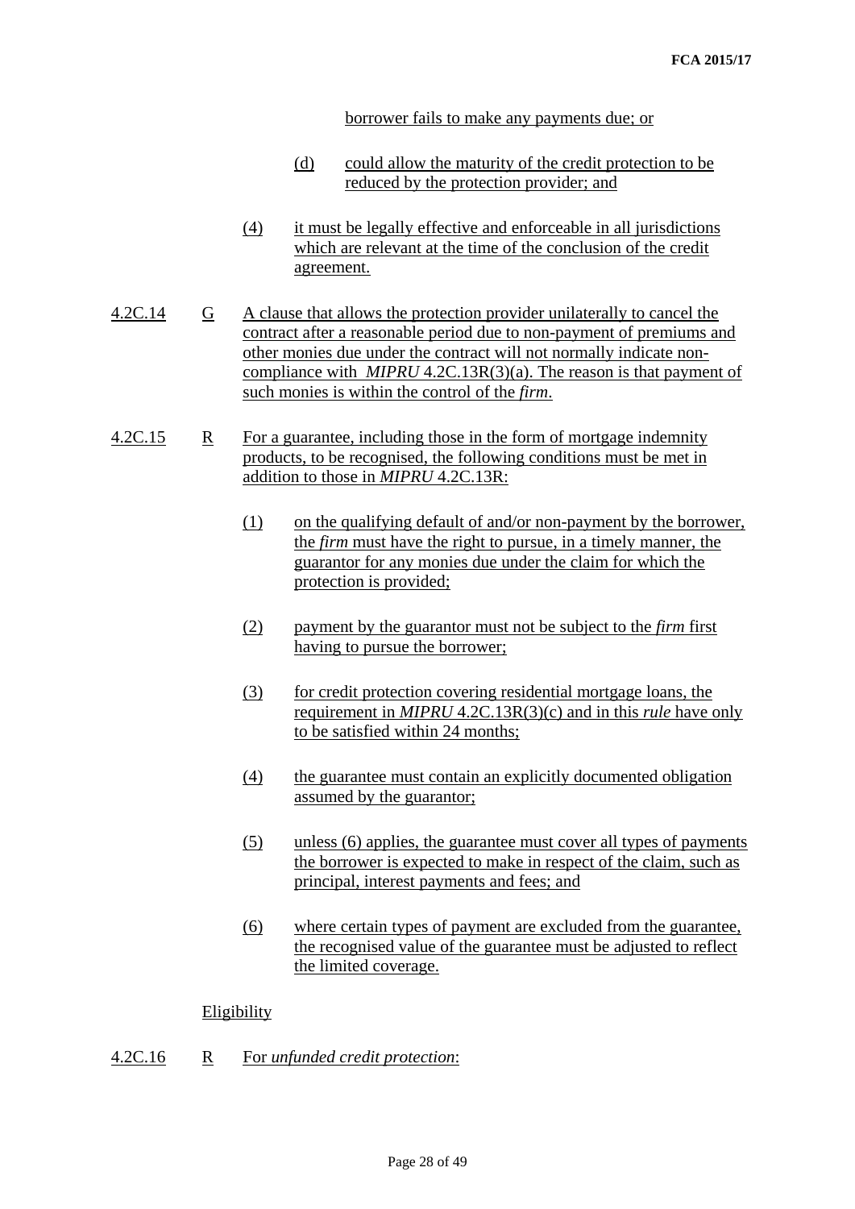borrower fails to make any payments due; or

(d) could allow the maturity of the credit protection to be reduced by the protection provider; and

(4) it must be legally effective and enforceable in all jurisdictions which are relevant at the time of the conclusion of the credit agreement.

4.2C.14 G A clause that allows the protection provider unilaterally to cancel the contract after a reasonable period due to non-payment of premiums and other monies due under the contract will not normally indicate non-compliance with *MIPRU* 4.2C.13R(3)(a). The reason is that payment of such monies is within the control of the *firm*.

4.2C.15 R For a guarantee, including those in the form of mortgage indemnity products, to be recognised, the following conditions must be met in addition to those in *MIPRU* 4.2C.13R:

(1) on the qualifying default of and/or non-payment by the borrower, the *firm* must have the right to pursue, in a timely manner, the guarantor for any monies due under the claim for which the protection is provided;

(2) payment by the guarantor must not be subject to the *firm* first having to pursue the borrower;

(3) for credit protection covering residential mortgage loans, the requirement in *MIPRU* 4.2C.13R(3)(c) and in this *rule* have only to be satisfied within 24 months;

(4) the guarantee must contain an explicitly documented obligation assumed by the guarantor;

(5) unless (6) applies, the guarantee must cover all types of payments the borrower is expected to make in respect of the claim, such as principal, interest payments and fees; and

(6) where certain types of payment are excluded from the guarantee, the recognised value of the guarantee must be adjusted to reflect the limited coverage.

Eligibility

4.2C.16 R For *unfunded credit protection*: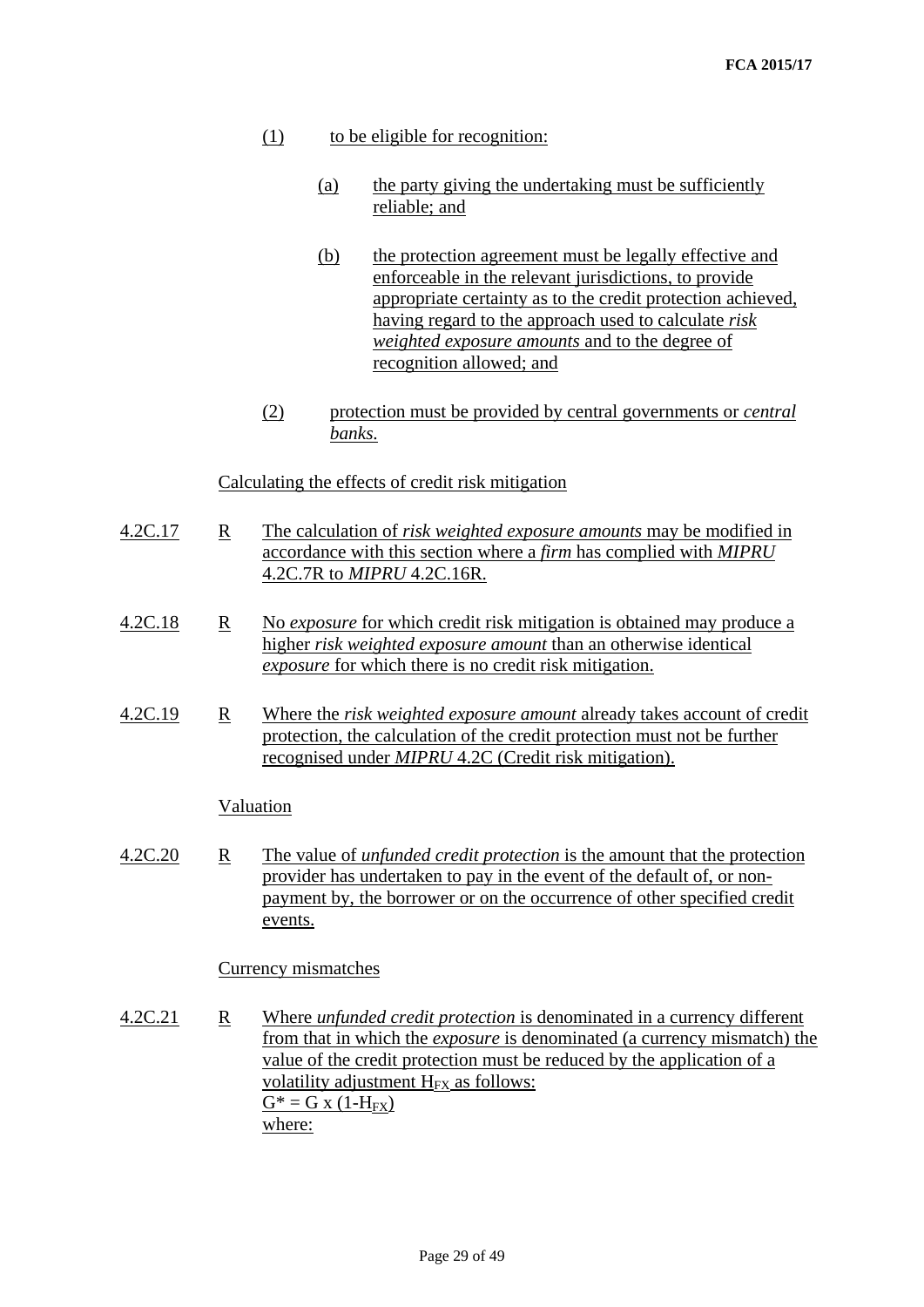(1) to be eligible for recognition:

(a) the party giving the undertaking must be sufficiently reliable; and

(b) the protection agreement must be legally effective and enforceable in the relevant jurisdictions, to provide appropriate certainty as to the credit protection achieved, having regard to the approach used to calculate *risk weighted exposure amounts* and to the degree of recognition allowed; and

(2) protection must be provided by central governments or *central banks*.

Calculating the effects of credit risk mitigation

4.2C.17 R The calculation of *risk weighted exposure amounts* may be modified in accordance with this section where a *firm* has complied with *MIPRU* 4.2C.7R to *MIPRU* 4.2C.16R.

4.2C.18 R No *exposure* for which credit risk mitigation is obtained may produce a higher *risk weighted exposure amount* than an otherwise identical *exposure* for which there is no credit risk mitigation.

4.2C.19 R Where the *risk weighted exposure amount* already takes account of credit protection, the calculation of the credit protection must not be further recognised under *MIPRU* 4.2C (Credit risk mitigation).

Valuation

4.2C.20 R The value of *unfunded credit protection* is the amount that the protection provider has undertaken to pay in the event of the default of, or non-payment by, the borrower or on the occurrence of other specified credit events.

Currency mismatches

4.2C.21 R Where *unfunded credit protection* is denominated in a currency different from that in which the *exposure* is denominated (a currency mismatch) the value of the credit protection must be reduced by the application of a volatility adjustment $H_{FX}$ as follows:

$G^* = G \times (1-H_{FX})$

where: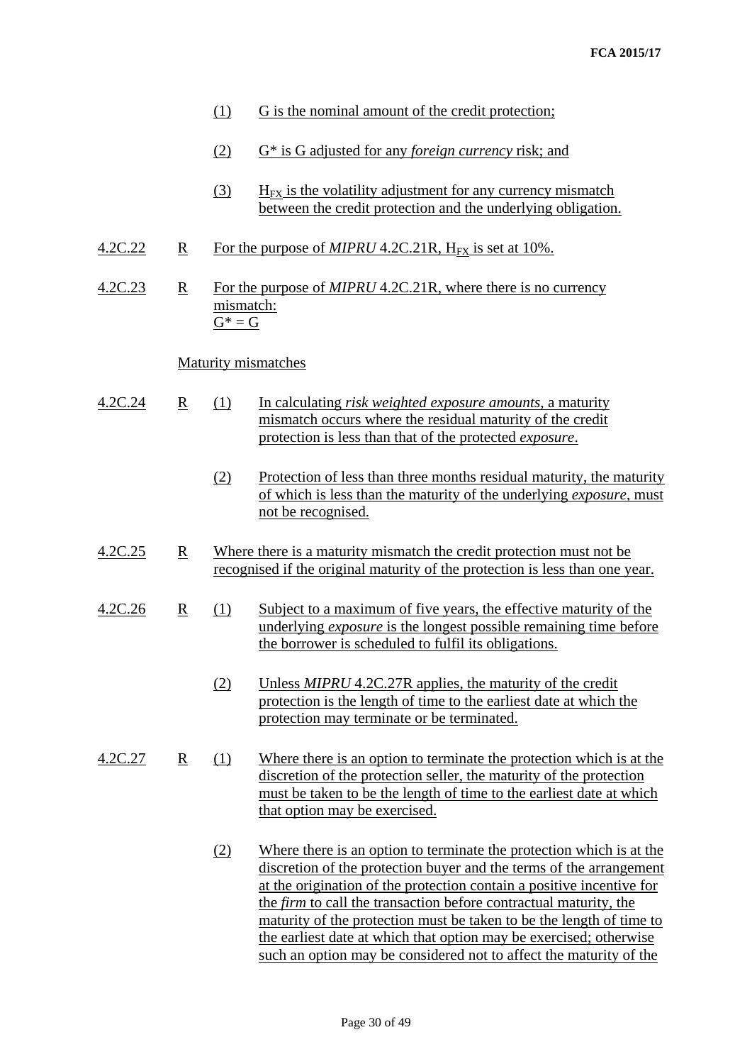(1) G is the nominal amount of the credit protection;

(2) G* is G adjusted for any *foreign currency* risk; and

(3) $H_{FX}$ is the volatility adjustment for any currency mismatch between the credit protection and the underlying obligation.

4.2C.22 R For the purpose of *MIPRU* 4.2C.21R, $H_{FX}$ is set at 10%.

4.2C.23 R For the purpose of *MIPRU* 4.2C.21R, where there is no currency mismatch:
$G^* = G$

Maturity mismatches

4.2C.24 R (1) In calculating *risk weighted exposure amounts*, a maturity mismatch occurs where the residual maturity of the credit protection is less than that of the protected *exposure*.

(2) Protection of less than three months residual maturity, the maturity of which is less than the maturity of the underlying *exposure*, must not be recognised.

4.2C.25 R Where there is a maturity mismatch the credit protection must not be recognised if the original maturity of the protection is less than one year.

4.2C.26 R (1) Subject to a maximum of five years, the effective maturity of the underlying *exposure* is the longest possible remaining time before the borrower is scheduled to fulfil its obligations.

(2) Unless *MIPRU* 4.2C.27R applies, the maturity of the credit protection is the length of time to the earliest date at which the protection may terminate or be terminated.

4.2C.27 R (1) Where there is an option to terminate the protection which is at the discretion of the protection seller, the maturity of the protection must be taken to be the length of time to the earliest date at which that option may be exercised.

(2) Where there is an option to terminate the protection which is at the discretion of the protection buyer and the terms of the arrangement at the origination of the protection contain a positive incentive for the *firm* to call the transaction before contractual maturity, the maturity of the protection must be taken to be the length of time to the earliest date at which that option may be exercised; otherwise such an option may be considered not to affect the maturity of the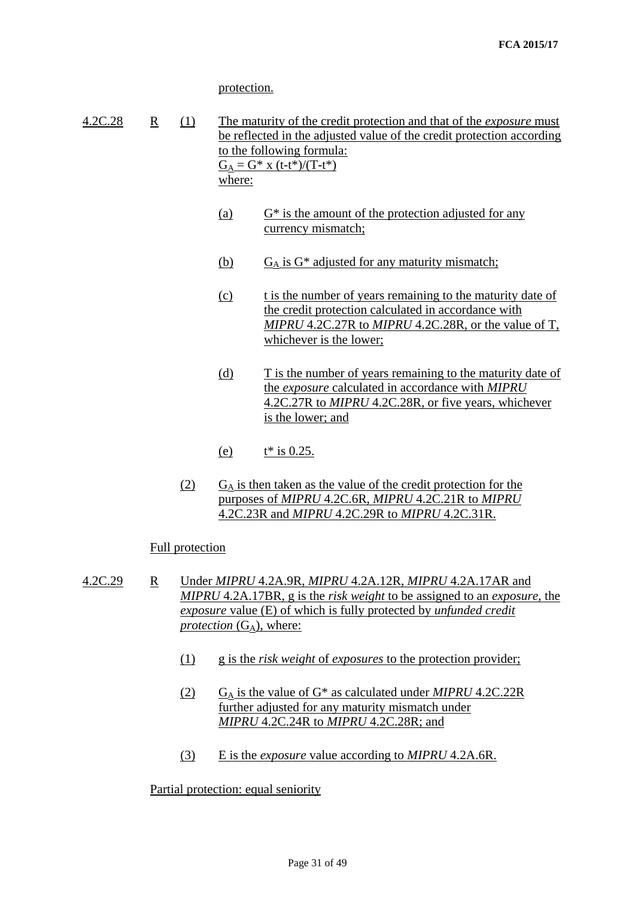protection.

4.2C.28 R (1) The maturity of the credit protection and that of the *exposure* must be reflected in the adjusted value of the credit protection according to the following formula:

$G_A = G^* \times (t - t^*)/(T - t^*)$

where:

(a) $G^*$ is the amount of the protection adjusted for any currency mismatch;

(b) $G_A$ is $G^*$ adjusted for any maturity mismatch;

(c) t is the number of years remaining to the maturity date of the credit protection calculated in accordance with *MIPRU* 4.2C.27R to *MIPRU* 4.2C.28R, or the value of T, whichever is the lower;

(d) T is the number of years remaining to the maturity date of the *exposure* calculated in accordance with *MIPRU* 4.2C.27R to *MIPRU* 4.2C.28R, or five years, whichever is the lower; and

(e) $t^*$ is 0.25.

(2) $G_A$ is then taken as the value of the credit protection for the purposes of *MIPRU* 4.2C.6R, *MIPRU* 4.2C.21R to *MIPRU* 4.2C.23R and *MIPRU* 4.2C.29R to *MIPRU* 4.2C.31R.

Full protection

4.2C.29 R Under *MIPRU* 4.2A.9R, *MIPRU* 4.2A.12R, *MIPRU* 4.2A.17AR and *MIPRU* 4.2A.17BR, g is the *risk weight* to be assigned to an *exposure*, the *exposure* value (E) of which is fully protected by *unfunded credit protection* ($G_A$), where:

(1) g is the *risk weight* of *exposures* to the protection provider;

(2) $G_A$ is the value of $G^*$ as calculated under *MIPRU* 4.2C.22R further adjusted for any maturity mismatch under *MIPRU* 4.2C.24R to *MIPRU* 4.2C.28R; and

(3) E is the *exposure* value according to *MIPRU* 4.2A.6R.

Partial protection: equal seniority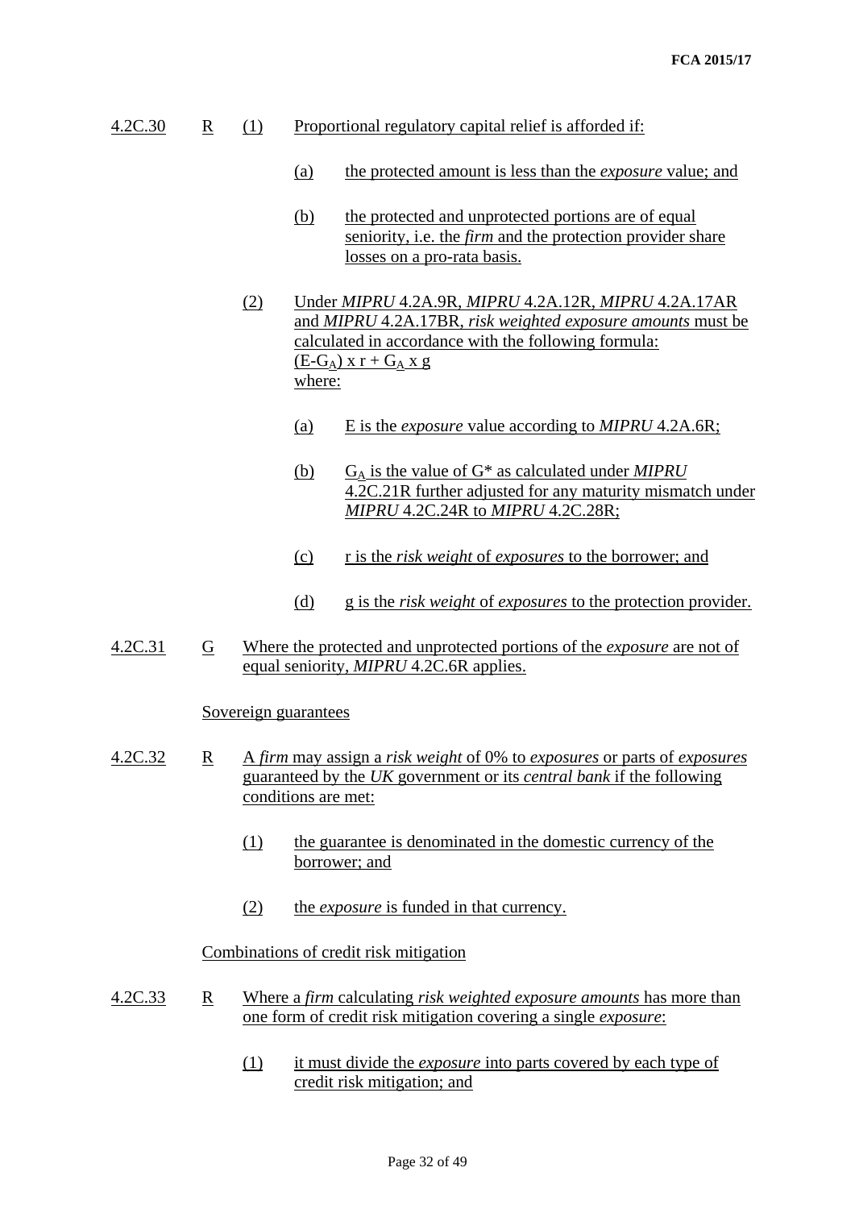4.2C.30 R (1) Proportional regulatory capital relief is afforded if:

(a) the protected amount is less than the *exposure* value; and

(b) the protected and unprotected portions are of equal seniority, i.e. the *firm* and the protection provider share losses on a pro-rata basis.

(2) Under *MIPRU* 4.2A.9R, *MIPRU* 4.2A.12R, *MIPRU* 4.2A.17AR and *MIPRU* 4.2A.17BR, *risk weighted exposure amounts* must be calculated in accordance with the following formula:

$(E-G_A) \times r + G_A \times g$

where:

(a) E is the *exposure* value according to *MIPRU* 4.2A.6R;

(b) $G_A$ is the value of G* as calculated under *MIPRU* 4.2C.21R further adjusted for any maturity mismatch under *MIPRU* 4.2C.24R to *MIPRU* 4.2C.28R;

(c) r is the *risk weight* of *exposures* to the borrower; and

(d) g is the *risk weight* of *exposures* to the protection provider.

4.2C.31 G Where the protected and unprotected portions of the *exposure* are not of equal seniority, *MIPRU* 4.2C.6R applies.

Sovereign guarantees

4.2C.32 R A *firm* may assign a *risk weight* of 0% to *exposures* or parts of *exposures* guaranteed by the *UK* government or its *central bank* if the following conditions are met:

(1) the guarantee is denominated in the domestic currency of the borrower; and

(2) the *exposure* is funded in that currency.

Combinations of credit risk mitigation

4.2C.33 R Where a *firm* calculating *risk weighted exposure amounts* has more than one form of credit risk mitigation covering a single *exposure*:

(1) it must divide the *exposure* into parts covered by each type of credit risk mitigation; and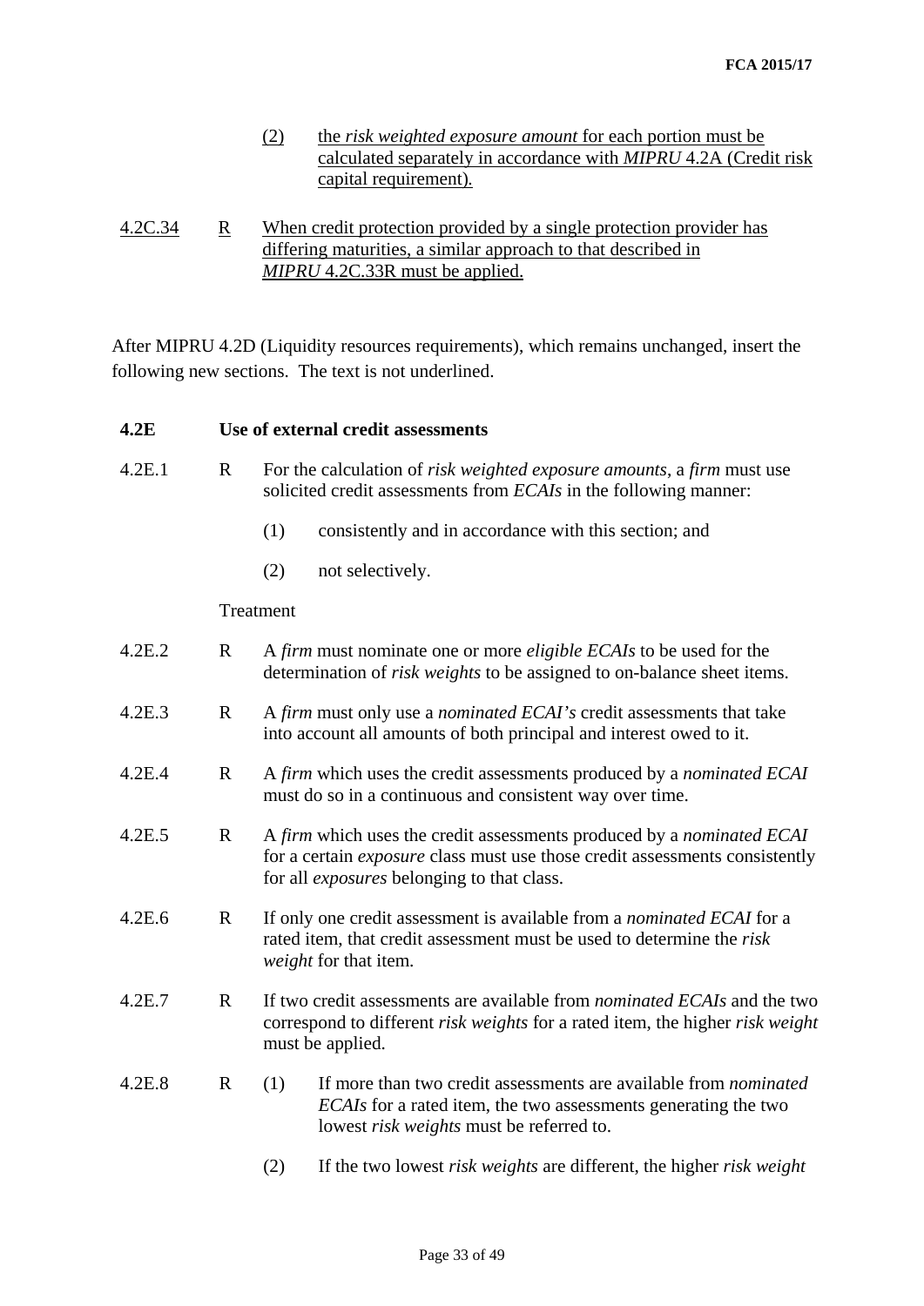(2) the *risk weighted exposure amount* for each portion must be calculated separately in accordance with *MIPRU* 4.2A (Credit risk capital requirement).

4.2C.34 R When credit protection provided by a single protection provider has differing maturities, a similar approach to that described in *MIPRU* 4.2C.33R must be applied.

After MIPRU 4.2D (Liquidity resources requirements), which remains unchanged, insert the following new sections. The text is not underlined.

**4.2E Use of external credit assessments**

4.2E.1 R For the calculation of *risk weighted exposure amounts*, a *firm* must use solicited credit assessments from *ECAIs* in the following manner:

(1) consistently and in accordance with this section; and

(2) not selectively.

Treatment

4.2E.2 R A *firm* must nominate one or more *eligible ECAIs* to be used for the determination of *risk weights* to be assigned to on-balance sheet items.

4.2E.3 R A *firm* must only use a *nominated ECAI's* credit assessments that take into account all amounts of both principal and interest owed to it.

4.2E.4 R A *firm* which uses the credit assessments produced by a *nominated ECAI* must do so in a continuous and consistent way over time.

4.2E.5 R A *firm* which uses the credit assessments produced by a *nominated ECAI* for a certain *exposure* class must use those credit assessments consistently for all *exposures* belonging to that class.

4.2E.6 R If only one credit assessment is available from a *nominated ECAI* for a rated item, that credit assessment must be used to determine the *risk weight* for that item.

4.2E.7 R If two credit assessments are available from *nominated ECAIs* and the two correspond to different *risk weights* for a rated item, the higher *risk weight* must be applied.

4.2E.8 R (1) If more than two credit assessments are available from *nominated ECAIs* for a rated item, the two assessments generating the two lowest *risk weights* must be referred to.

(2) If the two lowest *risk weights* are different, the higher *risk weight*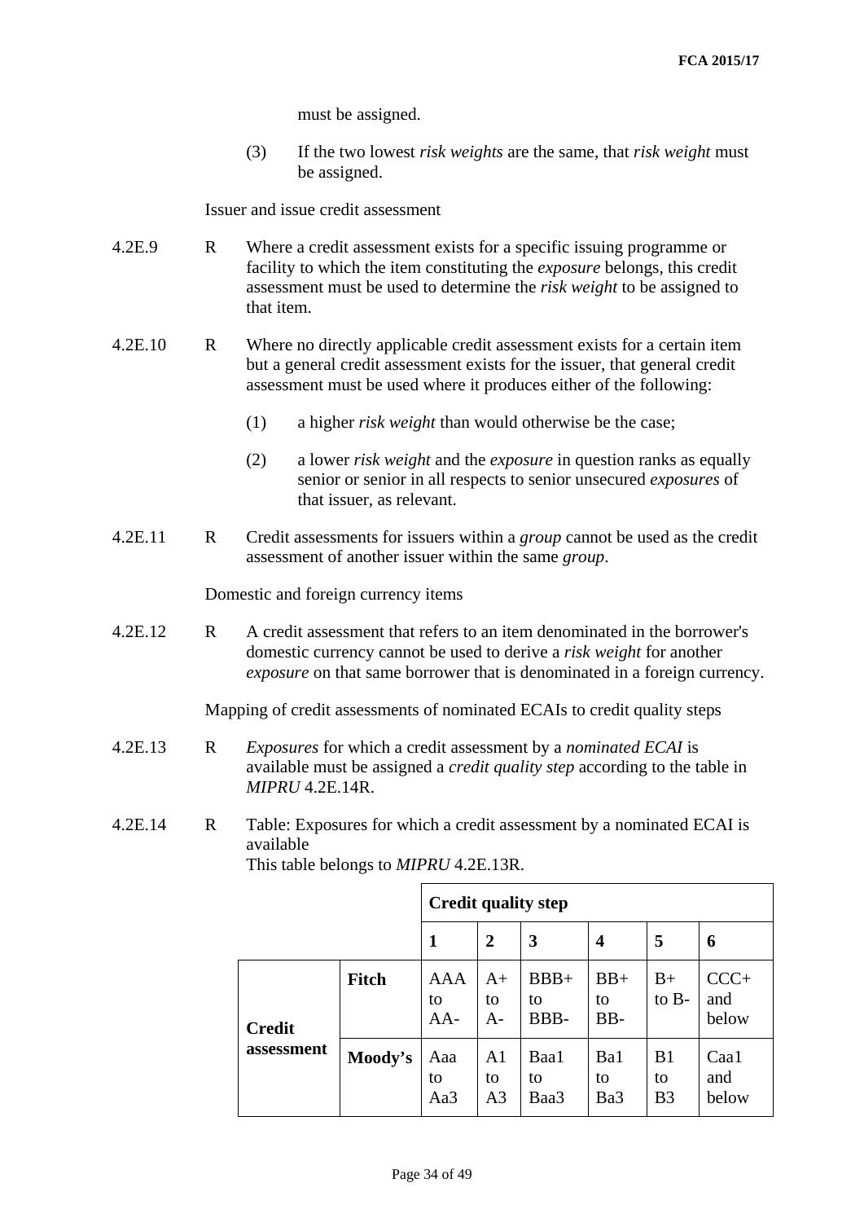must be assigned.

(3) If the two lowest *risk weights* are the same, that *risk weight* must be assigned.

Issuer and issue credit assessment

4.2E.9 R Where a credit assessment exists for a specific issuing programme or facility to which the item constituting the *exposure* belongs, this credit assessment must be used to determine the *risk weight* to be assigned to that item.

4.2E.10 R Where no directly applicable credit assessment exists for a certain item but a general credit assessment exists for the issuer, that general credit assessment must be used where it produces either of the following:

(1) a higher *risk weight* than would otherwise be the case;

(2) a lower *risk weight* and the *exposure* in question ranks as equally senior or senior in all respects to senior unsecured *exposures* of that issuer, as relevant.

4.2E.11 R Credit assessments for issuers within a *group* cannot be used as the credit assessment of another issuer within the same *group*.

Domestic and foreign currency items

4.2E.12 R A credit assessment that refers to an item denominated in the borrower's domestic currency cannot be used to derive a *risk weight* for another *exposure* on that same borrower that is denominated in a foreign currency.

Mapping of credit assessments of nominated ECAIs to credit quality steps

4.2E.13 R *Exposures* for which a credit assessment by a *nominated ECAI* is available must be assigned a *credit quality step* according to the table in *MIPRU* 4.2E.14R.

4.2E.14 R Table: Exposures for which a credit assessment by a nominated ECAI is available
This table belongs to *MIPRU* 4.2E.13R.

| | | **Credit quality step** | | | | | |
|---|---|---|---|---|---|---|---|
| | | **1** | **2** | **3** | **4** | **5** | **6** |
| **Credit assessment** | **Fitch** | AAA to AA- | A+ to A- | BBB+ to BBB- | BB+ to BB- | B+ to B- | CCC+ and below |
| | **Moody's** | Aaa to Aa3 | A1 to A3 | Baa1 to Baa3 | Ba1 to Ba3 | B1 to B3 | Caa1 and below |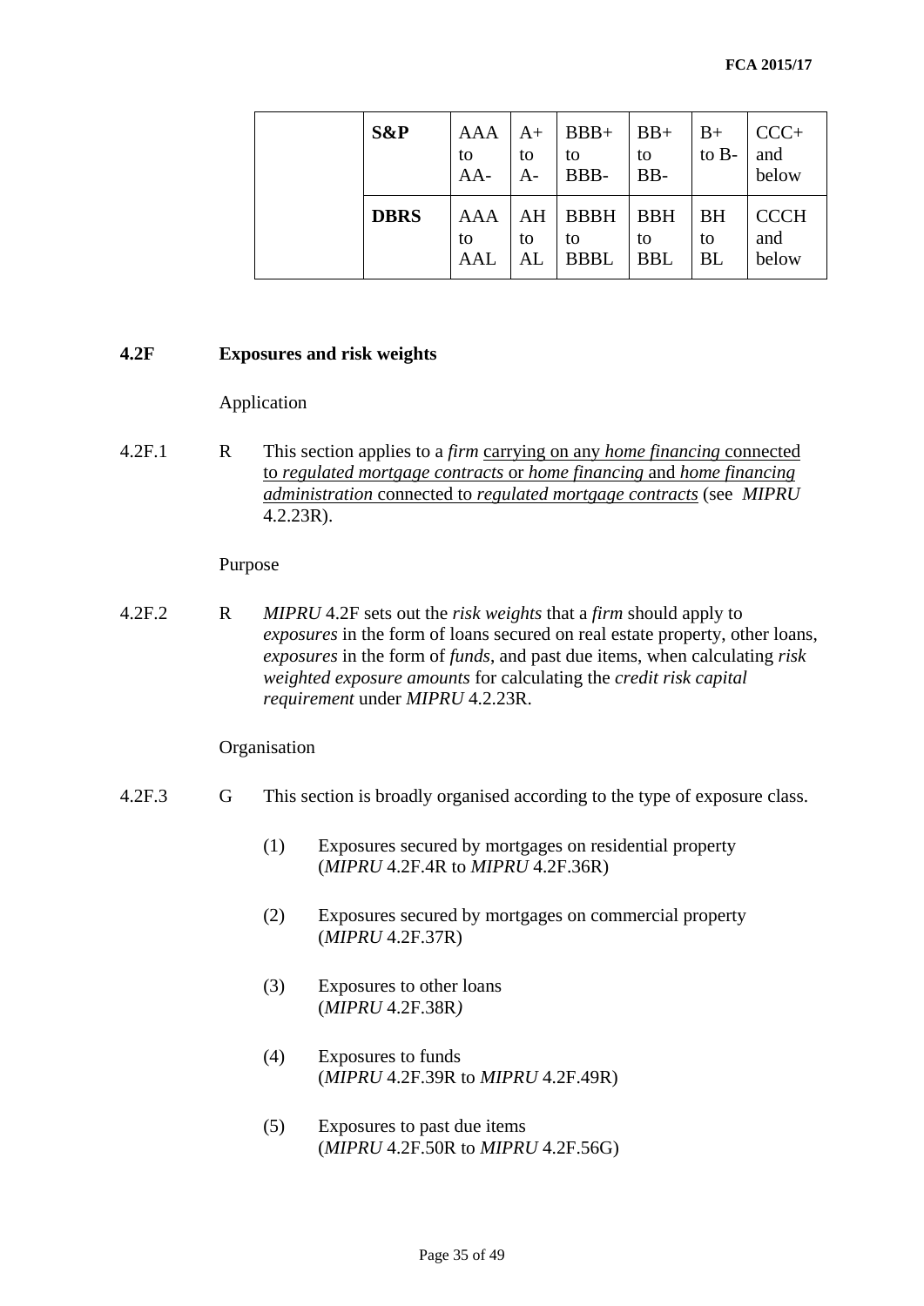| | S&P | AAA to AA- | A+ to A- | BBB+ to BBB- | BB+ to BB- | B+ to B- | CCC+ and below |
|---|---|---|---|---|---|---|---|
| | DBRS | AAA to AAL | AH to AL | BBBH to BBBL | BBH to BBL | BH to BL | CCCH and below |

## 4.2F Exposures and risk weights

Application

4.2F.1 R This section applies to a *firm* carrying on any *home financing* connected to *regulated mortgage contracts* or *home financing* and *home financing administration* connected to *regulated mortgage contracts* (see *MIPRU* 4.2.23R).

Purpose

4.2F.2 R *MIPRU* 4.2F sets out the *risk weights* that a *firm* should apply to *exposures* in the form of loans secured on real estate property, other loans, *exposures* in the form of *funds*, and past due items, when calculating *risk weighted exposure amounts* for calculating the *credit risk capital requirement* under *MIPRU* 4.2.23R.

Organisation

4.2F.3 G This section is broadly organised according to the type of exposure class.

(1) Exposures secured by mortgages on residential property (*MIPRU* 4.2F.4R to *MIPRU* 4.2F.36R)

(2) Exposures secured by mortgages on commercial property (*MIPRU* 4.2F.37R)

(3) Exposures to other loans (*MIPRU* 4.2F.38R)

(4) Exposures to funds (*MIPRU* 4.2F.39R to *MIPRU* 4.2F.49R)

(5) Exposures to past due items (*MIPRU* 4.2F.50R to *MIPRU* 4.2F.56G)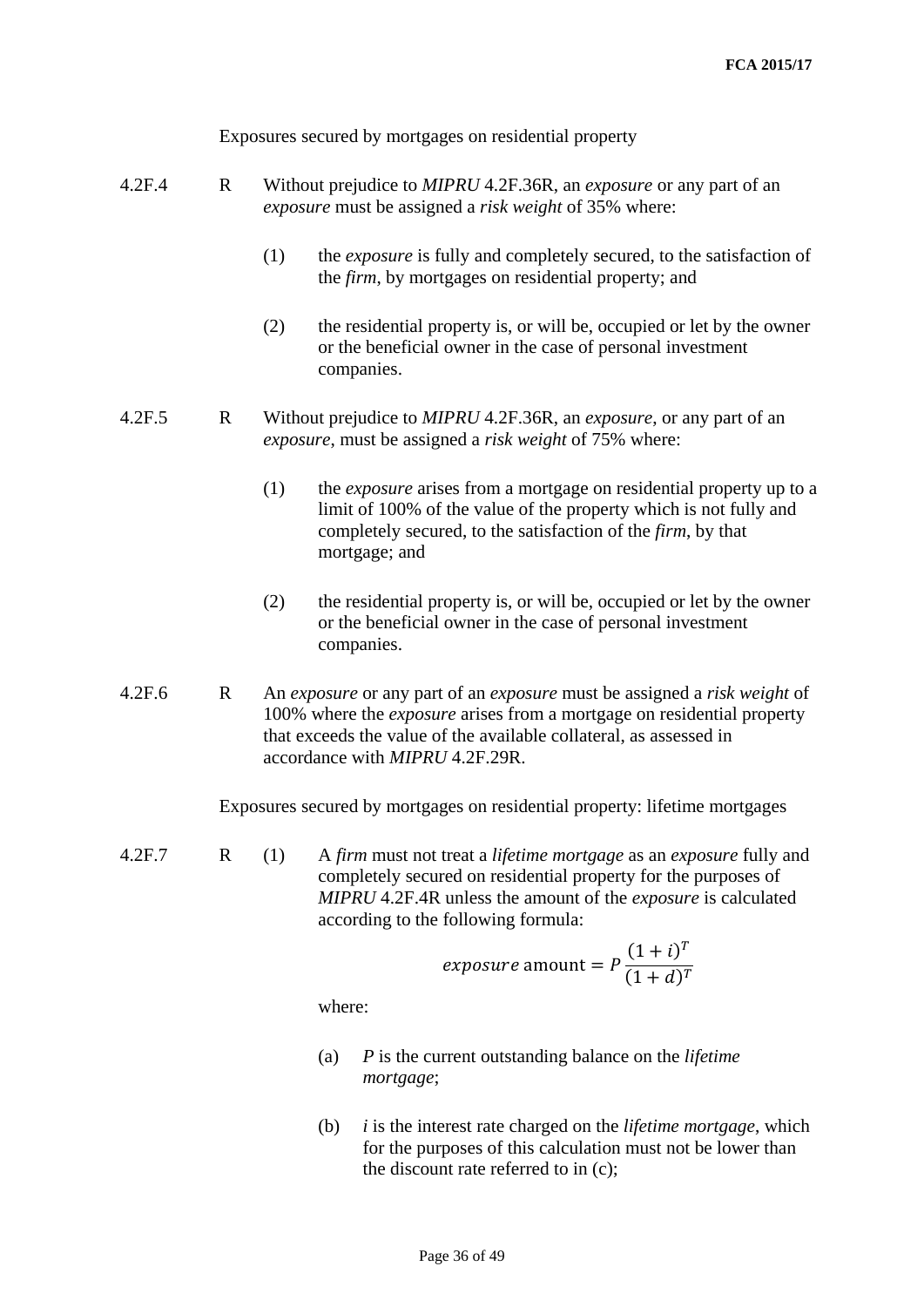Exposures secured by mortgages on residential property

4.2F.4 R Without prejudice to *MIPRU* 4.2F.36R, an *exposure* or any part of an *exposure* must be assigned a *risk weight* of 35% where:

(1) the *exposure* is fully and completely secured, to the satisfaction of the *firm*, by mortgages on residential property; and

(2) the residential property is, or will be, occupied or let by the owner or the beneficial owner in the case of personal investment companies.

4.2F.5 R Without prejudice to *MIPRU* 4.2F.36R, an *exposure*, or any part of an *exposure*, must be assigned a *risk weight* of 75% where:

(1) the *exposure* arises from a mortgage on residential property up to a limit of 100% of the value of the property which is not fully and completely secured, to the satisfaction of the *firm*, by that mortgage; and

(2) the residential property is, or will be, occupied or let by the owner or the beneficial owner in the case of personal investment companies.

4.2F.6 R An *exposure* or any part of an *exposure* must be assigned a *risk weight* of 100% where the *exposure* arises from a mortgage on residential property that exceeds the value of the available collateral, as assessed in accordance with *MIPRU* 4.2F.29R.

Exposures secured by mortgages on residential property: lifetime mortgages

4.2F.7 R (1) A *firm* must not treat a *lifetime mortgage* as an *exposure* fully and completely secured on residential property for the purposes of *MIPRU* 4.2F.4R unless the amount of the *exposure* is calculated according to the following formula:

$$exposure \text{ amount} = P\frac{(1+i)^T}{(1+d)^T}$$

where:

(a) *P* is the current outstanding balance on the *lifetime mortgage*;

(b) *i* is the interest rate charged on the *lifetime mortgage*, which for the purposes of this calculation must not be lower than the discount rate referred to in (c);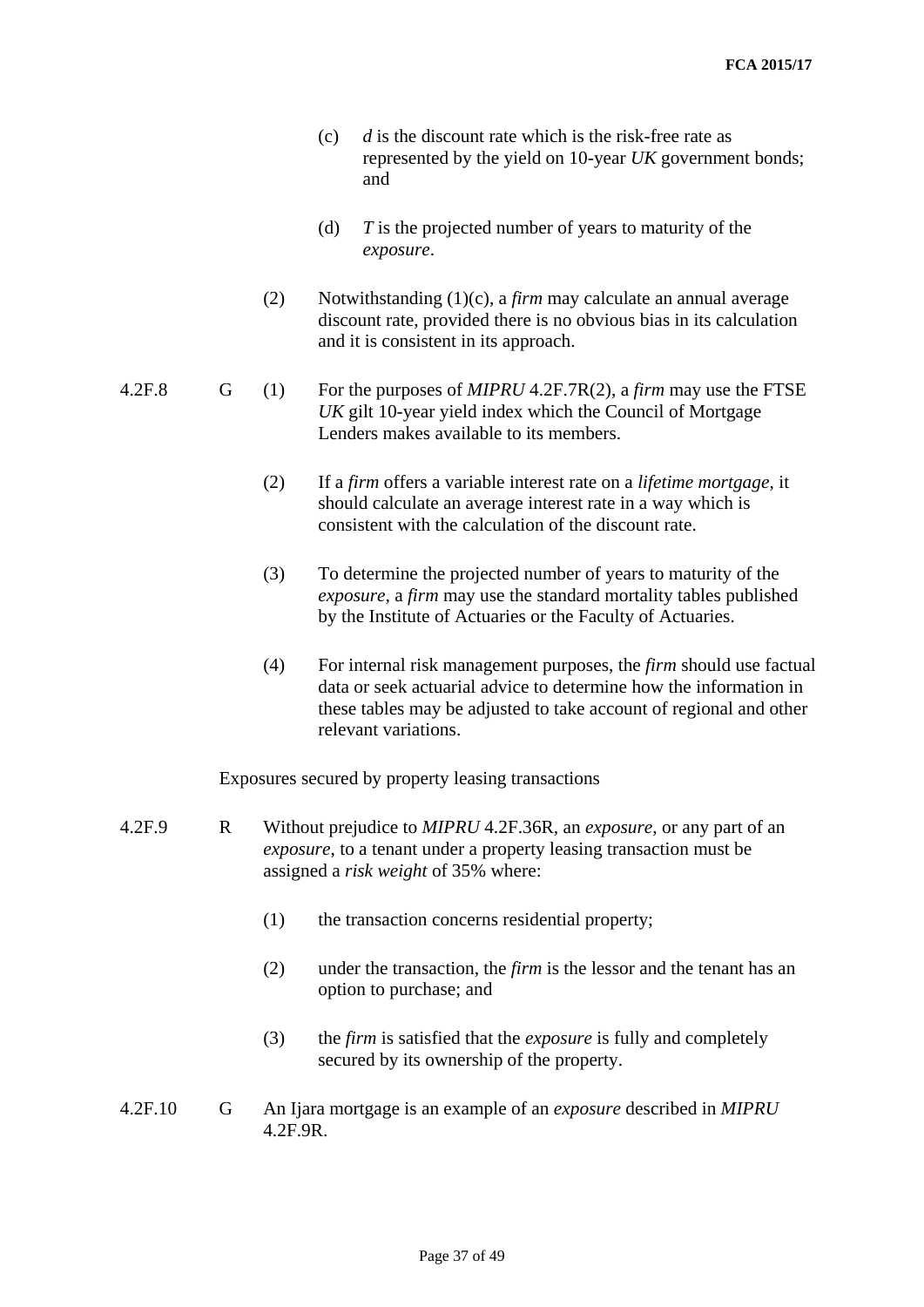(c) $d$ is the discount rate which is the risk-free rate as represented by the yield on 10-year *UK* government bonds; and

(d) $T$ is the projected number of years to maturity of the *exposure*.

(2) Notwithstanding (1)(c), a *firm* may calculate an annual average discount rate, provided there is no obvious bias in its calculation and it is consistent in its approach.

4.2F.8 G (1) For the purposes of *MIPRU* 4.2F.7R(2), a *firm* may use the FTSE *UK* gilt 10-year yield index which the Council of Mortgage Lenders makes available to its members.

(2) If a *firm* offers a variable interest rate on a *lifetime mortgage*, it should calculate an average interest rate in a way which is consistent with the calculation of the discount rate.

(3) To determine the projected number of years to maturity of the *exposure*, a *firm* may use the standard mortality tables published by the Institute of Actuaries or the Faculty of Actuaries.

(4) For internal risk management purposes, the *firm* should use factual data or seek actuarial advice to determine how the information in these tables may be adjusted to take account of regional and other relevant variations.

Exposures secured by property leasing transactions

4.2F.9 R Without prejudice to *MIPRU* 4.2F.36R, an *exposure*, or any part of an *exposure*, to a tenant under a property leasing transaction must be assigned a *risk weight* of 35% where:

(1) the transaction concerns residential property;

(2) under the transaction, the *firm* is the lessor and the tenant has an option to purchase; and

(3) the *firm* is satisfied that the *exposure* is fully and completely secured by its ownership of the property.

4.2F.10 G An Ijara mortgage is an example of an *exposure* described in *MIPRU* 4.2F.9R.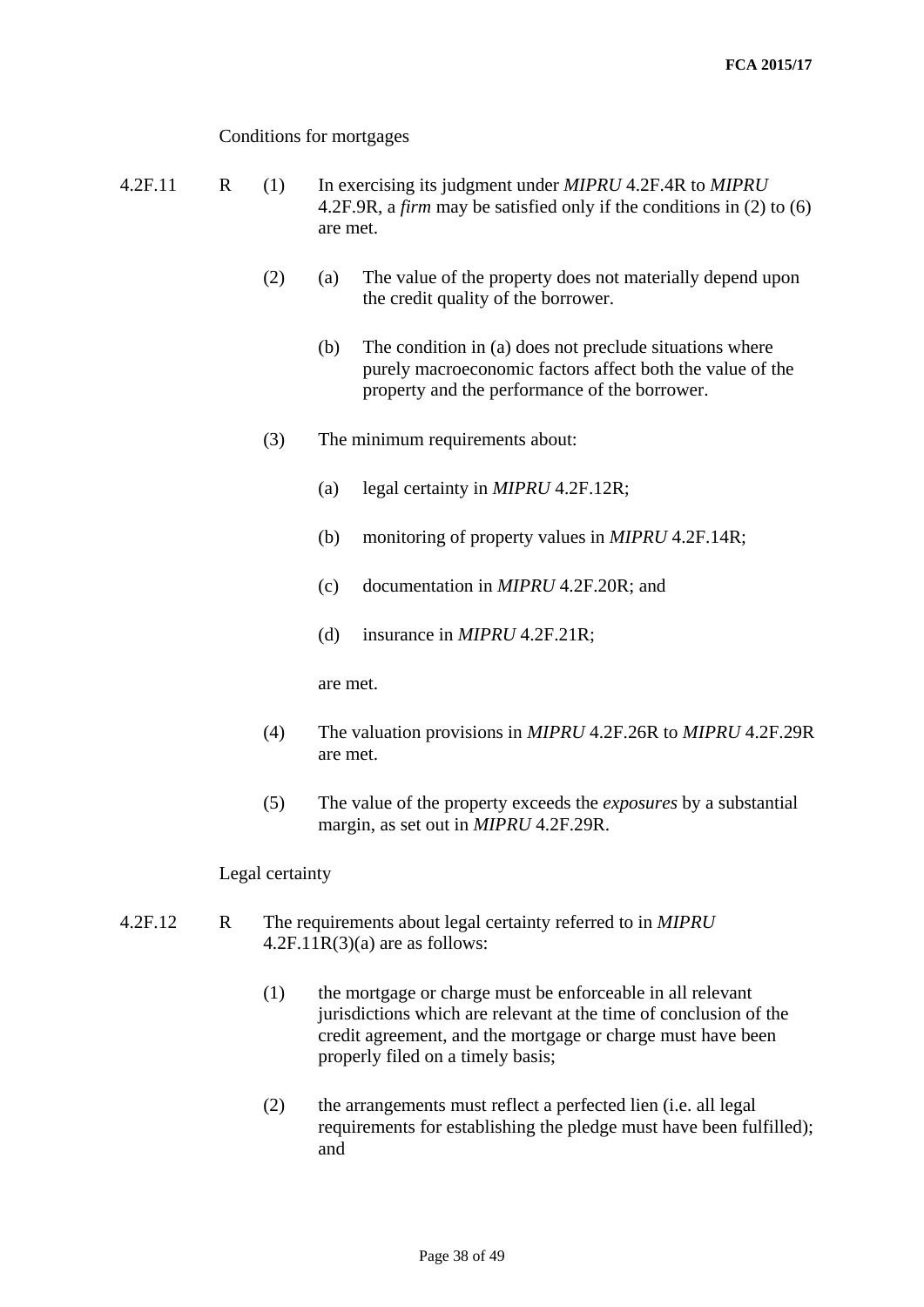Conditions for mortgages

4.2F.11 R (1) In exercising its judgment under *MIPRU* 4.2F.4R to *MIPRU* 4.2F.9R, a *firm* may be satisfied only if the conditions in (2) to (6) are met.

(2) (a) The value of the property does not materially depend upon the credit quality of the borrower.

(b) The condition in (a) does not preclude situations where purely macroeconomic factors affect both the value of the property and the performance of the borrower.

(3) The minimum requirements about:

(a) legal certainty in *MIPRU* 4.2F.12R;

(b) monitoring of property values in *MIPRU* 4.2F.14R;

(c) documentation in *MIPRU* 4.2F.20R; and

(d) insurance in *MIPRU* 4.2F.21R;

are met.

(4) The valuation provisions in *MIPRU* 4.2F.26R to *MIPRU* 4.2F.29R are met.

(5) The value of the property exceeds the *exposures* by a substantial margin, as set out in *MIPRU* 4.2F.29R.

Legal certainty

4.2F.12 R The requirements about legal certainty referred to in *MIPRU* 4.2F.11R(3)(a) are as follows:

(1) the mortgage or charge must be enforceable in all relevant jurisdictions which are relevant at the time of conclusion of the credit agreement, and the mortgage or charge must have been properly filed on a timely basis;

(2) the arrangements must reflect a perfected lien (i.e. all legal requirements for establishing the pledge must have been fulfilled); and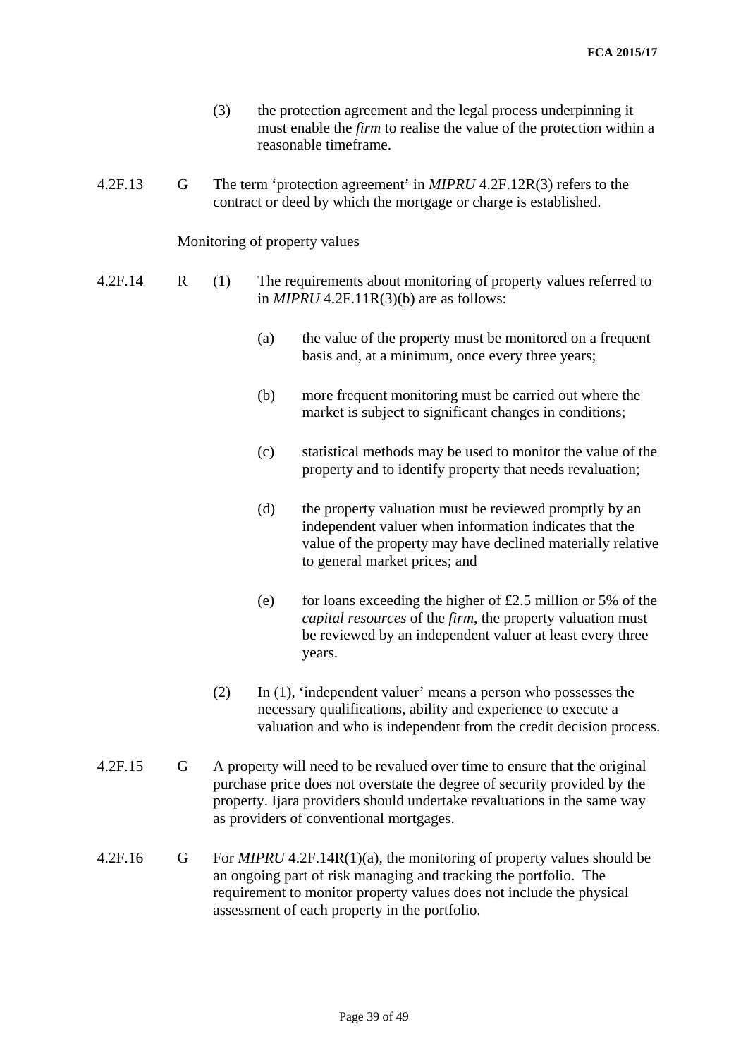(3) the protection agreement and the legal process underpinning it must enable the *firm* to realise the value of the protection within a reasonable timeframe.

4.2F.13 G The term 'protection agreement' in *MIPRU* 4.2F.12R(3) refers to the contract or deed by which the mortgage or charge is established.

Monitoring of property values

4.2F.14 R (1) The requirements about monitoring of property values referred to in *MIPRU* 4.2F.11R(3)(b) are as follows:

(a) the value of the property must be monitored on a frequent basis and, at a minimum, once every three years;

(b) more frequent monitoring must be carried out where the market is subject to significant changes in conditions;

(c) statistical methods may be used to monitor the value of the property and to identify property that needs revaluation;

(d) the property valuation must be reviewed promptly by an independent valuer when information indicates that the value of the property may have declined materially relative to general market prices; and

(e) for loans exceeding the higher of £2.5 million or 5% of the *capital resources* of the *firm*, the property valuation must be reviewed by an independent valuer at least every three years.

(2) In (1), 'independent valuer' means a person who possesses the necessary qualifications, ability and experience to execute a valuation and who is independent from the credit decision process.

4.2F.15 G A property will need to be revalued over time to ensure that the original purchase price does not overstate the degree of security provided by the property. Ijara providers should undertake revaluations in the same way as providers of conventional mortgages.

4.2F.16 G For *MIPRU* 4.2F.14R(1)(a), the monitoring of property values should be an ongoing part of risk managing and tracking the portfolio. The requirement to monitor property values does not include the physical assessment of each property in the portfolio.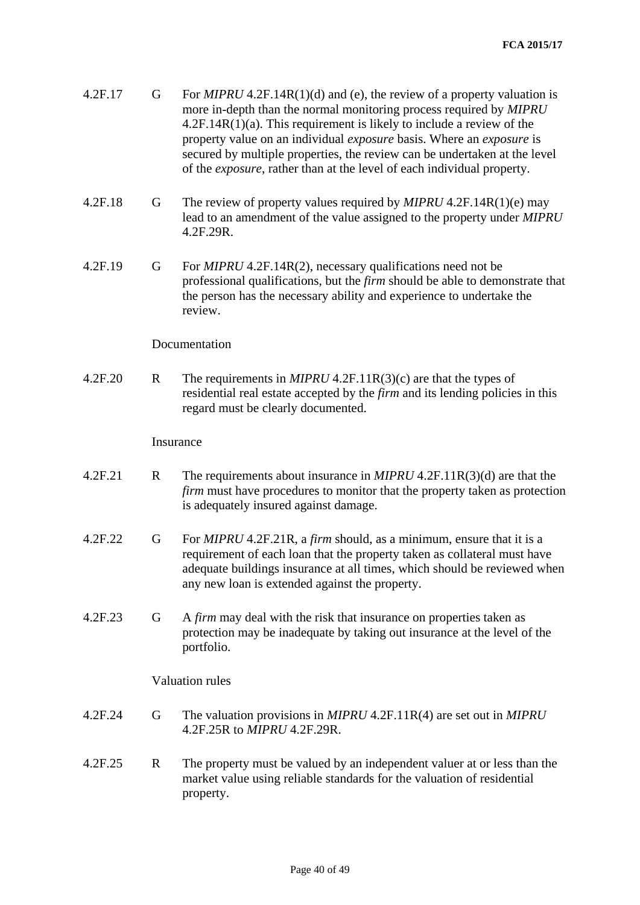4.2F.17 G For *MIPRU* 4.2F.14R(1)(d) and (e), the review of a property valuation is more in-depth than the normal monitoring process required by *MIPRU* 4.2F.14R(1)(a). This requirement is likely to include a review of the property value on an individual *exposure* basis. Where an *exposure* is secured by multiple properties, the review can be undertaken at the level of the *exposure*, rather than at the level of each individual property.

4.2F.18 G The review of property values required by *MIPRU* 4.2F.14R(1)(e) may lead to an amendment of the value assigned to the property under *MIPRU* 4.2F.29R.

4.2F.19 G For *MIPRU* 4.2F.14R(2), necessary qualifications need not be professional qualifications, but the *firm* should be able to demonstrate that the person has the necessary ability and experience to undertake the review.

Documentation

4.2F.20 R The requirements in *MIPRU* 4.2F.11R(3)(c) are that the types of residential real estate accepted by the *firm* and its lending policies in this regard must be clearly documented.

Insurance

4.2F.21 R The requirements about insurance in *MIPRU* 4.2F.11R(3)(d) are that the *firm* must have procedures to monitor that the property taken as protection is adequately insured against damage.

4.2F.22 G For *MIPRU* 4.2F.21R, a *firm* should, as a minimum, ensure that it is a requirement of each loan that the property taken as collateral must have adequate buildings insurance at all times, which should be reviewed when any new loan is extended against the property.

4.2F.23 G A *firm* may deal with the risk that insurance on properties taken as protection may be inadequate by taking out insurance at the level of the portfolio.

Valuation rules

4.2F.24 G The valuation provisions in *MIPRU* 4.2F.11R(4) are set out in *MIPRU* 4.2F.25R to *MIPRU* 4.2F.29R.

4.2F.25 R The property must be valued by an independent valuer at or less than the market value using reliable standards for the valuation of residential property.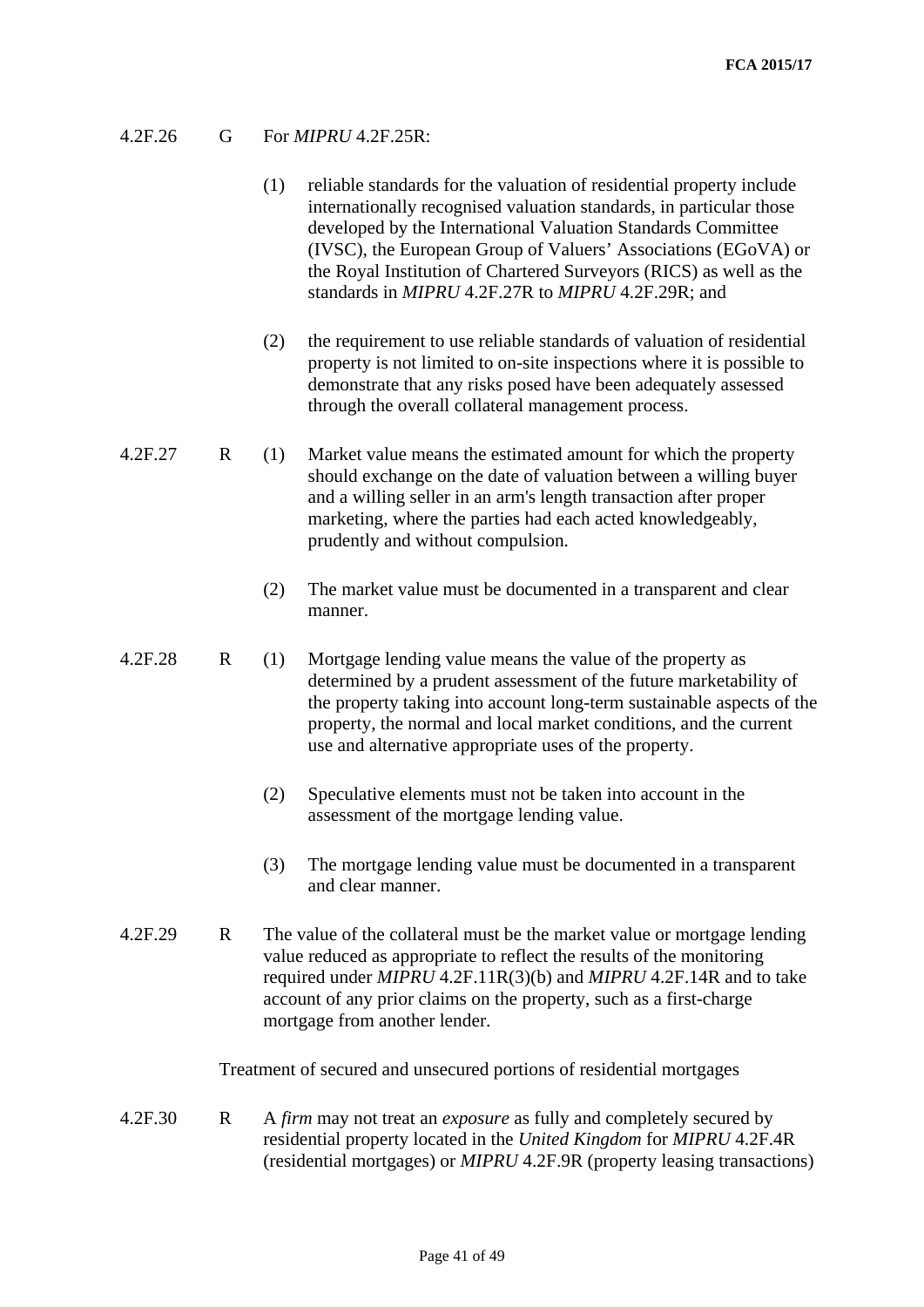4.2F.26 G For *MIPRU* 4.2F.25R:

(1) reliable standards for the valuation of residential property include internationally recognised valuation standards, in particular those developed by the International Valuation Standards Committee (IVSC), the European Group of Valuers' Associations (EGoVA) or the Royal Institution of Chartered Surveyors (RICS) as well as the standards in *MIPRU* 4.2F.27R to *MIPRU* 4.2F.29R; and

(2) the requirement to use reliable standards of valuation of residential property is not limited to on-site inspections where it is possible to demonstrate that any risks posed have been adequately assessed through the overall collateral management process.

4.2F.27 R (1) Market value means the estimated amount for which the property should exchange on the date of valuation between a willing buyer and a willing seller in an arm's length transaction after proper marketing, where the parties had each acted knowledgeably, prudently and without compulsion.

(2) The market value must be documented in a transparent and clear manner.

4.2F.28 R (1) Mortgage lending value means the value of the property as determined by a prudent assessment of the future marketability of the property taking into account long-term sustainable aspects of the property, the normal and local market conditions, and the current use and alternative appropriate uses of the property.

(2) Speculative elements must not be taken into account in the assessment of the mortgage lending value.

(3) The mortgage lending value must be documented in a transparent and clear manner.

4.2F.29 R The value of the collateral must be the market value or mortgage lending value reduced as appropriate to reflect the results of the monitoring required under *MIPRU* 4.2F.11R(3)(b) and *MIPRU* 4.2F.14R and to take account of any prior claims on the property, such as a first-charge mortgage from another lender.

Treatment of secured and unsecured portions of residential mortgages

4.2F.30 R A *firm* may not treat an *exposure* as fully and completely secured by residential property located in the *United Kingdom* for *MIPRU* 4.2F.4R (residential mortgages) or *MIPRU* 4.2F.9R (property leasing transactions)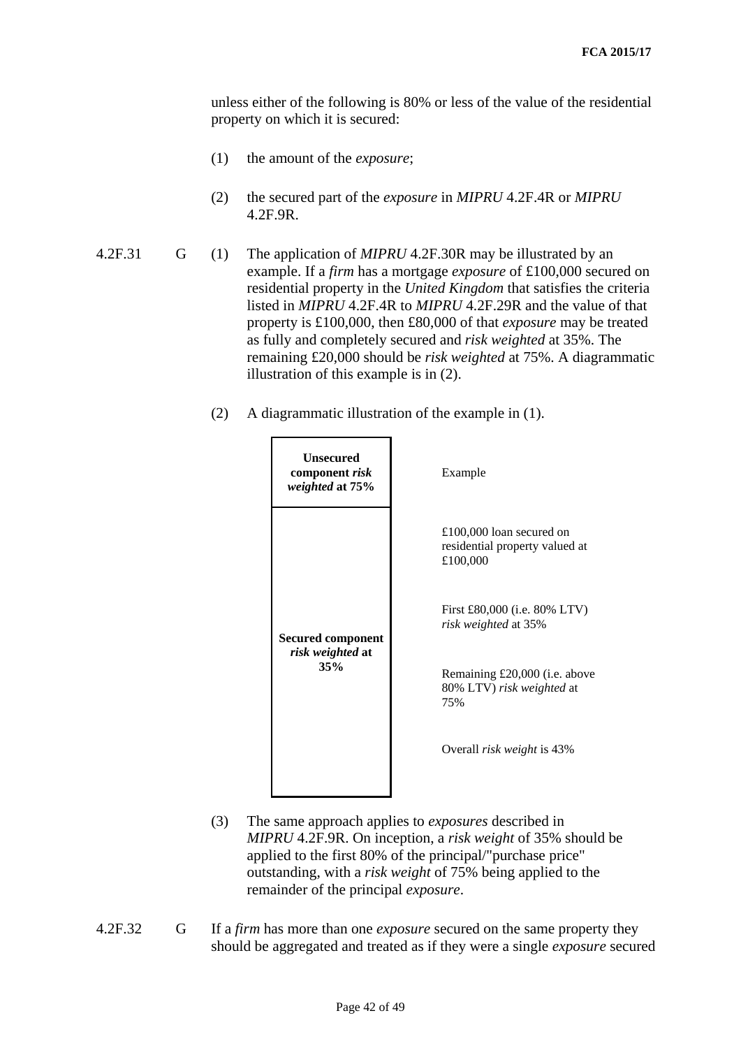unless either of the following is 80% or less of the value of the residential property on which it is secured:

(1) the amount of the *exposure*;

(2) the secured part of the *exposure* in *MIPRU* 4.2F.4R or *MIPRU* 4.2F.9R.

4.2F.31 G (1) The application of *MIPRU* 4.2F.30R may be illustrated by an example. If a *firm* has a mortgage *exposure* of £100,000 secured on residential property in the *United Kingdom* that satisfies the criteria listed in *MIPRU* 4.2F.4R to *MIPRU* 4.2F.29R and the value of that property is £100,000, then £80,000 of that *exposure* may be treated as fully and completely secured and *risk weighted* at 35%. The remaining £20,000 should be *risk weighted* at 75%. A diagrammatic illustration of this example is in (2).

(2) A diagrammatic illustration of the example in (1).

| Diagram | Example |
|---|---|
| **Unsecured component *risk weighted* at 75%** | Example |
| **Secured component *risk weighted* at 35%** | £100,000 loan secured on residential property valued at £100,000<br><br>First £80,000 (i.e. 80% LTV) *risk weighted* at 35%<br><br>Remaining £20,000 (i.e. above 80% LTV) *risk weighted* at 75%<br><br>Overall *risk weight* is 43% |

(3) The same approach applies to *exposures* described in *MIPRU* 4.2F.9R. On inception, a *risk weight* of 35% should be applied to the first 80% of the principal/"purchase price" outstanding, with a *risk weight* of 75% being applied to the remainder of the principal *exposure*.

4.2F.32 G If a *firm* has more than one *exposure* secured on the same property they should be aggregated and treated as if they were a single *exposure* secured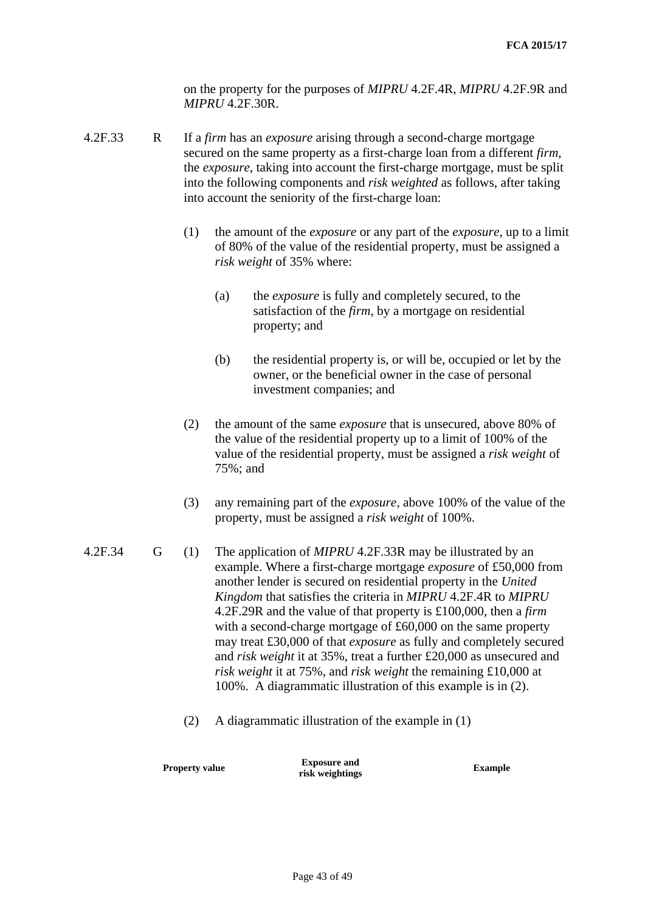on the property for the purposes of *MIPRU* 4.2F.4R, *MIPRU* 4.2F.9R and *MIPRU* 4.2F.30R.

4.2F.33 R If a *firm* has an *exposure* arising through a second-charge mortgage secured on the same property as a first-charge loan from a different *firm*, the *exposure*, taking into account the first-charge mortgage, must be split into the following components and *risk weighted* as follows, after taking into account the seniority of the first-charge loan:

(1) the amount of the *exposure* or any part of the *exposure*, up to a limit of 80% of the value of the residential property, must be assigned a *risk weight* of 35% where:

(a) the *exposure* is fully and completely secured, to the satisfaction of the *firm*, by a mortgage on residential property; and

(b) the residential property is, or will be, occupied or let by the owner, or the beneficial owner in the case of personal investment companies; and

(2) the amount of the same *exposure* that is unsecured, above 80% of the value of the residential property up to a limit of 100% of the value of the residential property, must be assigned a *risk weight* of 75%; and

(3) any remaining part of the *exposure*, above 100% of the value of the property, must be assigned a *risk weight* of 100%.

4.2F.34 G (1) The application of *MIPRU* 4.2F.33R may be illustrated by an example. Where a first-charge mortgage *exposure* of £50,000 from another lender is secured on residential property in the *United Kingdom* that satisfies the criteria in *MIPRU* 4.2F.4R to *MIPRU* 4.2F.29R and the value of that property is £100,000, then a *firm* with a second-charge mortgage of £60,000 on the same property may treat £30,000 of that *exposure* as fully and completely secured and *risk weight* it at 35%, treat a further £20,000 as unsecured and *risk weight* it at 75%, and *risk weight* the remaining £10,000 at 100%. A diagrammatic illustration of this example is in (2).

(2) A diagrammatic illustration of the example in (1)

| **Property value** | **Exposure and risk weightings** | **Example** |
|---|---|---|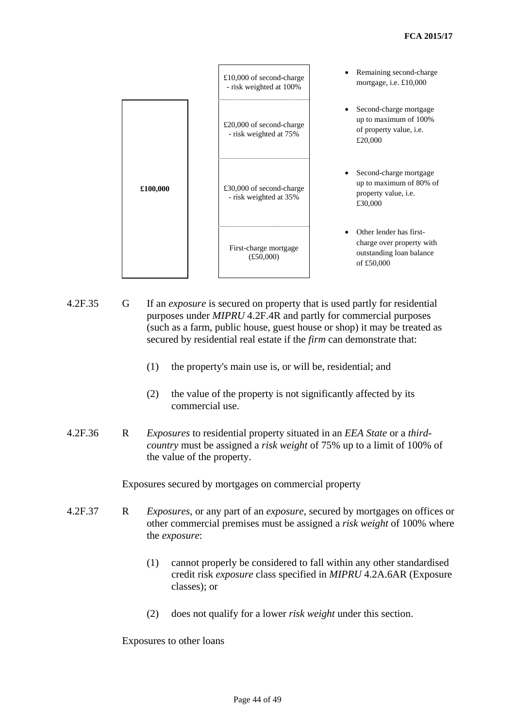| Property value | Charge | Explanation |
| --- | --- | --- |
| | £10,000 of second-charge - risk weighted at 100% | Remaining second-charge mortgage, i.e. £10,000 |
| £100,000 | £20,000 of second-charge - risk weighted at 75% | Second-charge mortgage up to maximum of 100% of property value, i.e. £20,000 |
| | £30,000 of second-charge - risk weighted at 35% | Second-charge mortgage up to maximum of 80% of property value, i.e. £30,000 |
| | First-charge mortgage (£50,000) | Other lender has first-charge over property with outstanding loan balance of £50,000 |

4.2F.35 G If an *exposure* is secured on property that is used partly for residential purposes under *MIPRU* 4.2F.4R and partly for commercial purposes (such as a farm, public house, guest house or shop) it may be treated as secured by residential real estate if the *firm* can demonstrate that:

(1) the property's main use is, or will be, residential; and

(2) the value of the property is not significantly affected by its commercial use.

4.2F.36 R *Exposures* to residential property situated in an *EEA State* or a *third-country* must be assigned a *risk weight* of 75% up to a limit of 100% of the value of the property.

Exposures secured by mortgages on commercial property

4.2F.37 R *Exposures*, or any part of an *exposure*, secured by mortgages on offices or other commercial premises must be assigned a *risk weight* of 100% where the *exposure*:

(1) cannot properly be considered to fall within any other standardised credit risk *exposure* class specified in *MIPRU* 4.2A.6AR (Exposure classes); or

(2) does not qualify for a lower *risk weight* under this section.

Exposures to other loans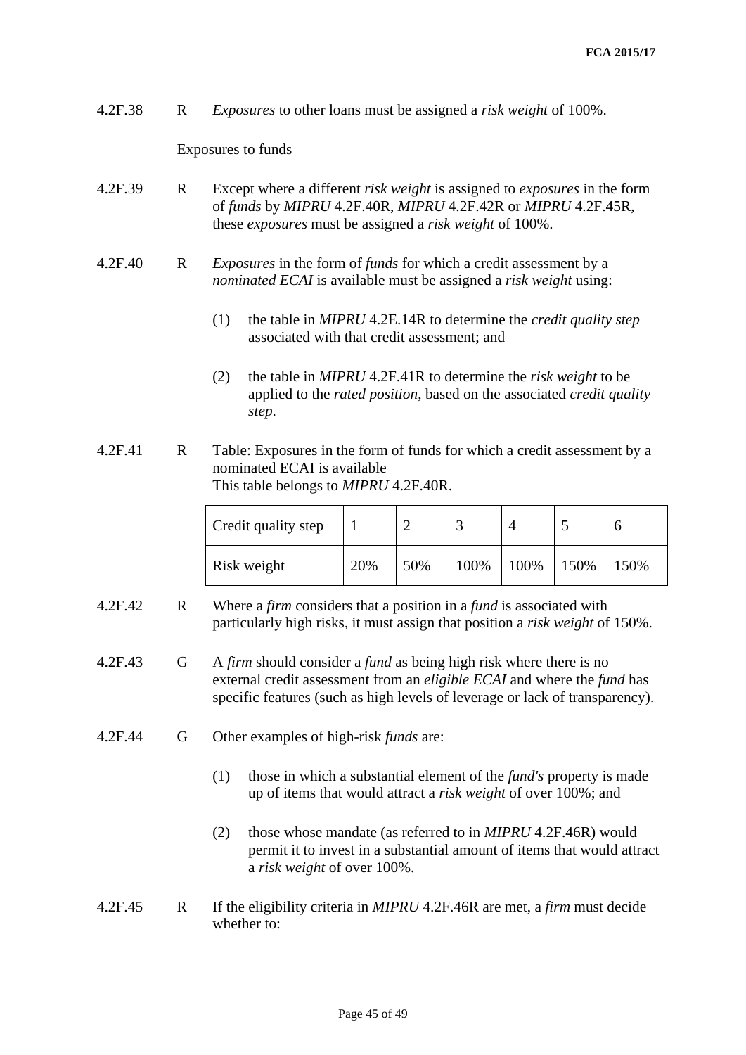4.2F.38 R *Exposures* to other loans must be assigned a *risk weight* of 100%.

Exposures to funds

4.2F.39 R Except where a different *risk weight* is assigned to *exposures* in the form of *funds* by *MIPRU* 4.2F.40R, *MIPRU* 4.2F.42R or *MIPRU* 4.2F.45R, these *exposures* must be assigned a *risk weight* of 100%.

4.2F.40 R *Exposures* in the form of *funds* for which a credit assessment by a *nominated ECAI* is available must be assigned a *risk weight* using:

(1) the table in *MIPRU* 4.2E.14R to determine the *credit quality step* associated with that credit assessment; and

(2) the table in *MIPRU* 4.2F.41R to determine the *risk weight* to be applied to the *rated position*, based on the associated *credit quality step*.

4.2F.41 R Table: Exposures in the form of funds for which a credit assessment by a nominated ECAI is available
This table belongs to *MIPRU* 4.2F.40R.

| Credit quality step | 1 | 2 | 3 | 4 | 5 | 6 |
|---|---|---|---|---|---|---|
| Risk weight | 20% | 50% | 100% | 100% | 150% | 150% |

4.2F.42 R Where a *firm* considers that a position in a *fund* is associated with particularly high risks, it must assign that position a *risk weight* of 150%.

4.2F.43 G A *firm* should consider a *fund* as being high risk where there is no external credit assessment from an *eligible ECAI* and where the *fund* has specific features (such as high levels of leverage or lack of transparency).

4.2F.44 G Other examples of high-risk *funds* are:

(1) those in which a substantial element of the *fund's* property is made up of items that would attract a *risk weight* of over 100%; and

(2) those whose mandate (as referred to in *MIPRU* 4.2F.46R) would permit it to invest in a substantial amount of items that would attract a *risk weight* of over 100%.

4.2F.45 R If the eligibility criteria in *MIPRU* 4.2F.46R are met, a *firm* must decide whether to: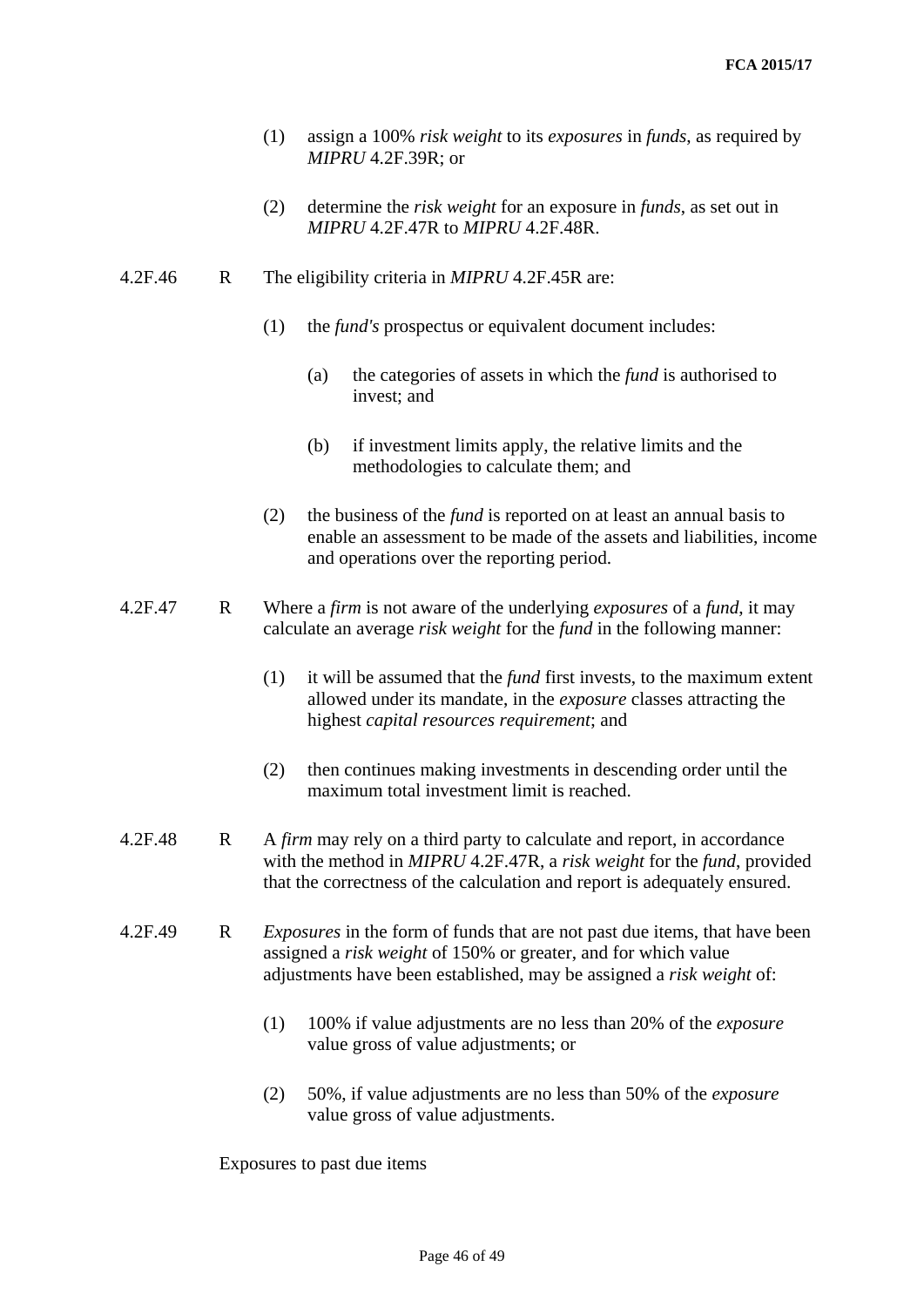(1) assign a 100% *risk weight* to its *exposures* in *funds*, as required by *MIPRU* 4.2F.39R; or

(2) determine the *risk weight* for an exposure in *funds*, as set out in *MIPRU* 4.2F.47R to *MIPRU* 4.2F.48R.

**4.2F.46 R** The eligibility criteria in *MIPRU* 4.2F.45R are:

(1) the *fund's* prospectus or equivalent document includes:

(a) the categories of assets in which the *fund* is authorised to invest; and

(b) if investment limits apply, the relative limits and the methodologies to calculate them; and

(2) the business of the *fund* is reported on at least an annual basis to enable an assessment to be made of the assets and liabilities, income and operations over the reporting period.

**4.2F.47 R** Where a *firm* is not aware of the underlying *exposures* of a *fund*, it may calculate an average *risk weight* for the *fund* in the following manner:

(1) it will be assumed that the *fund* first invests, to the maximum extent allowed under its mandate, in the *exposure* classes attracting the highest *capital resources requirement*; and

(2) then continues making investments in descending order until the maximum total investment limit is reached.

**4.2F.48 R** A *firm* may rely on a third party to calculate and report, in accordance with the method in *MIPRU* 4.2F.47R, a *risk weight* for the *fund*, provided that the correctness of the calculation and report is adequately ensured.

**4.2F.49 R** *Exposures* in the form of funds that are not past due items, that have been assigned a *risk weight* of 150% or greater, and for which value adjustments have been established, may be assigned a *risk weight* of:

(1) 100% if value adjustments are no less than 20% of the *exposure* value gross of value adjustments; or

(2) 50%, if value adjustments are no less than 50% of the *exposure* value gross of value adjustments.

Exposures to past due items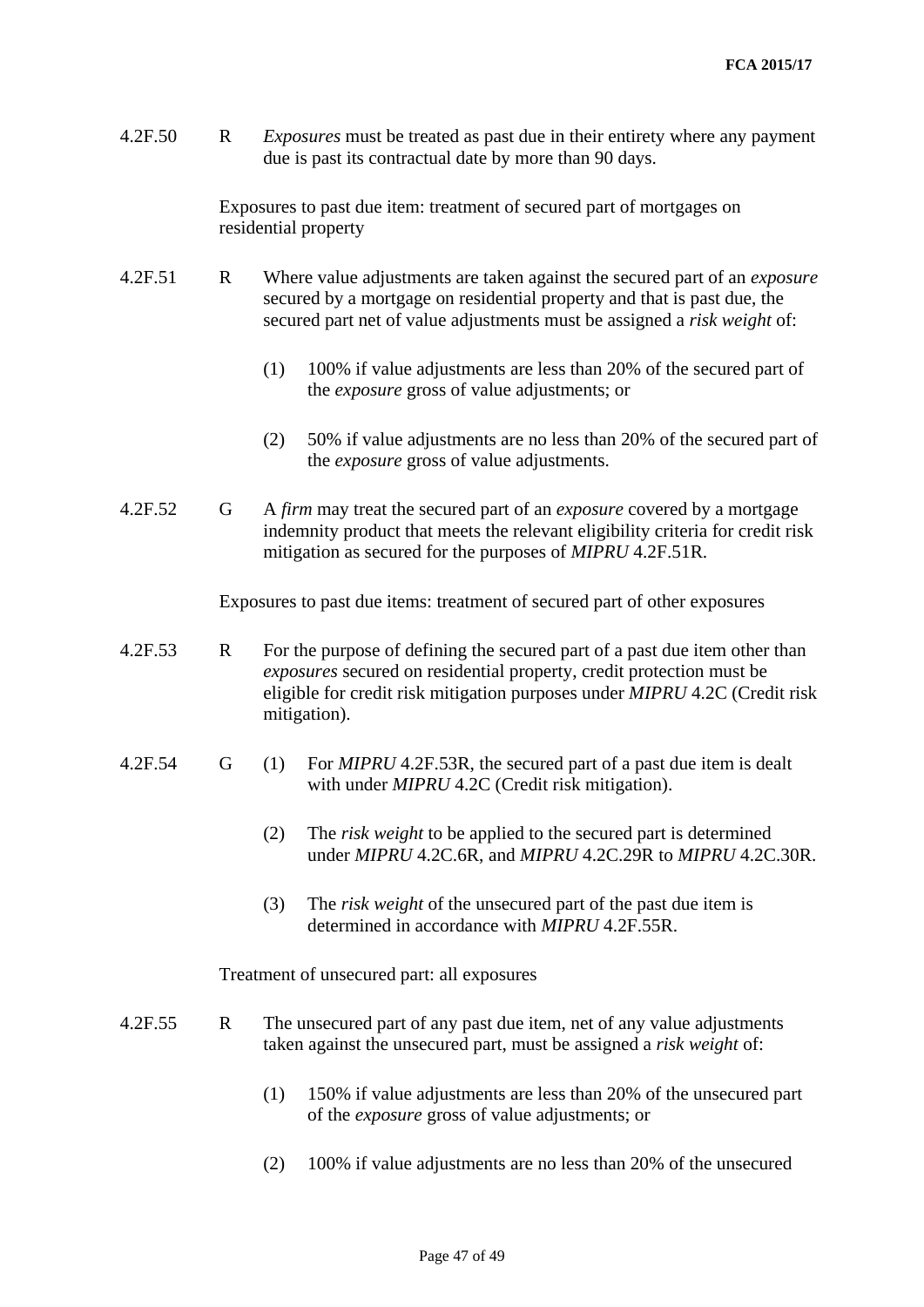4.2F.50 R *Exposures* must be treated as past due in their entirety where any payment due is past its contractual date by more than 90 days.

Exposures to past due item: treatment of secured part of mortgages on residential property

4.2F.51 R Where value adjustments are taken against the secured part of an *exposure* secured by a mortgage on residential property and that is past due, the secured part net of value adjustments must be assigned a *risk weight* of:

(1) 100% if value adjustments are less than 20% of the secured part of the *exposure* gross of value adjustments; or

(2) 50% if value adjustments are no less than 20% of the secured part of the *exposure* gross of value adjustments.

4.2F.52 G A *firm* may treat the secured part of an *exposure* covered by a mortgage indemnity product that meets the relevant eligibility criteria for credit risk mitigation as secured for the purposes of *MIPRU* 4.2F.51R.

Exposures to past due items: treatment of secured part of other exposures

4.2F.53 R For the purpose of defining the secured part of a past due item other than *exposures* secured on residential property, credit protection must be eligible for credit risk mitigation purposes under *MIPRU* 4.2C (Credit risk mitigation).

4.2F.54 G (1) For *MIPRU* 4.2F.53R, the secured part of a past due item is dealt with under *MIPRU* 4.2C (Credit risk mitigation).

(2) The *risk weight* to be applied to the secured part is determined under *MIPRU* 4.2C.6R, and *MIPRU* 4.2C.29R to *MIPRU* 4.2C.30R.

(3) The *risk weight* of the unsecured part of the past due item is determined in accordance with *MIPRU* 4.2F.55R.

Treatment of unsecured part: all exposures

4.2F.55 R The unsecured part of any past due item, net of any value adjustments taken against the unsecured part, must be assigned a *risk weight* of:

(1) 150% if value adjustments are less than 20% of the unsecured part of the *exposure* gross of value adjustments; or

(2) 100% if value adjustments are no less than 20% of the unsecured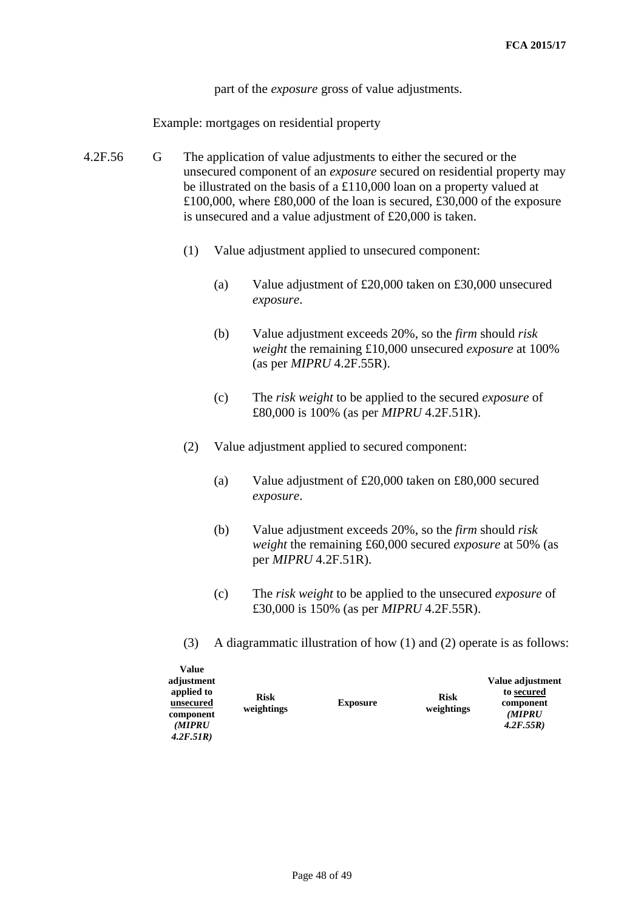part of the *exposure* gross of value adjustments.

Example: mortgages on residential property

4.2F.56 G The application of value adjustments to either the secured or the unsecured component of an *exposure* secured on residential property may be illustrated on the basis of a £110,000 loan on a property valued at £100,000, where £80,000 of the loan is secured, £30,000 of the exposure is unsecured and a value adjustment of £20,000 is taken.

(1) Value adjustment applied to unsecured component:

(a) Value adjustment of £20,000 taken on £30,000 unsecured *exposure*.

(b) Value adjustment exceeds 20%, so the *firm* should *risk weight* the remaining £10,000 unsecured *exposure* at 100% (as per *MIPRU* 4.2F.55R).

(c) The *risk weight* to be applied to the secured *exposure* of £80,000 is 100% (as per *MIPRU* 4.2F.51R).

(2) Value adjustment applied to secured component:

(a) Value adjustment of £20,000 taken on £80,000 secured *exposure*.

(b) Value adjustment exceeds 20%, so the *firm* should *risk weight* the remaining £60,000 secured *exposure* at 50% (as per *MIPRU* 4.2F.51R).

(c) The *risk weight* to be applied to the unsecured *exposure* of £30,000 is 150% (as per *MIPRU* 4.2F.55R).

(3) A diagrammatic illustration of how (1) and (2) operate is as follows:

| **Value adjustment applied to unsecured component *(MIPRU 4.2F.51R)*** | **Risk weightings** | **Exposure** | **Risk weightings** | **Value adjustment to secured component *(MIPRU 4.2F.55R)*** |
|---|---|---|---|---|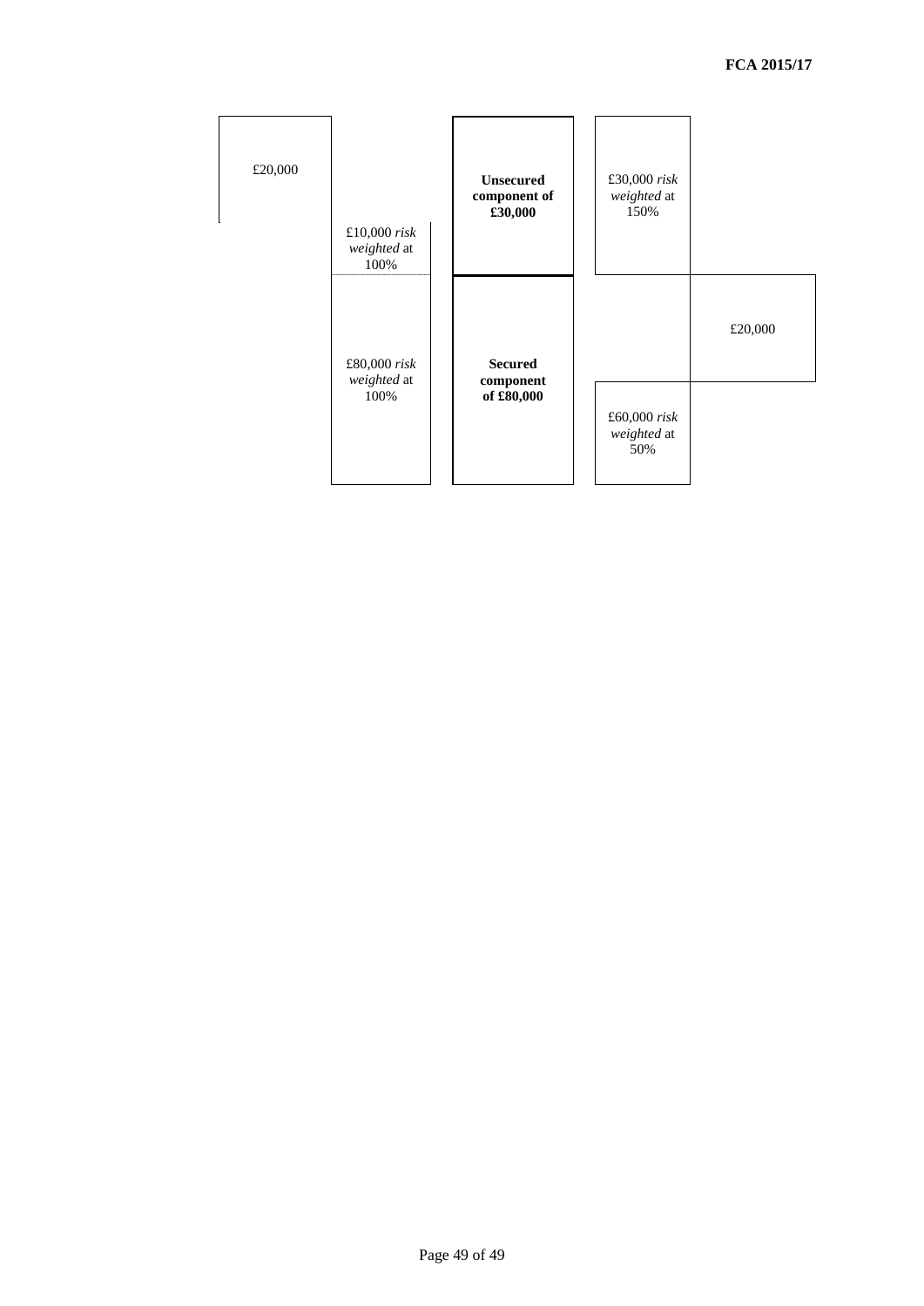| | | | | |
|---|---|---|---|---|
| £20,000 | £10,000 *risk weighted* at 100% | **Unsecured component of £30,000** | £30,000 *risk weighted* at 150% | |
| | £80,000 *risk weighted* at 100% | **Secured component of £80,000** | £60,000 *risk weighted* at 50% | £20,000 |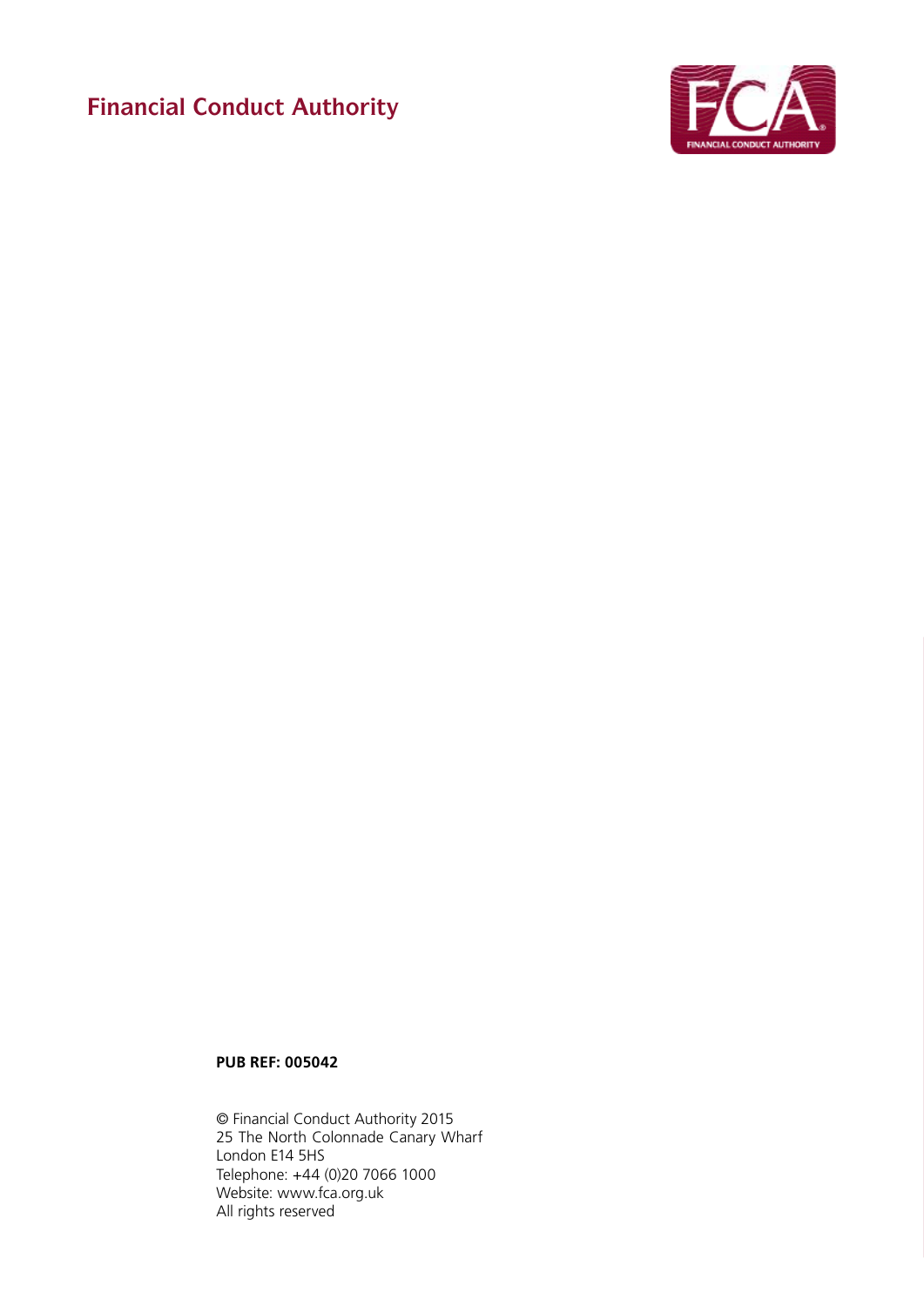**Financial Conduct Authority**

**PUB REF: 005042**

© Financial Conduct Authority 2015
25 The North Colonnade Canary Wharf
London E14 5HS
Telephone: +44 (0)20 7066 1000
Website: www.fca.org.uk
All rights reserved